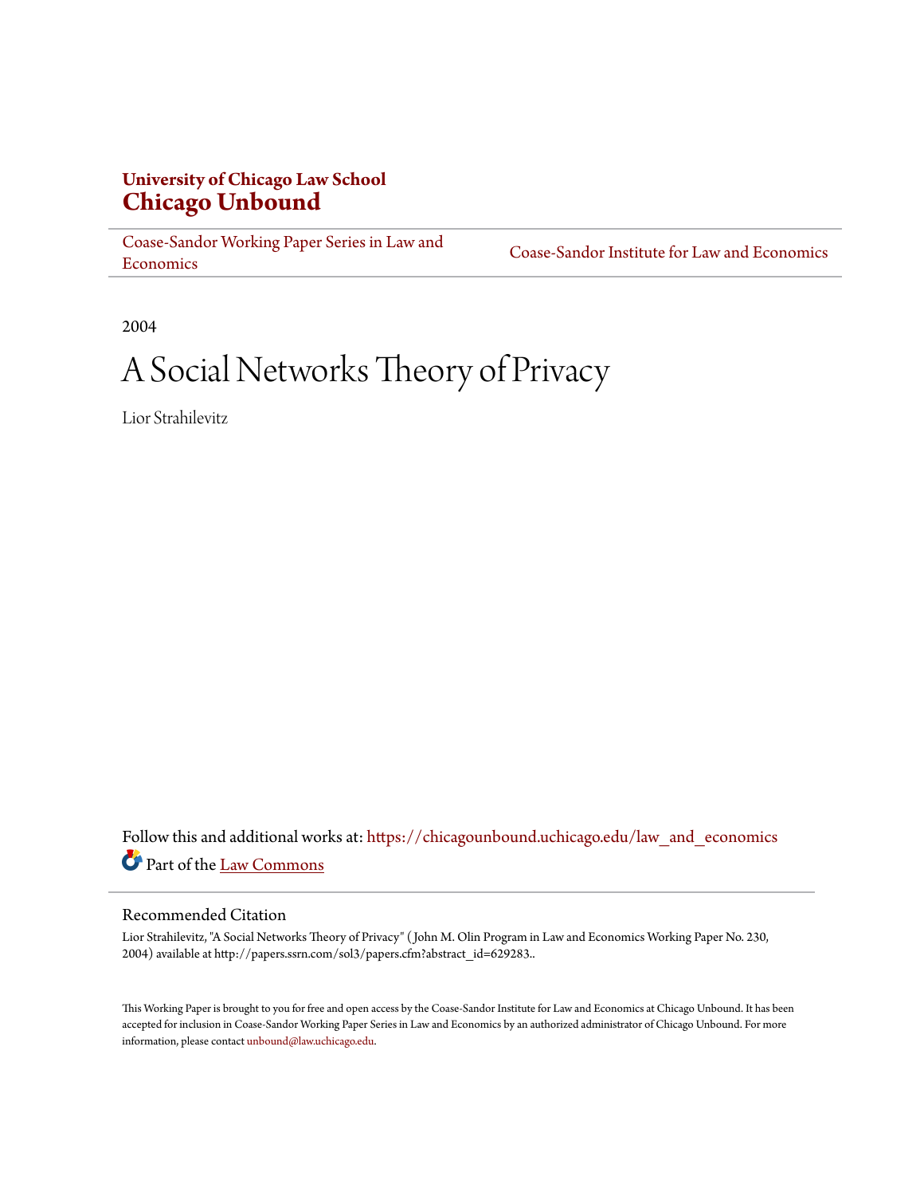**University of Chicago Law School**
**Chicago Unbound**

Coase-Sandor Working Paper Series in Law and Economics | Coase-Sandor Institute for Law and Economics

2004

# A Social Networks Theory of Privacy

Lior Strahilevitz

Follow this and additional works at: https://chicagounbound.uchicago.edu/law_and_economics

Part of the Law Commons

## Recommended Citation

Lior Strahilevitz, "A Social Networks Theory of Privacy" ( John M. Olin Program in Law and Economics Working Paper No. 230, 2004) available at http://papers.ssrn.com/sol3/papers.cfm?abstract_id=629283..

This Working Paper is brought to you for free and open access by the Coase-Sandor Institute for Law and Economics at Chicago Unbound. It has been accepted for inclusion in Coase-Sandor Working Paper Series in Law and Economics by an authorized administrator of Chicago Unbound. For more information, please contact unbound@law.uchicago.edu.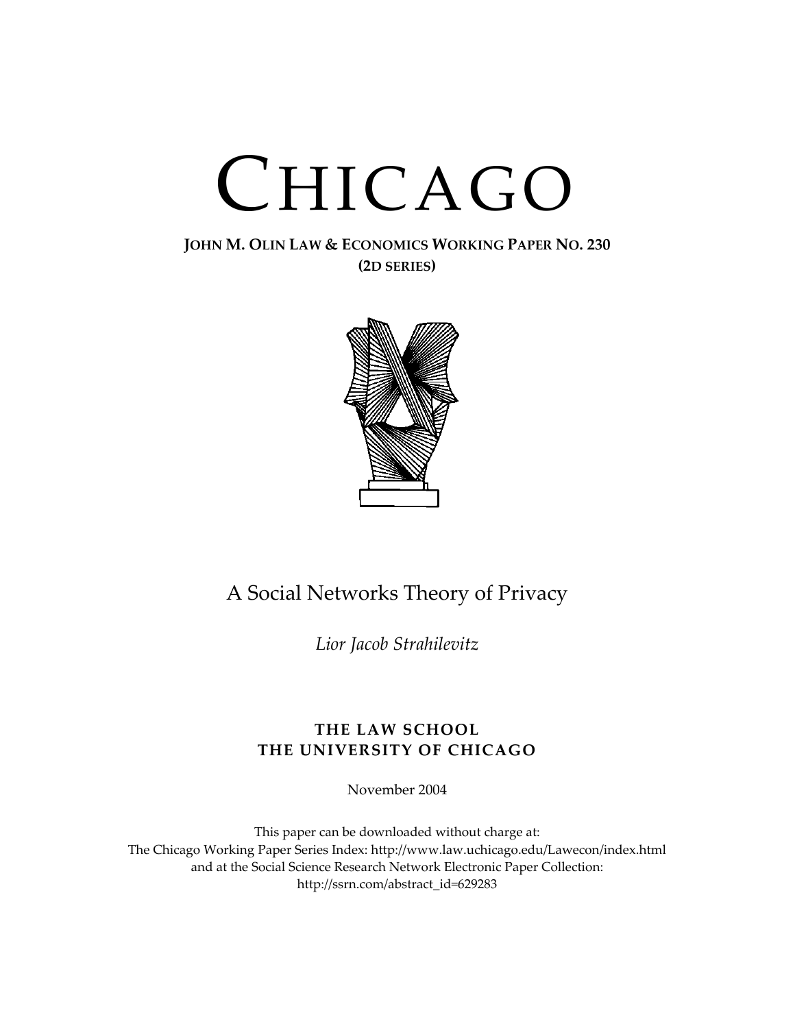# CHICAGO

**JOHN M. OLIN LAW & ECONOMICS WORKING PAPER NO. 230**
**(2D SERIES)**

## A Social Networks Theory of Privacy

*Lior Jacob Strahilevitz*

**THE LAW SCHOOL**
**THE UNIVERSITY OF CHICAGO**

November 2004

This paper can be downloaded without charge at:
The Chicago Working Paper Series Index: http://www.law.uchicago.edu/Lawecon/index.html
and at the Social Science Research Network Electronic Paper Collection:
http://ssrn.com/abstract_id=629283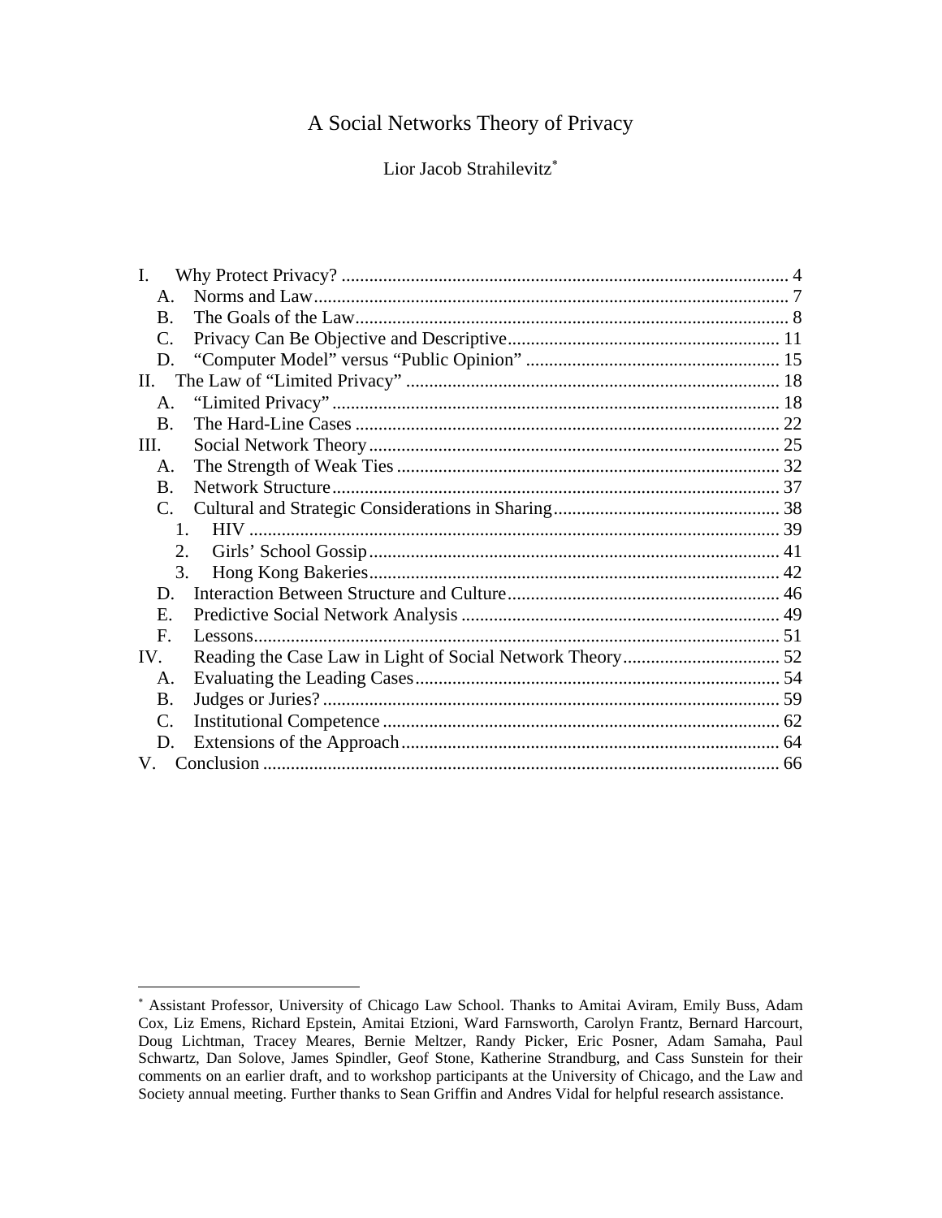# A Social Networks Theory of Privacy

Lior Jacob Strahilevitz[*]

I. Why Protect Privacy? ..... 4
  A. Norms and Law ..... 7
  B. The Goals of the Law ..... 8
  C. Privacy Can Be Objective and Descriptive ..... 11
  D. "Computer Model" versus "Public Opinion" ..... 15
II. The Law of "Limited Privacy" ..... 18
  A. "Limited Privacy" ..... 18
  B. The Hard-Line Cases ..... 22
III. Social Network Theory ..... 25
  A. The Strength of Weak Ties ..... 32
  B. Network Structure ..... 37
  C. Cultural and Strategic Considerations in Sharing ..... 38
    1. HIV ..... 39
    2. Girls' School Gossip ..... 41
    3. Hong Kong Bakeries ..... 42
  D. Interaction Between Structure and Culture ..... 46
  E. Predictive Social Network Analysis ..... 49
  F. Lessons ..... 51
IV. Reading the Case Law in Light of Social Network Theory ..... 52
  A. Evaluating the Leading Cases ..... 54
  B. Judges or Juries? ..... 59
  C. Institutional Competence ..... 62
  D. Extensions of the Approach ..... 64
V. Conclusion ..... 66

---

[*] Assistant Professor, University of Chicago Law School. Thanks to Amitai Aviram, Emily Buss, Adam Cox, Liz Emens, Richard Epstein, Amitai Etzioni, Ward Farnsworth, Carolyn Frantz, Bernard Harcourt, Doug Lichtman, Tracey Meares, Bernie Meltzer, Randy Picker, Eric Posner, Adam Samaha, Paul Schwartz, Dan Solove, James Spindler, Geof Stone, Katherine Strandburg, and Cass Sunstein for their comments on an earlier draft, and to workshop participants at the University of Chicago, and the Law and Society annual meeting. Further thanks to Sean Griffin and Andres Vidal for helpful research assistance.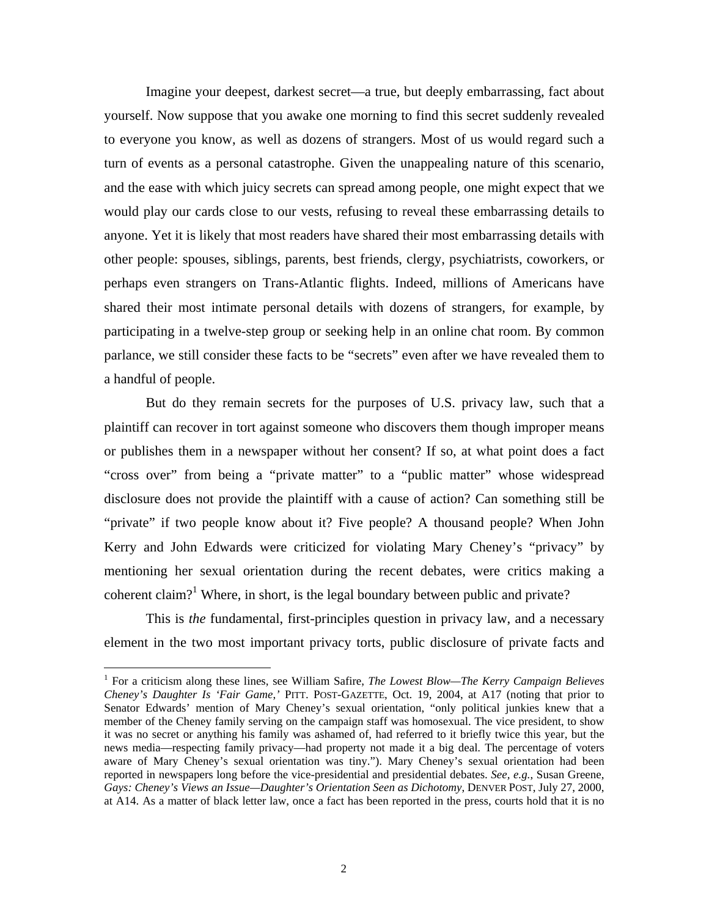Imagine your deepest, darkest secret—a true, but deeply embarrassing, fact about yourself. Now suppose that you awake one morning to find this secret suddenly revealed to everyone you know, as well as dozens of strangers. Most of us would regard such a turn of events as a personal catastrophe. Given the unappealing nature of this scenario, and the ease with which juicy secrets can spread among people, one might expect that we would play our cards close to our vests, refusing to reveal these embarrassing details to anyone. Yet it is likely that most readers have shared their most embarrassing details with other people: spouses, siblings, parents, best friends, clergy, psychiatrists, coworkers, or perhaps even strangers on Trans-Atlantic flights. Indeed, millions of Americans have shared their most intimate personal details with dozens of strangers, for example, by participating in a twelve-step group or seeking help in an online chat room. By common parlance, we still consider these facts to be "secrets" even after we have revealed them to a handful of people.

But do they remain secrets for the purposes of U.S. privacy law, such that a plaintiff can recover in tort against someone who discovers them though improper means or publishes them in a newspaper without her consent? If so, at what point does a fact "cross over" from being a "private matter" to a "public matter" whose widespread disclosure does not provide the plaintiff with a cause of action? Can something still be "private" if two people know about it? Five people? A thousand people? When John Kerry and John Edwards were criticized for violating Mary Cheney's "privacy" by mentioning her sexual orientation during the recent debates, were critics making a coherent claim?[1] Where, in short, is the legal boundary between public and private?

This is *the* fundamental, first-principles question in privacy law, and a necessary element in the two most important privacy torts, public disclosure of private facts and

[1] For a criticism along these lines, see William Safire, *The Lowest Blow—The Kerry Campaign Believes Cheney's Daughter Is 'Fair Game,'* PITT. POST-GAZETTE, Oct. 19, 2004, at A17 (noting that prior to Senator Edwards' mention of Mary Cheney's sexual orientation, "only political junkies knew that a member of the Cheney family serving on the campaign staff was homosexual. The vice president, to show it was no secret or anything his family was ashamed of, had referred to it briefly twice this year, but the news media—respecting family privacy—had property not made it a big deal. The percentage of voters aware of Mary Cheney's sexual orientation was tiny."). Mary Cheney's sexual orientation had been reported in newspapers long before the vice-presidential and presidential debates. *See, e.g.*, Susan Greene, *Gays: Cheney's Views an Issue—Daughter's Orientation Seen as Dichotomy*, DENVER POST, July 27, 2000, at A14. As a matter of black letter law, once a fact has been reported in the press, courts hold that it is no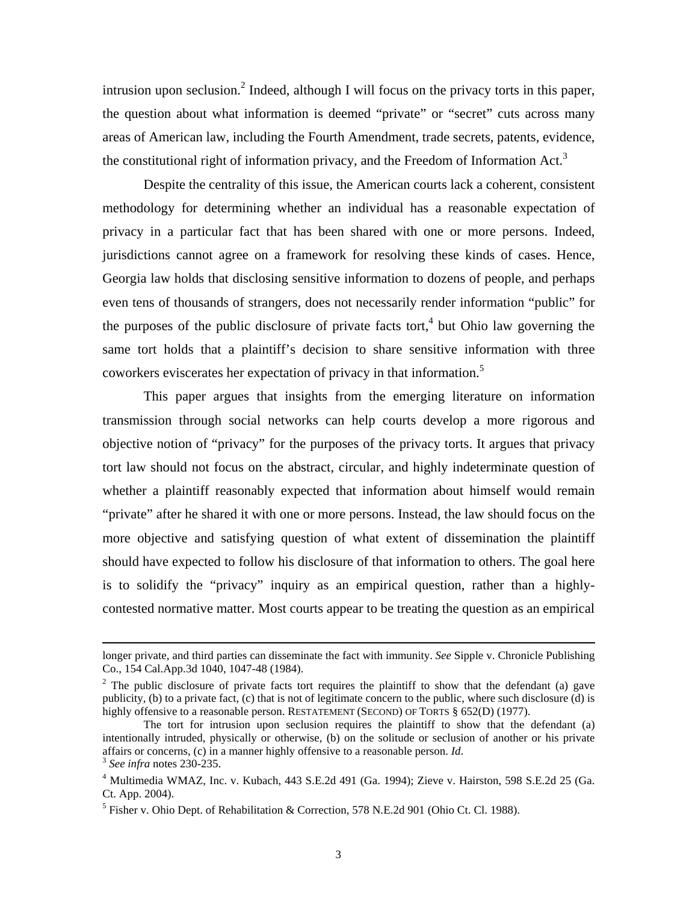intrusion upon seclusion.[2] Indeed, although I will focus on the privacy torts in this paper, the question about what information is deemed "private" or "secret" cuts across many areas of American law, including the Fourth Amendment, trade secrets, patents, evidence, the constitutional right of information privacy, and the Freedom of Information Act.[3]

Despite the centrality of this issue, the American courts lack a coherent, consistent methodology for determining whether an individual has a reasonable expectation of privacy in a particular fact that has been shared with one or more persons. Indeed, jurisdictions cannot agree on a framework for resolving these kinds of cases. Hence, Georgia law holds that disclosing sensitive information to dozens of people, and perhaps even tens of thousands of strangers, does not necessarily render information "public" for the purposes of the public disclosure of private facts tort,[4] but Ohio law governing the same tort holds that a plaintiff's decision to share sensitive information with three coworkers eviscerates her expectation of privacy in that information.[5]

This paper argues that insights from the emerging literature on information transmission through social networks can help courts develop a more rigorous and objective notion of "privacy" for the purposes of the privacy torts. It argues that privacy tort law should not focus on the abstract, circular, and highly indeterminate question of whether a plaintiff reasonably expected that information about himself would remain "private" after he shared it with one or more persons. Instead, the law should focus on the more objective and satisfying question of what extent of dissemination the plaintiff should have expected to follow his disclosure of that information to others. The goal here is to solidify the "privacy" inquiry as an empirical question, rather than a highly-contested normative matter. Most courts appear to be treating the question as an empirical

---

longer private, and third parties can disseminate the fact with immunity. *See* Sipple v. Chronicle Publishing Co., 154 Cal.App.3d 1040, 1047-48 (1984).

[2] The public disclosure of private facts tort requires the plaintiff to show that the defendant (a) gave publicity, (b) to a private fact, (c) that is not of legitimate concern to the public, where such disclosure (d) is highly offensive to a reasonable person. RESTATEMENT (SECOND) OF TORTS § 652(D) (1977).

The tort for intrusion upon seclusion requires the plaintiff to show that the defendant (a) intentionally intruded, physically or otherwise, (b) on the solitude or seclusion of another or his private affairs or concerns, (c) in a manner highly offensive to a reasonable person. *Id*.

[3] *See infra* notes 230-235.

[4] Multimedia WMAZ, Inc. v. Kubach, 443 S.E.2d 491 (Ga. 1994); Zieve v. Hairston, 598 S.E.2d 25 (Ga. Ct. App. 2004).

[5] Fisher v. Ohio Dept. of Rehabilitation & Correction, 578 N.E.2d 901 (Ohio Ct. Cl. 1988).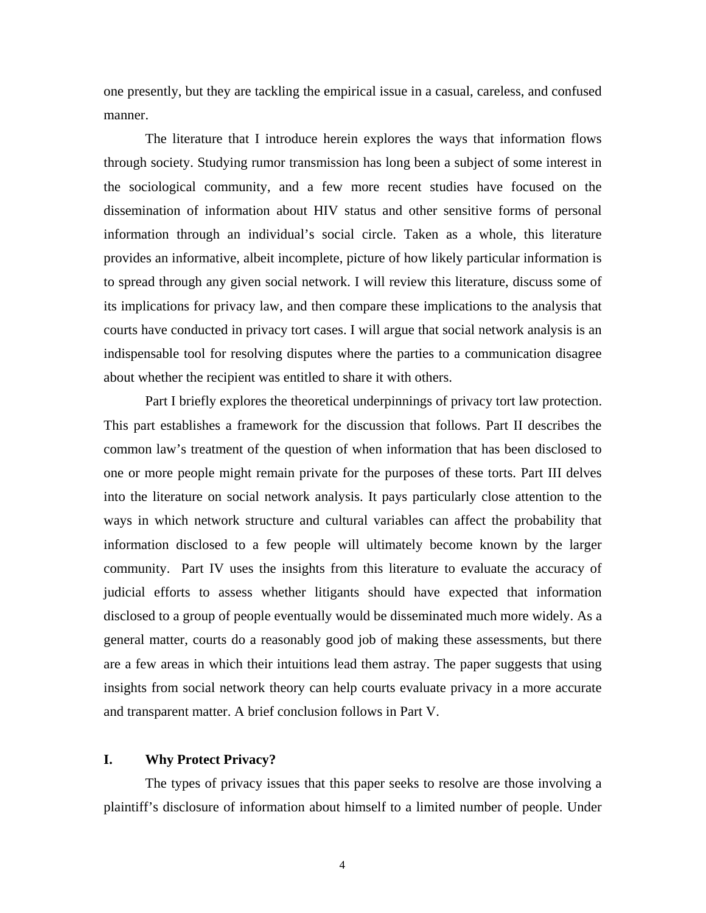one presently, but they are tackling the empirical issue in a casual, careless, and confused manner.

The literature that I introduce herein explores the ways that information flows through society. Studying rumor transmission has long been a subject of some interest in the sociological community, and a few more recent studies have focused on the dissemination of information about HIV status and other sensitive forms of personal information through an individual's social circle. Taken as a whole, this literature provides an informative, albeit incomplete, picture of how likely particular information is to spread through any given social network. I will review this literature, discuss some of its implications for privacy law, and then compare these implications to the analysis that courts have conducted in privacy tort cases. I will argue that social network analysis is an indispensable tool for resolving disputes where the parties to a communication disagree about whether the recipient was entitled to share it with others.

Part I briefly explores the theoretical underpinnings of privacy tort law protection. This part establishes a framework for the discussion that follows. Part II describes the common law's treatment of the question of when information that has been disclosed to one or more people might remain private for the purposes of these torts. Part III delves into the literature on social network analysis. It pays particularly close attention to the ways in which network structure and cultural variables can affect the probability that information disclosed to a few people will ultimately become known by the larger community. Part IV uses the insights from this literature to evaluate the accuracy of judicial efforts to assess whether litigants should have expected that information disclosed to a group of people eventually would be disseminated much more widely. As a general matter, courts do a reasonably good job of making these assessments, but there are a few areas in which their intuitions lead them astray. The paper suggests that using insights from social network theory can help courts evaluate privacy in a more accurate and transparent matter. A brief conclusion follows in Part V.

## I. Why Protect Privacy?

The types of privacy issues that this paper seeks to resolve are those involving a plaintiff's disclosure of information about himself to a limited number of people. Under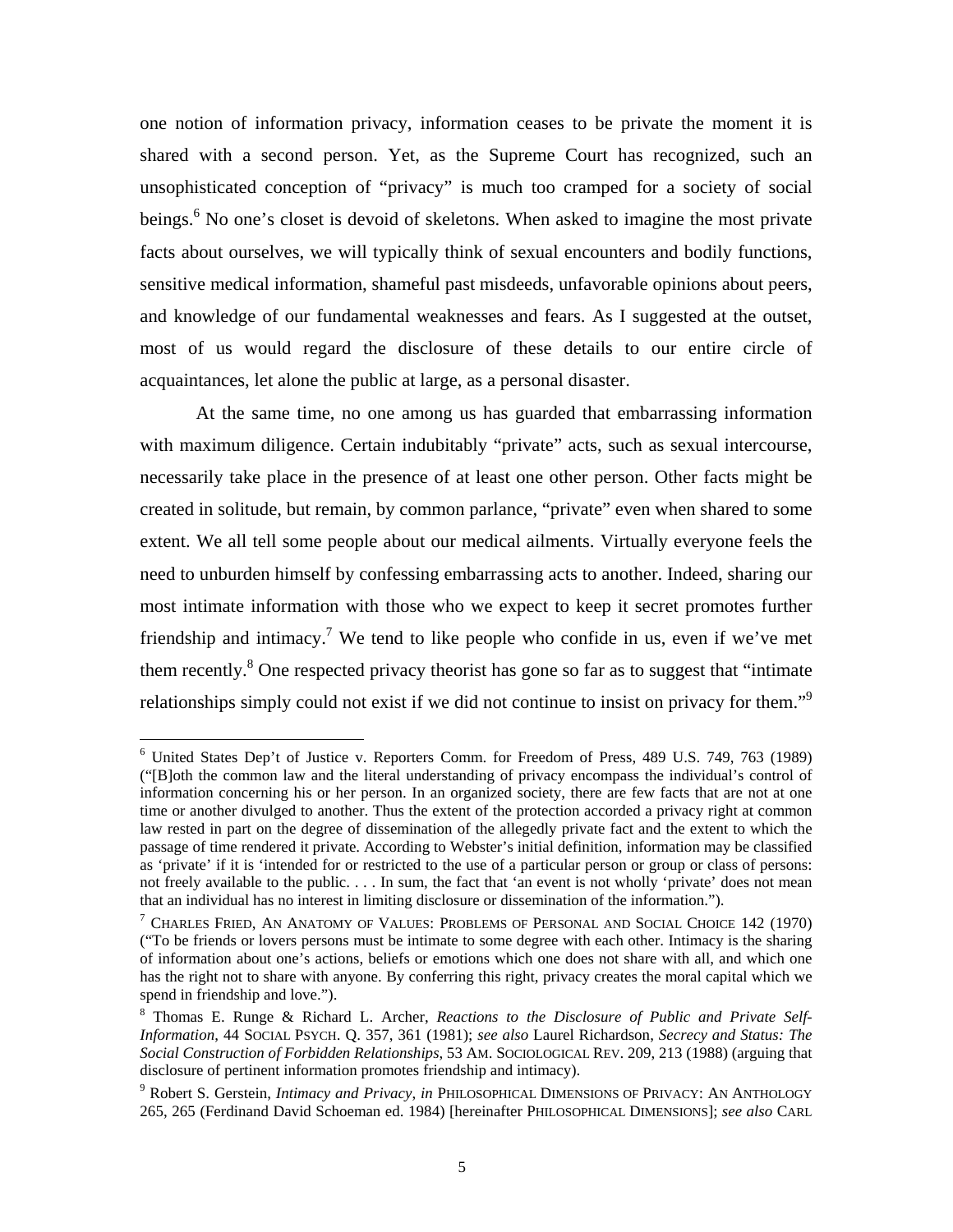one notion of information privacy, information ceases to be private the moment it is shared with a second person. Yet, as the Supreme Court has recognized, such an unsophisticated conception of "privacy" is much too cramped for a society of social beings.[6] No one's closet is devoid of skeletons. When asked to imagine the most private facts about ourselves, we will typically think of sexual encounters and bodily functions, sensitive medical information, shameful past misdeeds, unfavorable opinions about peers, and knowledge of our fundamental weaknesses and fears. As I suggested at the outset, most of us would regard the disclosure of these details to our entire circle of acquaintances, let alone the public at large, as a personal disaster.

At the same time, no one among us has guarded that embarrassing information with maximum diligence. Certain indubitably "private" acts, such as sexual intercourse, necessarily take place in the presence of at least one other person. Other facts might be created in solitude, but remain, by common parlance, "private" even when shared to some extent. We all tell some people about our medical ailments. Virtually everyone feels the need to unburden himself by confessing embarrassing acts to another. Indeed, sharing our most intimate information with those who we expect to keep it secret promotes further friendship and intimacy.[7] We tend to like people who confide in us, even if we've met them recently.[8] One respected privacy theorist has gone so far as to suggest that "intimate relationships simply could not exist if we did not continue to insist on privacy for them."[9]

---

[6] United States Dep't of Justice v. Reporters Comm. for Freedom of Press, 489 U.S. 749, 763 (1989) ("[B]oth the common law and the literal understanding of privacy encompass the individual's control of information concerning his or her person. In an organized society, there are few facts that are not at one time or another divulged to another. Thus the extent of the protection accorded a privacy right at common law rested in part on the degree of dissemination of the allegedly private fact and the extent to which the passage of time rendered it private. According to Webster's initial definition, information may be classified as 'private' if it is 'intended for or restricted to the use of a particular person or group or class of persons: not freely available to the public. . . . In sum, the fact that 'an event is not wholly 'private' does not mean that an individual has no interest in limiting disclosure or dissemination of the information.").

[7] CHARLES FRIED, AN ANATOMY OF VALUES: PROBLEMS OF PERSONAL AND SOCIAL CHOICE 142 (1970) ("To be friends or lovers persons must be intimate to some degree with each other. Intimacy is the sharing of information about one's actions, beliefs or emotions which one does not share with all, and which one has the right not to share with anyone. By conferring this right, privacy creates the moral capital which we spend in friendship and love.").

[8] Thomas E. Runge & Richard L. Archer, *Reactions to the Disclosure of Public and Private Self-Information*, 44 SOCIAL PSYCH. Q. 357, 361 (1981); *see also* Laurel Richardson, *Secrecy and Status: The Social Construction of Forbidden Relationships*, 53 AM. SOCIOLOGICAL REV. 209, 213 (1988) (arguing that disclosure of pertinent information promotes friendship and intimacy).

[9] Robert S. Gerstein, *Intimacy and Privacy*, *in* PHILOSOPHICAL DIMENSIONS OF PRIVACY: AN ANTHOLOGY 265, 265 (Ferdinand David Schoeman ed. 1984) [hereinafter PHILOSOPHICAL DIMENSIONS]; *see also* CARL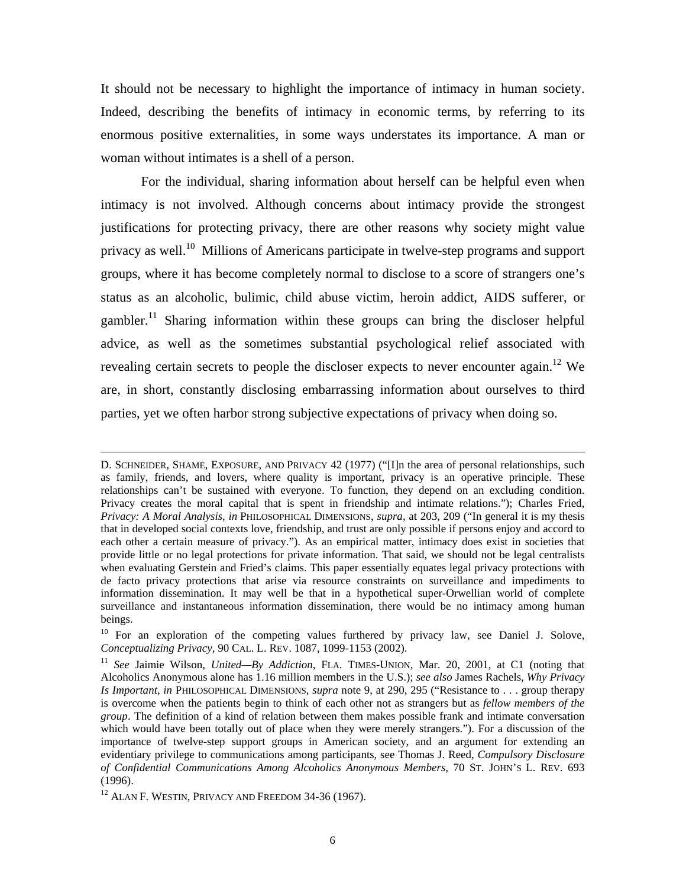It should not be necessary to highlight the importance of intimacy in human society. Indeed, describing the benefits of intimacy in economic terms, by referring to its enormous positive externalities, in some ways understates its importance. A man or woman without intimates is a shell of a person.

For the individual, sharing information about herself can be helpful even when intimacy is not involved. Although concerns about intimacy provide the strongest justifications for protecting privacy, there are other reasons why society might value privacy as well.[10] Millions of Americans participate in twelve-step programs and support groups, where it has become completely normal to disclose to a score of strangers one's status as an alcoholic, bulimic, child abuse victim, heroin addict, AIDS sufferer, or gambler.[11] Sharing information within these groups can bring the discloser helpful advice, as well as the sometimes substantial psychological relief associated with revealing certain secrets to people the discloser expects to never encounter again.[12] We are, in short, constantly disclosing embarrassing information about ourselves to third parties, yet we often harbor strong subjective expectations of privacy when doing so.

---

D. SCHNEIDER, SHAME, EXPOSURE, AND PRIVACY 42 (1977) ("[I]n the area of personal relationships, such as family, friends, and lovers, where quality is important, privacy is an operative principle. These relationships can't be sustained with everyone. To function, they depend on an excluding condition. Privacy creates the moral capital that is spent in friendship and intimate relations."); Charles Fried, *Privacy: A Moral Analysis*, *in* PHILOSOPHICAL DIMENSIONS, *supra*, at 203, 209 ("In general it is my thesis that in developed social contexts love, friendship, and trust are only possible if persons enjoy and accord to each other a certain measure of privacy."). As an empirical matter, intimacy does exist in societies that provide little or no legal protections for private information. That said, we should not be legal centralists when evaluating Gerstein and Fried's claims. This paper essentially equates legal privacy protections with de facto privacy protections that arise via resource constraints on surveillance and impediments to information dissemination. It may well be that in a hypothetical super-Orwellian world of complete surveillance and instantaneous information dissemination, there would be no intimacy among human beings.

[10] For an exploration of the competing values furthered by privacy law, see Daniel J. Solove, *Conceptualizing Privacy*, 90 CAL. L. REV. 1087, 1099-1153 (2002).

[11] *See* Jaimie Wilson, *United—By Addiction*, FLA. TIMES-UNION, Mar. 20, 2001, at C1 (noting that Alcoholics Anonymous alone has 1.16 million members in the U.S.); *see also* James Rachels, *Why Privacy Is Important*, *in* PHILOSOPHICAL DIMENSIONS, *supra* note 9, at 290, 295 ("Resistance to . . . group therapy is overcome when the patients begin to think of each other not as strangers but as *fellow members of the group*. The definition of a kind of relation between them makes possible frank and intimate conversation which would have been totally out of place when they were merely strangers."). For a discussion of the importance of twelve-step support groups in American society, and an argument for extending an evidentiary privilege to communications among participants, see Thomas J. Reed, *Compulsory Disclosure of Confidential Communications Among Alcoholics Anonymous Members*, 70 ST. JOHN'S L. REV. 693 (1996).

[12] ALAN F. WESTIN, PRIVACY AND FREEDOM 34-36 (1967).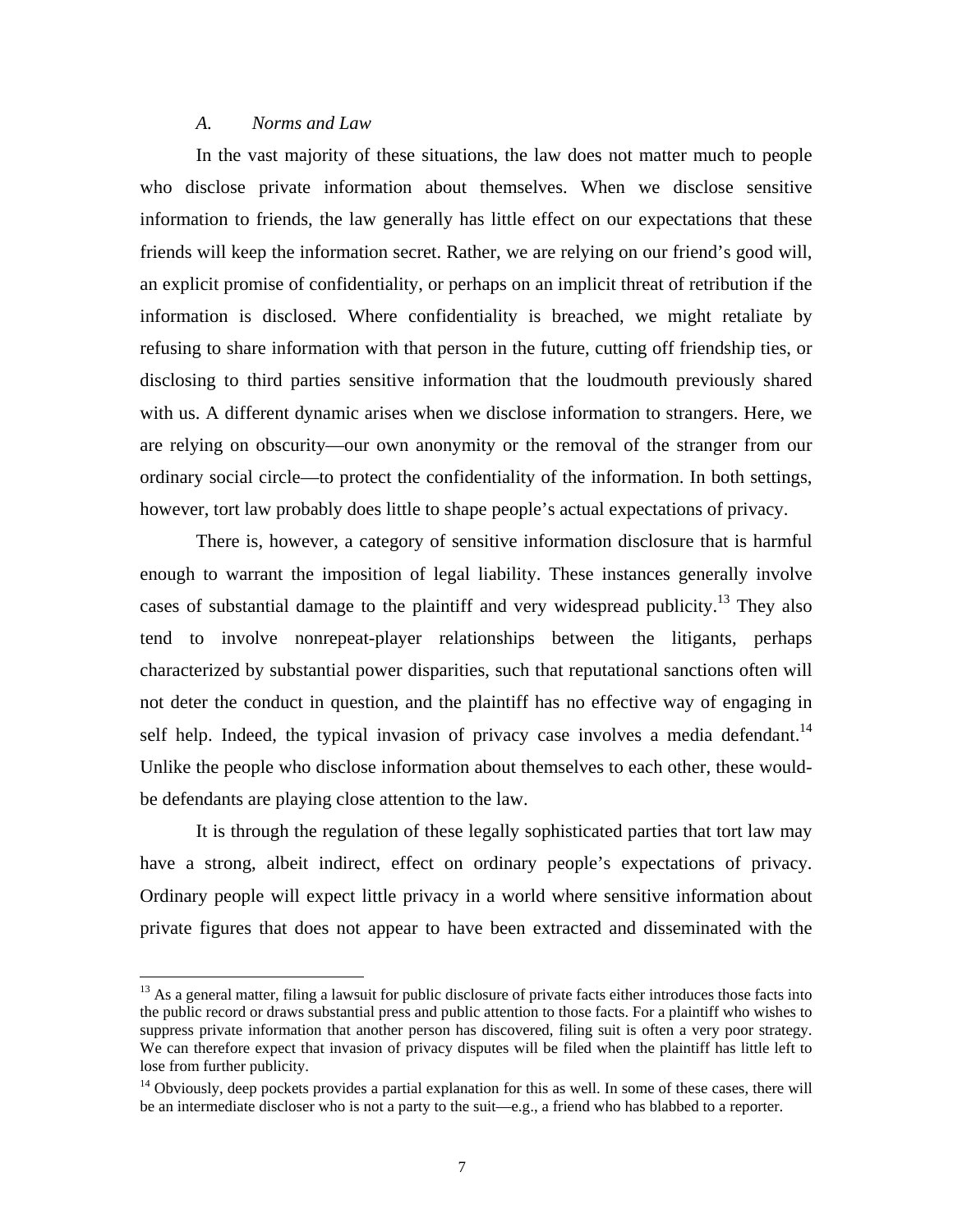### *A. Norms and Law*

In the vast majority of these situations, the law does not matter much to people who disclose private information about themselves. When we disclose sensitive information to friends, the law generally has little effect on our expectations that these friends will keep the information secret. Rather, we are relying on our friend's good will, an explicit promise of confidentiality, or perhaps on an implicit threat of retribution if the information is disclosed. Where confidentiality is breached, we might retaliate by refusing to share information with that person in the future, cutting off friendship ties, or disclosing to third parties sensitive information that the loudmouth previously shared with us. A different dynamic arises when we disclose information to strangers. Here, we are relying on obscurity—our own anonymity or the removal of the stranger from our ordinary social circle—to protect the confidentiality of the information. In both settings, however, tort law probably does little to shape people's actual expectations of privacy.

There is, however, a category of sensitive information disclosure that is harmful enough to warrant the imposition of legal liability. These instances generally involve cases of substantial damage to the plaintiff and very widespread publicity.[13] They also tend to involve nonrepeat-player relationships between the litigants, perhaps characterized by substantial power disparities, such that reputational sanctions often will not deter the conduct in question, and the plaintiff has no effective way of engaging in self help. Indeed, the typical invasion of privacy case involves a media defendant.[14] Unlike the people who disclose information about themselves to each other, these would-be defendants are playing close attention to the law.

It is through the regulation of these legally sophisticated parties that tort law may have a strong, albeit indirect, effect on ordinary people's expectations of privacy. Ordinary people will expect little privacy in a world where sensitive information about private figures that does not appear to have been extracted and disseminated with the

---

[13] As a general matter, filing a lawsuit for public disclosure of private facts either introduces those facts into the public record or draws substantial press and public attention to those facts. For a plaintiff who wishes to suppress private information that another person has discovered, filing suit is often a very poor strategy. We can therefore expect that invasion of privacy disputes will be filed when the plaintiff has little left to lose from further publicity.

[14] Obviously, deep pockets provides a partial explanation for this as well. In some of these cases, there will be an intermediate discloser who is not a party to the suit—e.g., a friend who has blabbed to a reporter.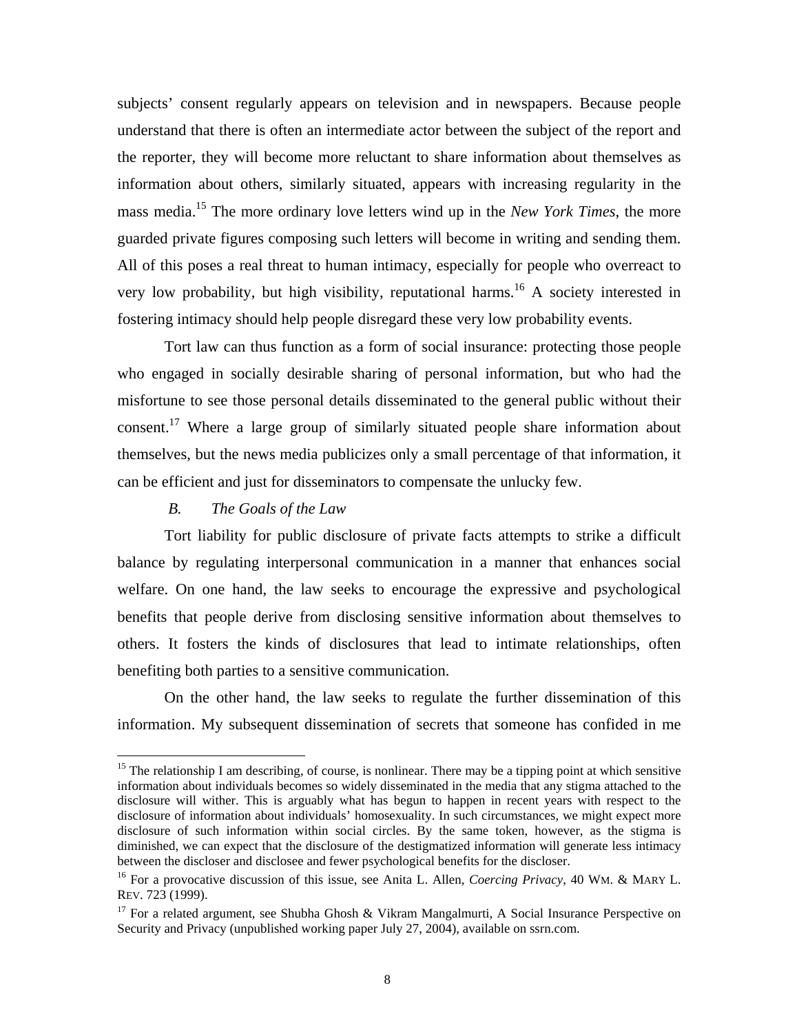subjects' consent regularly appears on television and in newspapers. Because people understand that there is often an intermediate actor between the subject of the report and the reporter, they will become more reluctant to share information about themselves as information about others, similarly situated, appears with increasing regularity in the mass media.[15] The more ordinary love letters wind up in the *New York Times*, the more guarded private figures composing such letters will become in writing and sending them. All of this poses a real threat to human intimacy, especially for people who overreact to very low probability, but high visibility, reputational harms.[16] A society interested in fostering intimacy should help people disregard these very low probability events.

Tort law can thus function as a form of social insurance: protecting those people who engaged in socially desirable sharing of personal information, but who had the misfortune to see those personal details disseminated to the general public without their consent.[17] Where a large group of similarly situated people share information about themselves, but the news media publicizes only a small percentage of that information, it can be efficient and just for disseminators to compensate the unlucky few.

### *B. The Goals of the Law*

Tort liability for public disclosure of private facts attempts to strike a difficult balance by regulating interpersonal communication in a manner that enhances social welfare. On one hand, the law seeks to encourage the expressive and psychological benefits that people derive from disclosing sensitive information about themselves to others. It fosters the kinds of disclosures that lead to intimate relationships, often benefiting both parties to a sensitive communication.

On the other hand, the law seeks to regulate the further dissemination of this information. My subsequent dissemination of secrets that someone has confided in me

---

[15] The relationship I am describing, of course, is nonlinear. There may be a tipping point at which sensitive information about individuals becomes so widely disseminated in the media that any stigma attached to the disclosure will wither. This is arguably what has begun to happen in recent years with respect to the disclosure of information about individuals' homosexuality. In such circumstances, we might expect more disclosure of such information within social circles. By the same token, however, as the stigma is diminished, we can expect that the disclosure of the destigmatized information will generate less intimacy between the discloser and disclosee and fewer psychological benefits for the discloser.

[16] For a provocative discussion of this issue, see Anita L. Allen, *Coercing Privacy*, 40 WM. & MARY L. REV. 723 (1999).

[17] For a related argument, see Shubha Ghosh & Vikram Mangalmurti, A Social Insurance Perspective on Security and Privacy (unpublished working paper July 27, 2004), available on ssrn.com.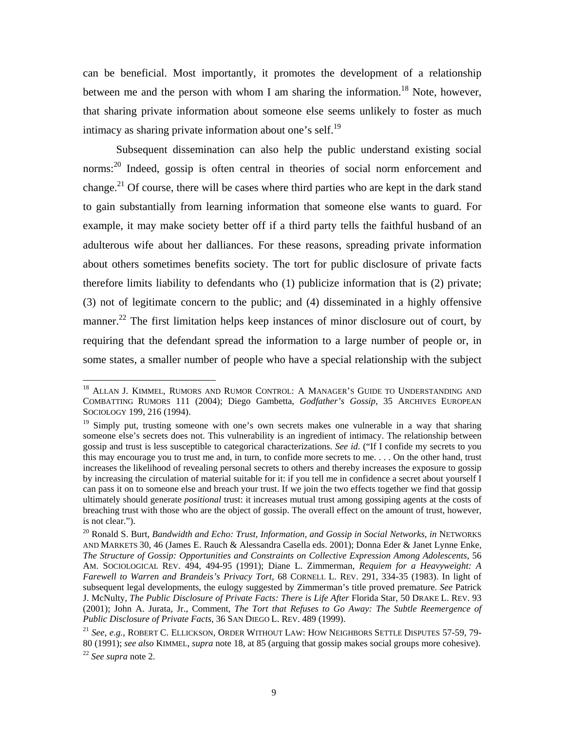can be beneficial. Most importantly, it promotes the development of a relationship between me and the person with whom I am sharing the information.[18] Note, however, that sharing private information about someone else seems unlikely to foster as much intimacy as sharing private information about one's self.[19]

Subsequent dissemination can also help the public understand existing social norms:[20] Indeed, gossip is often central in theories of social norm enforcement and change.[21] Of course, there will be cases where third parties who are kept in the dark stand to gain substantially from learning information that someone else wants to guard. For example, it may make society better off if a third party tells the faithful husband of an adulterous wife about her dalliances. For these reasons, spreading private information about others sometimes benefits society. The tort for public disclosure of private facts therefore limits liability to defendants who (1) publicize information that is (2) private; (3) not of legitimate concern to the public; and (4) disseminated in a highly offensive manner.[22] The first limitation helps keep instances of minor disclosure out of court, by requiring that the defendant spread the information to a large number of people or, in some states, a smaller number of people who have a special relationship with the subject

---

[18] ALLAN J. KIMMEL, RUMORS AND RUMOR CONTROL: A MANAGER'S GUIDE TO UNDERSTANDING AND COMBATTING RUMORS 111 (2004); Diego Gambetta, *Godfather's Gossip*, 35 ARCHIVES EUROPEAN SOCIOLOGY 199, 216 (1994).

[19] Simply put, trusting someone with one's own secrets makes one vulnerable in a way that sharing someone else's secrets does not. This vulnerability is an ingredient of intimacy. The relationship between gossip and trust is less susceptible to categorical characterizations. *See id*. ("If I confide my secrets to you this may encourage you to trust me and, in turn, to confide more secrets to me. . . . On the other hand, trust increases the likelihood of revealing personal secrets to others and thereby increases the exposure to gossip by increasing the circulation of material suitable for it: if you tell me in confidence a secret about yourself I can pass it on to someone else and breach your trust. If we join the two effects together we find that gossip ultimately should generate *positional* trust: it increases mutual trust among gossiping agents at the costs of breaching trust with those who are the object of gossip. The overall effect on the amount of trust, however, is not clear.").

[20] Ronald S. Burt, *Bandwidth and Echo: Trust, Information, and Gossip in Social Networks*, *in* NETWORKS AND MARKETS 30, 46 (James E. Rauch & Alessandra Casella eds. 2001); Donna Eder & Janet Lynne Enke, *The Structure of Gossip: Opportunities and Constraints on Collective Expression Among Adolescents*, 56 AM. SOCIOLOGICAL REV. 494, 494-95 (1991); Diane L. Zimmerman, *Requiem for a Heavyweight: A Farewell to Warren and Brandeis's Privacy Tort*, 68 CORNELL L. REV. 291, 334-35 (1983). In light of subsequent legal developments, the eulogy suggested by Zimmerman's title proved premature. *See* Patrick J. McNulty, *The Public Disclosure of Private Facts: There is Life After* Florida Star, 50 DRAKE L. REV. 93 (2001); John A. Jurata, Jr., Comment, *The Tort that Refuses to Go Away: The Subtle Reemergence of Public Disclosure of Private Facts*, 36 SAN DIEGO L. REV. 489 (1999).

[21] *See, e.g.*, ROBERT C. ELLICKSON, ORDER WITHOUT LAW: HOW NEIGHBORS SETTLE DISPUTES 57-59, 79-80 (1991); *see also* KIMMEL, *supra* note 18, at 85 (arguing that gossip makes social groups more cohesive).

[22] *See supra* note 2.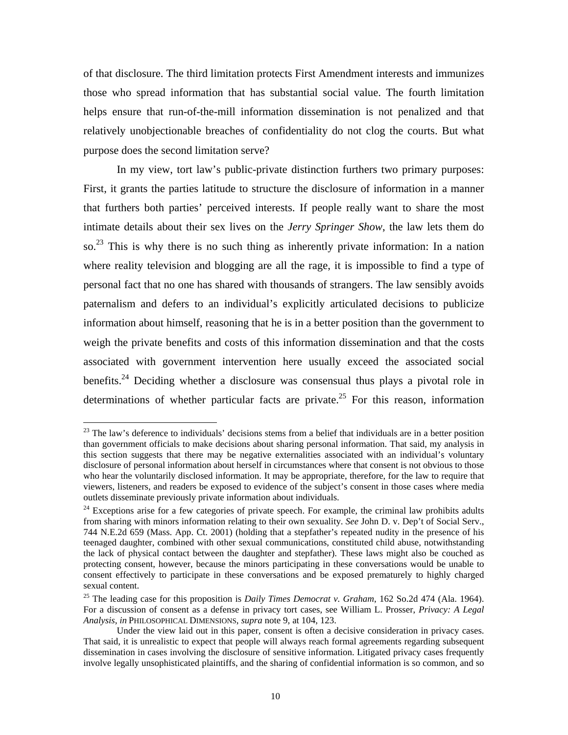of that disclosure. The third limitation protects First Amendment interests and immunizes those who spread information that has substantial social value. The fourth limitation helps ensure that run-of-the-mill information dissemination is not penalized and that relatively unobjectionable breaches of confidentiality do not clog the courts. But what purpose does the second limitation serve?

In my view, tort law's public-private distinction furthers two primary purposes: First, it grants the parties latitude to structure the disclosure of information in a manner that furthers both parties' perceived interests. If people really want to share the most intimate details about their sex lives on the *Jerry Springer Show*, the law lets them do so.[23] This is why there is no such thing as inherently private information: In a nation where reality television and blogging are all the rage, it is impossible to find a type of personal fact that no one has shared with thousands of strangers. The law sensibly avoids paternalism and defers to an individual's explicitly articulated decisions to publicize information about himself, reasoning that he is in a better position than the government to weigh the private benefits and costs of this information dissemination and that the costs associated with government intervention here usually exceed the associated social benefits.[24] Deciding whether a disclosure was consensual thus plays a pivotal role in determinations of whether particular facts are private.[25] For this reason, information

---

[23] The law's deference to individuals' decisions stems from a belief that individuals are in a better position than government officials to make decisions about sharing personal information. That said, my analysis in this section suggests that there may be negative externalities associated with an individual's voluntary disclosure of personal information about herself in circumstances where that consent is not obvious to those who hear the voluntarily disclosed information. It may be appropriate, therefore, for the law to require that viewers, listeners, and readers be exposed to evidence of the subject's consent in those cases where media outlets disseminate previously private information about individuals.

[24] Exceptions arise for a few categories of private speech. For example, the criminal law prohibits adults from sharing with minors information relating to their own sexuality. *See* John D. v. Dep't of Social Serv., 744 N.E.2d 659 (Mass. App. Ct. 2001) (holding that a stepfather's repeated nudity in the presence of his teenaged daughter, combined with other sexual communications, constituted child abuse, notwithstanding the lack of physical contact between the daughter and stepfather). These laws might also be couched as protecting consent, however, because the minors participating in these conversations would be unable to consent effectively to participate in these conversations and be exposed prematurely to highly charged sexual content.

[25] The leading case for this proposition is *Daily Times Democrat v. Graham*, 162 So.2d 474 (Ala. 1964). For a discussion of consent as a defense in privacy tort cases, see William L. Prosser, *Privacy: A Legal Analysis*, *in* PHILOSOPHICAL DIMENSIONS, *supra* note 9, at 104, 123.

Under the view laid out in this paper, consent is often a decisive consideration in privacy cases. That said, it is unrealistic to expect that people will always reach formal agreements regarding subsequent dissemination in cases involving the disclosure of sensitive information. Litigated privacy cases frequently involve legally unsophisticated plaintiffs, and the sharing of confidential information is so common, and so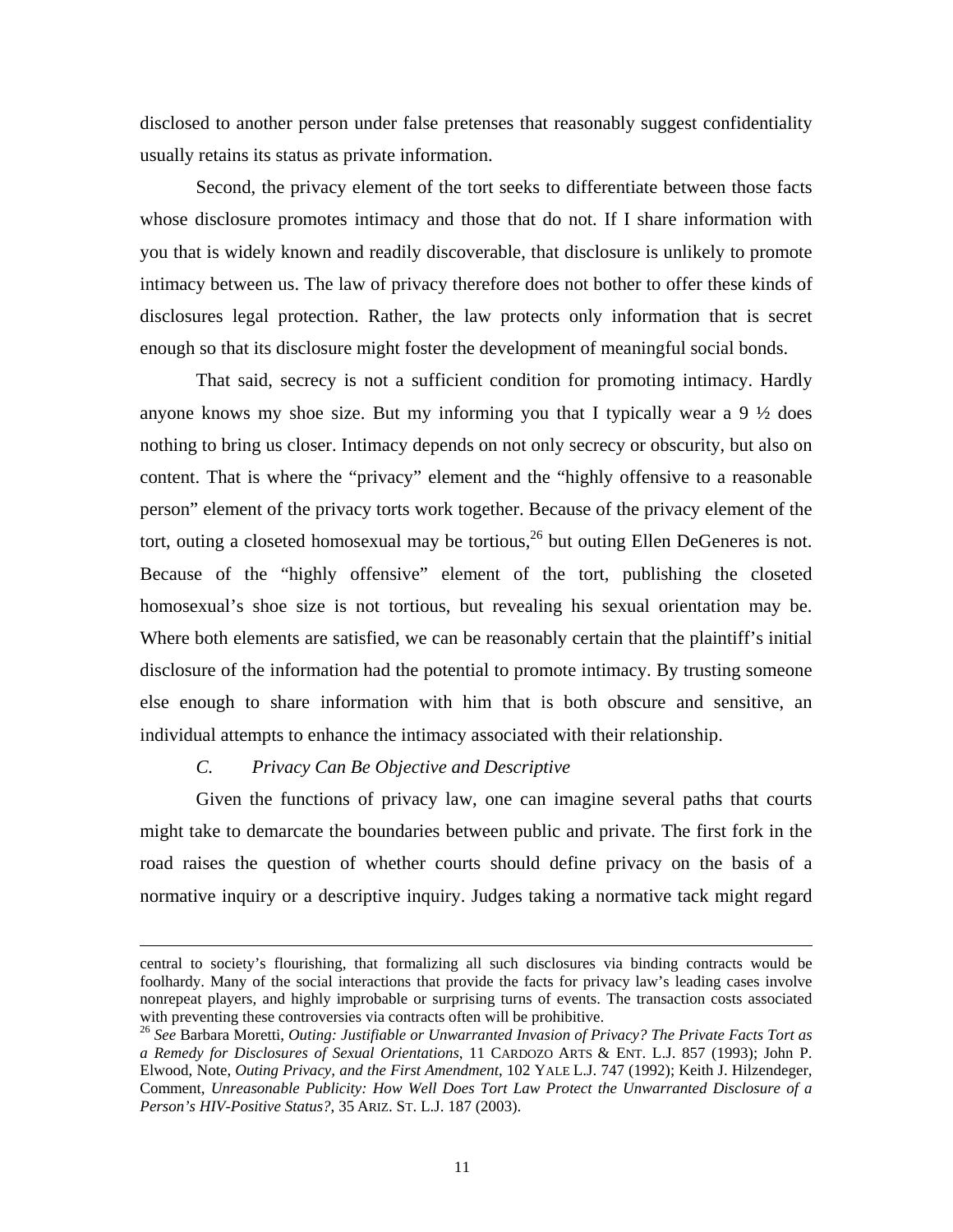disclosed to another person under false pretenses that reasonably suggest confidentiality usually retains its status as private information.

Second, the privacy element of the tort seeks to differentiate between those facts whose disclosure promotes intimacy and those that do not. If I share information with you that is widely known and readily discoverable, that disclosure is unlikely to promote intimacy between us. The law of privacy therefore does not bother to offer these kinds of disclosures legal protection. Rather, the law protects only information that is secret enough so that its disclosure might foster the development of meaningful social bonds.

That said, secrecy is not a sufficient condition for promoting intimacy. Hardly anyone knows my shoe size. But my informing you that I typically wear a 9 ½ does nothing to bring us closer. Intimacy depends on not only secrecy or obscurity, but also on content. That is where the "privacy" element and the "highly offensive to a reasonable person" element of the privacy torts work together. Because of the privacy element of the tort, outing a closeted homosexual may be tortious,[26] but outing Ellen DeGeneres is not. Because of the "highly offensive" element of the tort, publishing the closeted homosexual's shoe size is not tortious, but revealing his sexual orientation may be. Where both elements are satisfied, we can be reasonably certain that the plaintiff's initial disclosure of the information had the potential to promote intimacy. By trusting someone else enough to share information with him that is both obscure and sensitive, an individual attempts to enhance the intimacy associated with their relationship.

### *C. Privacy Can Be Objective and Descriptive*

Given the functions of privacy law, one can imagine several paths that courts might take to demarcate the boundaries between public and private. The first fork in the road raises the question of whether courts should define privacy on the basis of a normative inquiry or a descriptive inquiry. Judges taking a normative tack might regard

---

central to society's flourishing, that formalizing all such disclosures via binding contracts would be foolhardy. Many of the social interactions that provide the facts for privacy law's leading cases involve nonrepeat players, and highly improbable or surprising turns of events. The transaction costs associated with preventing these controversies via contracts often will be prohibitive.

[26] *See* Barbara Moretti, *Outing: Justifiable or Unwarranted Invasion of Privacy? The Private Facts Tort as a Remedy for Disclosures of Sexual Orientations*, 11 CARDOZO ARTS & ENT. L.J. 857 (1993); John P. Elwood, Note, *Outing Privacy, and the First Amendment*, 102 YALE L.J. 747 (1992); Keith J. Hilzendeger, Comment, *Unreasonable Publicity: How Well Does Tort Law Protect the Unwarranted Disclosure of a Person's HIV-Positive Status?*, 35 ARIZ. ST. L.J. 187 (2003).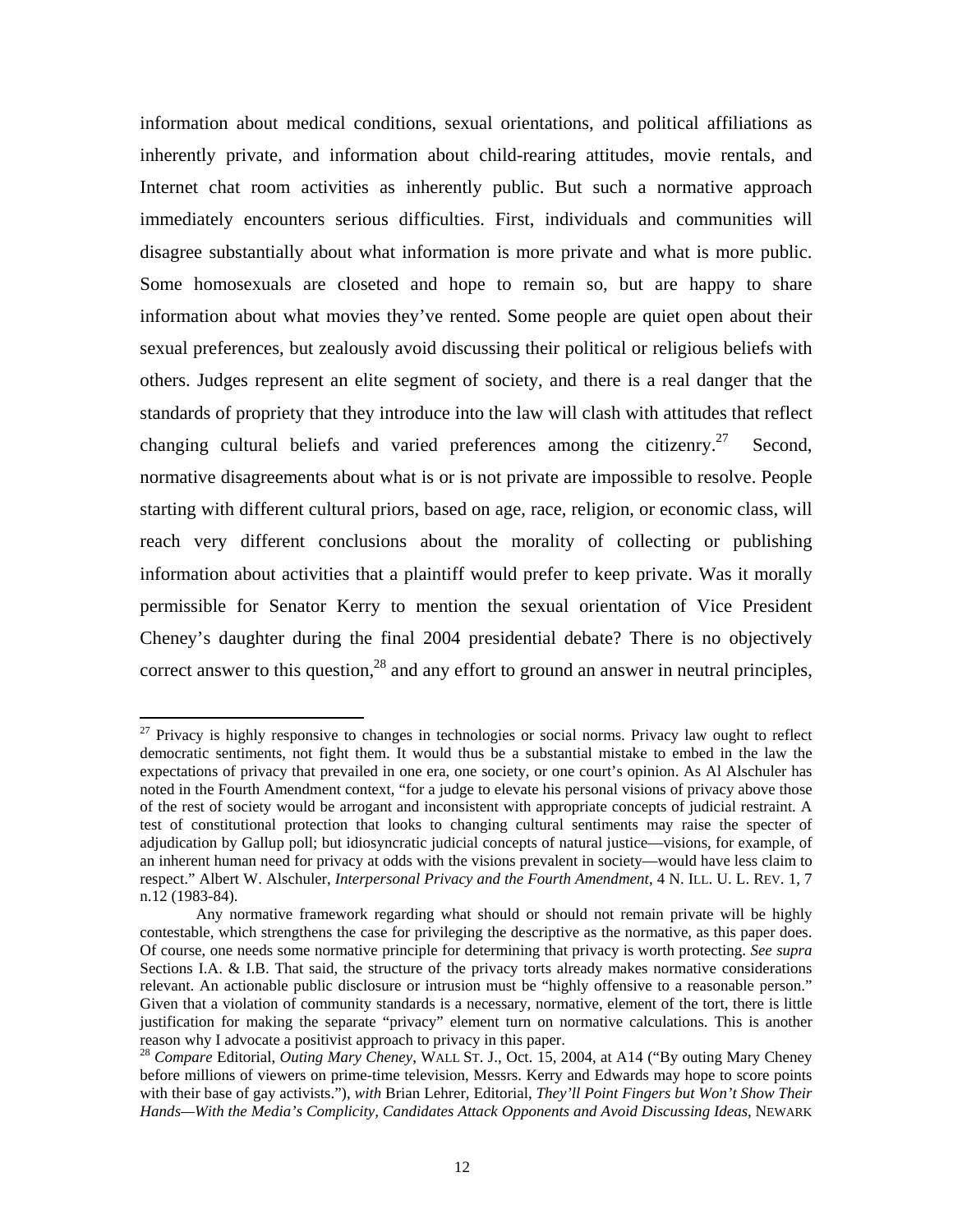information about medical conditions, sexual orientations, and political affiliations as inherently private, and information about child-rearing attitudes, movie rentals, and Internet chat room activities as inherently public. But such a normative approach immediately encounters serious difficulties. First, individuals and communities will disagree substantially about what information is more private and what is more public. Some homosexuals are closeted and hope to remain so, but are happy to share information about what movies they've rented. Some people are quiet open about their sexual preferences, but zealously avoid discussing their political or religious beliefs with others. Judges represent an elite segment of society, and there is a real danger that the standards of propriety that they introduce into the law will clash with attitudes that reflect changing cultural beliefs and varied preferences among the citizenry.[27] Second, normative disagreements about what is or is not private are impossible to resolve. People starting with different cultural priors, based on age, race, religion, or economic class, will reach very different conclusions about the morality of collecting or publishing information about activities that a plaintiff would prefer to keep private. Was it morally permissible for Senator Kerry to mention the sexual orientation of Vice President Cheney's daughter during the final 2004 presidential debate? There is no objectively correct answer to this question,[28] and any effort to ground an answer in neutral principles,

---

[27] Privacy is highly responsive to changes in technologies or social norms. Privacy law ought to reflect democratic sentiments, not fight them. It would thus be a substantial mistake to embed in the law the expectations of privacy that prevailed in one era, one society, or one court's opinion. As Al Alschuler has noted in the Fourth Amendment context, "for a judge to elevate his personal visions of privacy above those of the rest of society would be arrogant and inconsistent with appropriate concepts of judicial restraint. A test of constitutional protection that looks to changing cultural sentiments may raise the specter of adjudication by Gallup poll; but idiosyncratic judicial concepts of natural justice—visions, for example, of an inherent human need for privacy at odds with the visions prevalent in society—would have less claim to respect." Albert W. Alschuler, *Interpersonal Privacy and the Fourth Amendment*, 4 N. ILL. U. L. REV. 1, 7 n.12 (1983-84).

Any normative framework regarding what should or should not remain private will be highly contestable, which strengthens the case for privileging the descriptive as the normative, as this paper does. Of course, one needs some normative principle for determining that privacy is worth protecting. *See supra* Sections I.A. & I.B. That said, the structure of the privacy torts already makes normative considerations relevant. An actionable public disclosure or intrusion must be "highly offensive to a reasonable person." Given that a violation of community standards is a necessary, normative, element of the tort, there is little justification for making the separate "privacy" element turn on normative calculations. This is another reason why I advocate a positivist approach to privacy in this paper.

[28] *Compare* Editorial, *Outing Mary Cheney*, WALL ST. J., Oct. 15, 2004, at A14 ("By outing Mary Cheney before millions of viewers on prime-time television, Messrs. Kerry and Edwards may hope to score points with their base of gay activists."), *with* Brian Lehrer, Editorial, *They'll Point Fingers but Won't Show Their Hands—With the Media's Complicity, Candidates Attack Opponents and Avoid Discussing Ideas*, NEWARK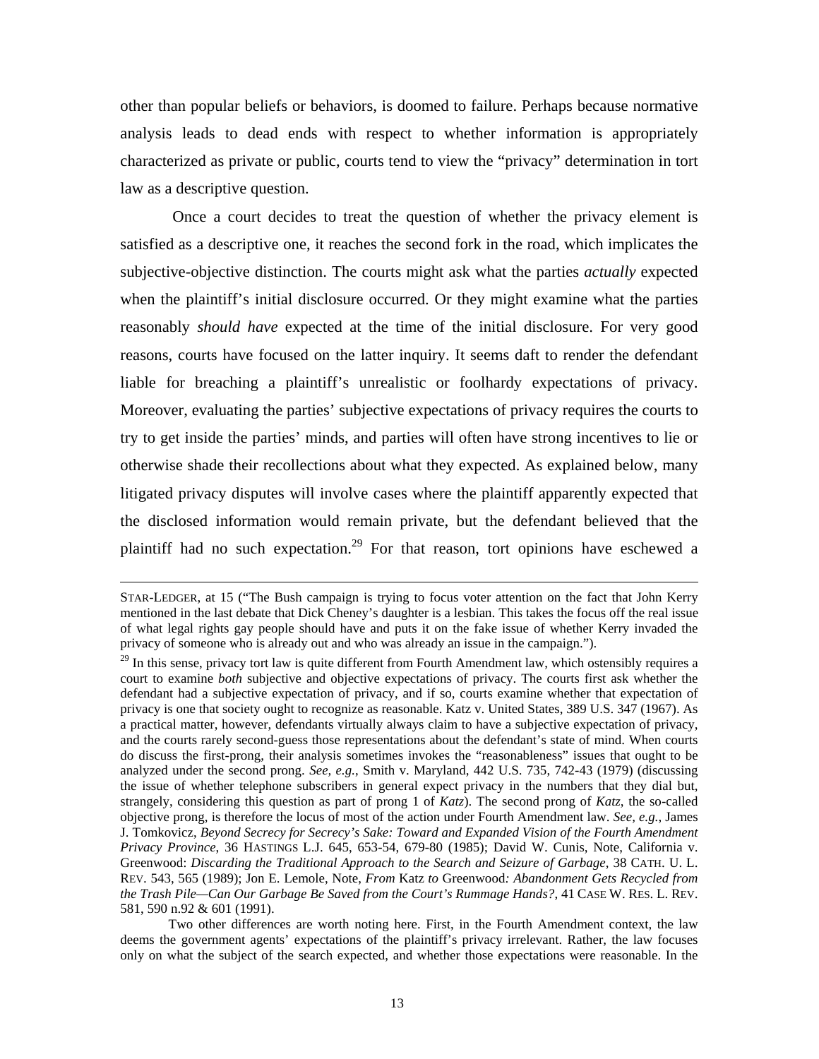other than popular beliefs or behaviors, is doomed to failure. Perhaps because normative analysis leads to dead ends with respect to whether information is appropriately characterized as private or public, courts tend to view the "privacy" determination in tort law as a descriptive question.

Once a court decides to treat the question of whether the privacy element is satisfied as a descriptive one, it reaches the second fork in the road, which implicates the subjective-objective distinction. The courts might ask what the parties *actually* expected when the plaintiff's initial disclosure occurred. Or they might examine what the parties reasonably *should have* expected at the time of the initial disclosure. For very good reasons, courts have focused on the latter inquiry. It seems daft to render the defendant liable for breaching a plaintiff's unrealistic or foolhardy expectations of privacy. Moreover, evaluating the parties' subjective expectations of privacy requires the courts to try to get inside the parties' minds, and parties will often have strong incentives to lie or otherwise shade their recollections about what they expected. As explained below, many litigated privacy disputes will involve cases where the plaintiff apparently expected that the disclosed information would remain private, but the defendant believed that the plaintiff had no such expectation.[29] For that reason, tort opinions have eschewed a

---

STAR-LEDGER, at 15 ("The Bush campaign is trying to focus voter attention on the fact that John Kerry mentioned in the last debate that Dick Cheney's daughter is a lesbian. This takes the focus off the real issue of what legal rights gay people should have and puts it on the fake issue of whether Kerry invaded the privacy of someone who is already out and who was already an issue in the campaign.").

[29] In this sense, privacy tort law is quite different from Fourth Amendment law, which ostensibly requires a court to examine *both* subjective and objective expectations of privacy. The courts first ask whether the defendant had a subjective expectation of privacy, and if so, courts examine whether that expectation of privacy is one that society ought to recognize as reasonable. Katz v. United States, 389 U.S. 347 (1967). As a practical matter, however, defendants virtually always claim to have a subjective expectation of privacy, and the courts rarely second-guess those representations about the defendant's state of mind. When courts do discuss the first-prong, their analysis sometimes invokes the "reasonableness" issues that ought to be analyzed under the second prong. *See, e.g.*, Smith v. Maryland, 442 U.S. 735, 742-43 (1979) (discussing the issue of whether telephone subscribers in general expect privacy in the numbers that they dial but, strangely, considering this question as part of prong 1 of *Katz*). The second prong of *Katz*, the so-called objective prong, is therefore the locus of most of the action under Fourth Amendment law. *See, e.g.*, James J. Tomkovicz, *Beyond Secrecy for Secrecy's Sake: Toward and Expanded Vision of the Fourth Amendment Privacy Province*, 36 HASTINGS L.J. 645, 653-54, 679-80 (1985); David W. Cunis, Note, California v. Greenwood: *Discarding the Traditional Approach to the Search and Seizure of Garbage*, 38 CATH. U. L. REV. 543, 565 (1989); Jon E. Lemole, Note, *From* Katz *to* Greenwood*: Abandonment Gets Recycled from the Trash Pile—Can Our Garbage Be Saved from the Court's Rummage Hands?*, 41 CASE W. RES. L. REV. 581, 590 n.92 & 601 (1991).

Two other differences are worth noting here. First, in the Fourth Amendment context, the law deems the government agents' expectations of the plaintiff's privacy irrelevant. Rather, the law focuses only on what the subject of the search expected, and whether those expectations were reasonable. In the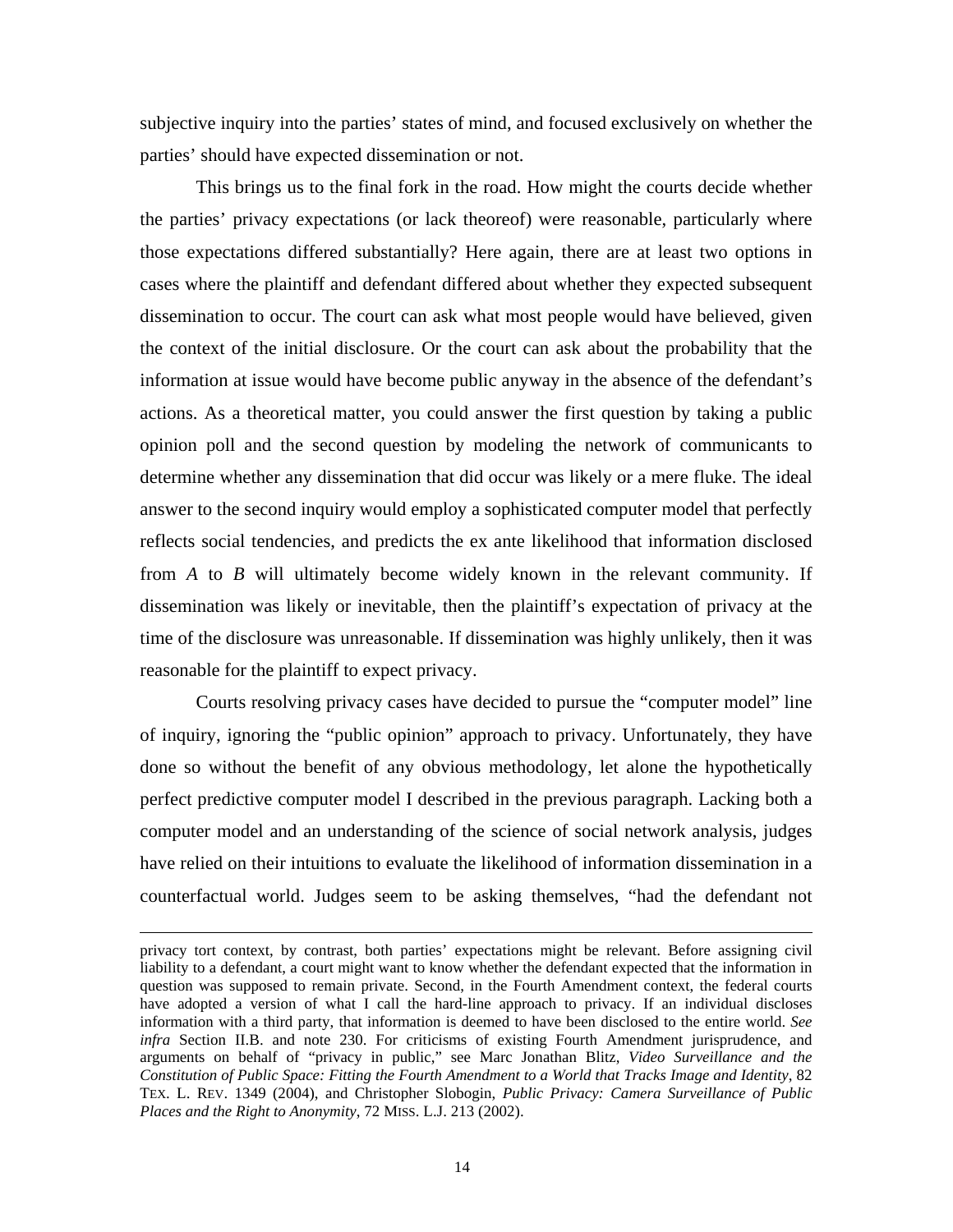subjective inquiry into the parties' states of mind, and focused exclusively on whether the parties' should have expected dissemination or not.

This brings us to the final fork in the road. How might the courts decide whether the parties' privacy expectations (or lack theoreof) were reasonable, particularly where those expectations differed substantially? Here again, there are at least two options in cases where the plaintiff and defendant differed about whether they expected subsequent dissemination to occur. The court can ask what most people would have believed, given the context of the initial disclosure. Or the court can ask about the probability that the information at issue would have become public anyway in the absence of the defendant's actions. As a theoretical matter, you could answer the first question by taking a public opinion poll and the second question by modeling the network of communicants to determine whether any dissemination that did occur was likely or a mere fluke. The ideal answer to the second inquiry would employ a sophisticated computer model that perfectly reflects social tendencies, and predicts the ex ante likelihood that information disclosed from *A* to *B* will ultimately become widely known in the relevant community. If dissemination was likely or inevitable, then the plaintiff's expectation of privacy at the time of the disclosure was unreasonable. If dissemination was highly unlikely, then it was reasonable for the plaintiff to expect privacy.

Courts resolving privacy cases have decided to pursue the "computer model" line of inquiry, ignoring the "public opinion" approach to privacy. Unfortunately, they have done so without the benefit of any obvious methodology, let alone the hypothetically perfect predictive computer model I described in the previous paragraph. Lacking both a computer model and an understanding of the science of social network analysis, judges have relied on their intuitions to evaluate the likelihood of information dissemination in a counterfactual world. Judges seem to be asking themselves, "had the defendant not

---

privacy tort context, by contrast, both parties' expectations might be relevant. Before assigning civil liability to a defendant, a court might want to know whether the defendant expected that the information in question was supposed to remain private. Second, in the Fourth Amendment context, the federal courts have adopted a version of what I call the hard-line approach to privacy. If an individual discloses information with a third party, that information is deemed to have been disclosed to the entire world. *See infra* Section II.B. and note 230. For criticisms of existing Fourth Amendment jurisprudence, and arguments on behalf of "privacy in public," see Marc Jonathan Blitz, *Video Surveillance and the Constitution of Public Space: Fitting the Fourth Amendment to a World that Tracks Image and Identity*, 82 TEX. L. REV. 1349 (2004), and Christopher Slobogin, *Public Privacy: Camera Surveillance of Public Places and the Right to Anonymity*, 72 MISS. L.J. 213 (2002).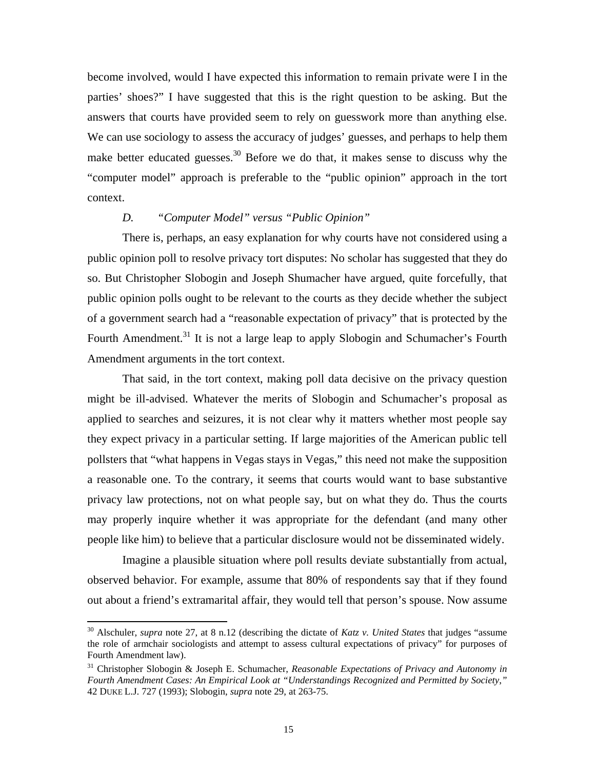become involved, would I have expected this information to remain private were I in the parties' shoes?" I have suggested that this is the right question to be asking. But the answers that courts have provided seem to rely on guesswork more than anything else. We can use sociology to assess the accuracy of judges' guesses, and perhaps to help them make better educated guesses.[30] Before we do that, it makes sense to discuss why the "computer model" approach is preferable to the "public opinion" approach in the tort context.

### *D. "Computer Model" versus "Public Opinion"*

There is, perhaps, an easy explanation for why courts have not considered using a public opinion poll to resolve privacy tort disputes: No scholar has suggested that they do so. But Christopher Slobogin and Joseph Shumacher have argued, quite forcefully, that public opinion polls ought to be relevant to the courts as they decide whether the subject of a government search had a "reasonable expectation of privacy" that is protected by the Fourth Amendment.[31] It is not a large leap to apply Slobogin and Schumacher's Fourth Amendment arguments in the tort context.

That said, in the tort context, making poll data decisive on the privacy question might be ill-advised. Whatever the merits of Slobogin and Schumacher's proposal as applied to searches and seizures, it is not clear why it matters whether most people say they expect privacy in a particular setting. If large majorities of the American public tell pollsters that "what happens in Vegas stays in Vegas," this need not make the supposition a reasonable one. To the contrary, it seems that courts would want to base substantive privacy law protections, not on what people say, but on what they do. Thus the courts may properly inquire whether it was appropriate for the defendant (and many other people like him) to believe that a particular disclosure would not be disseminated widely.

Imagine a plausible situation where poll results deviate substantially from actual, observed behavior. For example, assume that 80% of respondents say that if they found out about a friend's extramarital affair, they would tell that person's spouse. Now assume

---

[30] Alschuler, *supra* note 27, at 8 n.12 (describing the dictate of *Katz v. United States* that judges "assume the role of armchair sociologists and attempt to assess cultural expectations of privacy" for purposes of Fourth Amendment law).

[31] Christopher Slobogin & Joseph E. Schumacher, *Reasonable Expectations of Privacy and Autonomy in Fourth Amendment Cases: An Empirical Look at "Understandings Recognized and Permitted by Society,"* 42 DUKE L.J. 727 (1993); Slobogin, *supra* note 29, at 263-75.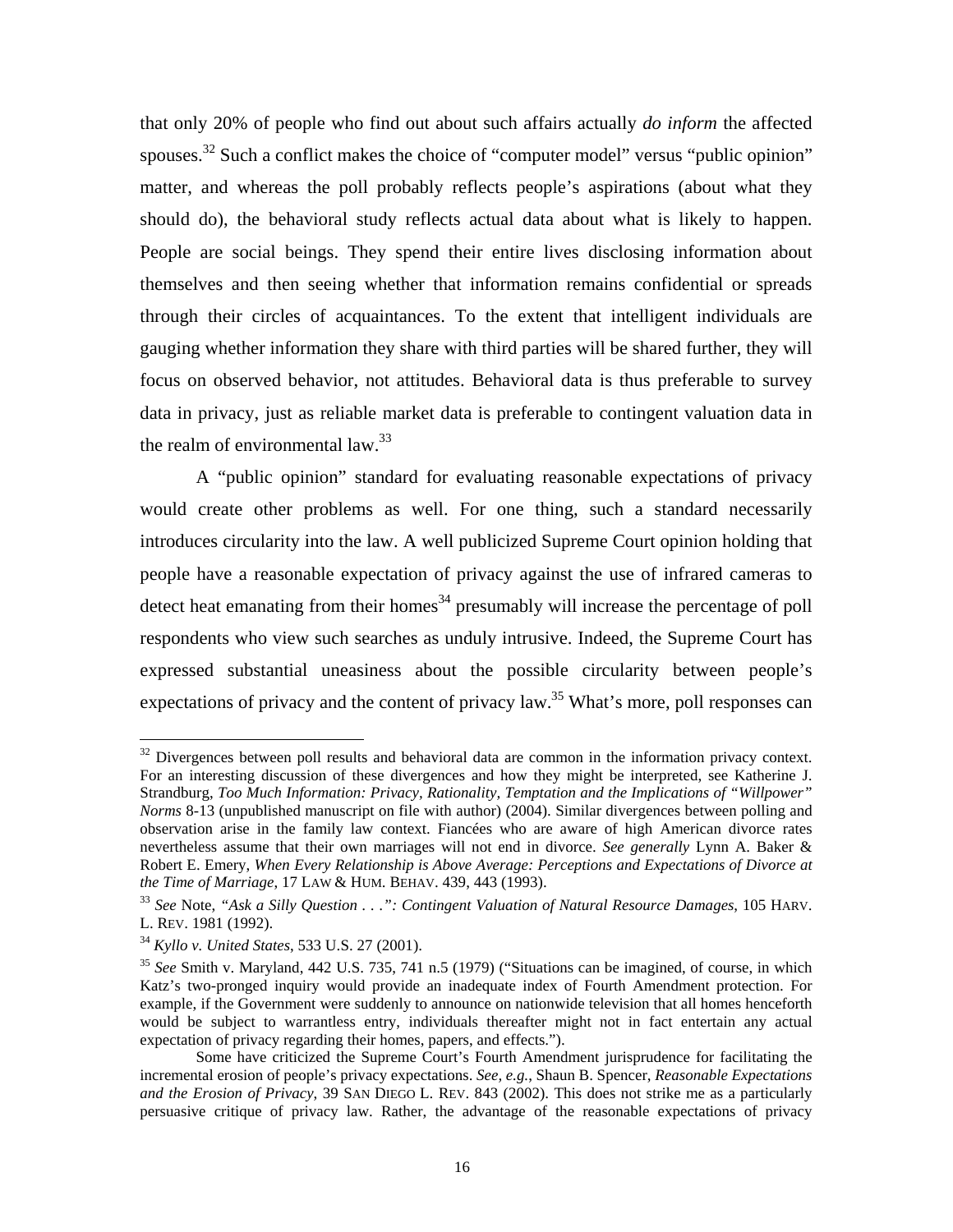that only 20% of people who find out about such affairs actually *do inform* the affected spouses.[32] Such a conflict makes the choice of "computer model" versus "public opinion" matter, and whereas the poll probably reflects people's aspirations (about what they should do), the behavioral study reflects actual data about what is likely to happen. People are social beings. They spend their entire lives disclosing information about themselves and then seeing whether that information remains confidential or spreads through their circles of acquaintances. To the extent that intelligent individuals are gauging whether information they share with third parties will be shared further, they will focus on observed behavior, not attitudes. Behavioral data is thus preferable to survey data in privacy, just as reliable market data is preferable to contingent valuation data in the realm of environmental law.[33]

A "public opinion" standard for evaluating reasonable expectations of privacy would create other problems as well. For one thing, such a standard necessarily introduces circularity into the law. A well publicized Supreme Court opinion holding that people have a reasonable expectation of privacy against the use of infrared cameras to detect heat emanating from their homes[34] presumably will increase the percentage of poll respondents who view such searches as unduly intrusive. Indeed, the Supreme Court has expressed substantial uneasiness about the possible circularity between people's expectations of privacy and the content of privacy law.[35] What's more, poll responses can

---

[32] Divergences between poll results and behavioral data are common in the information privacy context. For an interesting discussion of these divergences and how they might be interpreted, see Katherine J. Strandburg, *Too Much Information: Privacy, Rationality, Temptation and the Implications of "Willpower" Norms* 8-13 (unpublished manuscript on file with author) (2004). Similar divergences between polling and observation arise in the family law context. Fiancées who are aware of high American divorce rates nevertheless assume that their own marriages will not end in divorce. *See generally* Lynn A. Baker & Robert E. Emery, *When Every Relationship is Above Average: Perceptions and Expectations of Divorce at the Time of Marriage*, 17 LAW & HUM. BEHAV. 439, 443 (1993).

[33] *See* Note, *"Ask a Silly Question . . .": Contingent Valuation of Natural Resource Damages*, 105 HARV. L. REV. 1981 (1992).

[34] *Kyllo v. United States*, 533 U.S. 27 (2001).

[35] *See* Smith v. Maryland, 442 U.S. 735, 741 n.5 (1979) ("Situations can be imagined, of course, in which Katz's two-pronged inquiry would provide an inadequate index of Fourth Amendment protection. For example, if the Government were suddenly to announce on nationwide television that all homes henceforth would be subject to warrantless entry, individuals thereafter might not in fact entertain any actual expectation of privacy regarding their homes, papers, and effects.").

Some have criticized the Supreme Court's Fourth Amendment jurisprudence for facilitating the incremental erosion of people's privacy expectations. *See, e.g.*, Shaun B. Spencer, *Reasonable Expectations and the Erosion of Privacy*, 39 SAN DIEGO L. REV. 843 (2002). This does not strike me as a particularly persuasive critique of privacy law. Rather, the advantage of the reasonable expectations of privacy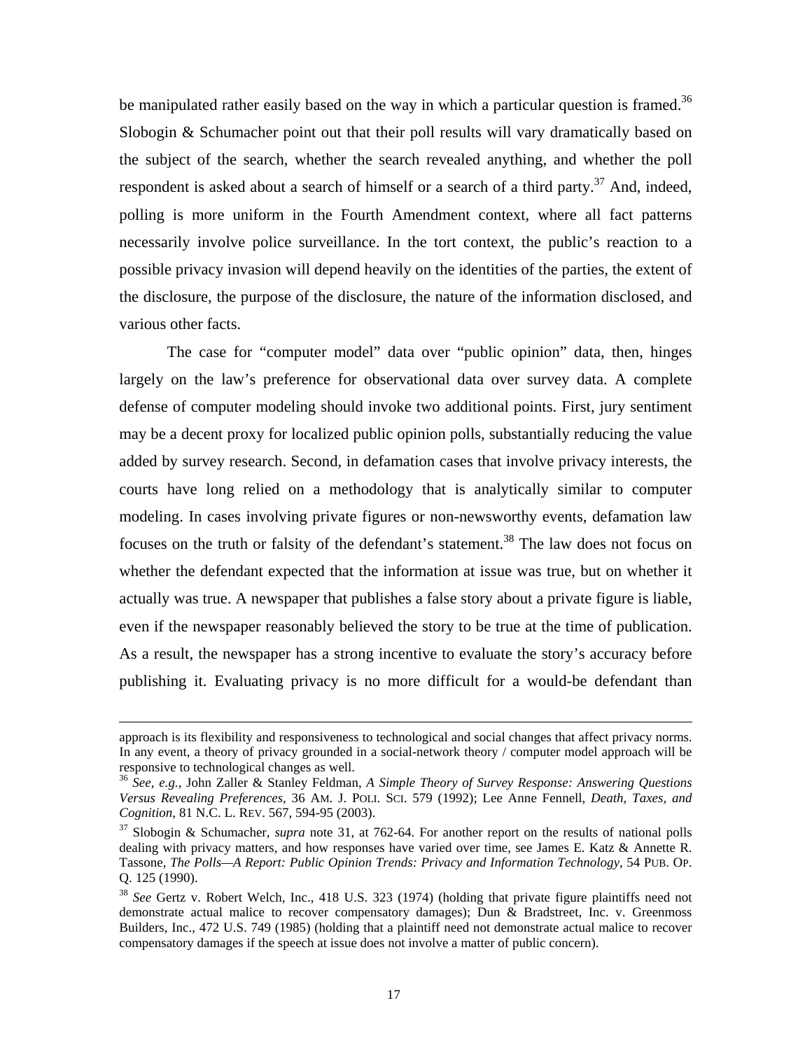be manipulated rather easily based on the way in which a particular question is framed.[36] Slobogin & Schumacher point out that their poll results will vary dramatically based on the subject of the search, whether the search revealed anything, and whether the poll respondent is asked about a search of himself or a search of a third party.[37] And, indeed, polling is more uniform in the Fourth Amendment context, where all fact patterns necessarily involve police surveillance. In the tort context, the public's reaction to a possible privacy invasion will depend heavily on the identities of the parties, the extent of the disclosure, the purpose of the disclosure, the nature of the information disclosed, and various other facts.

The case for "computer model" data over "public opinion" data, then, hinges largely on the law's preference for observational data over survey data. A complete defense of computer modeling should invoke two additional points. First, jury sentiment may be a decent proxy for localized public opinion polls, substantially reducing the value added by survey research. Second, in defamation cases that involve privacy interests, the courts have long relied on a methodology that is analytically similar to computer modeling. In cases involving private figures or non-newsworthy events, defamation law focuses on the truth or falsity of the defendant's statement.[38] The law does not focus on whether the defendant expected that the information at issue was true, but on whether it actually was true. A newspaper that publishes a false story about a private figure is liable, even if the newspaper reasonably believed the story to be true at the time of publication. As a result, the newspaper has a strong incentive to evaluate the story's accuracy before publishing it. Evaluating privacy is no more difficult for a would-be defendant than

---

approach is its flexibility and responsiveness to technological and social changes that affect privacy norms. In any event, a theory of privacy grounded in a social-network theory / computer model approach will be responsive to technological changes as well.

[36] *See, e.g.*, John Zaller & Stanley Feldman, *A Simple Theory of Survey Response: Answering Questions Versus Revealing Preferences*, 36 AM. J. POLI. SCI. 579 (1992); Lee Anne Fennell, *Death, Taxes, and Cognition*, 81 N.C. L. REV. 567, 594-95 (2003).

[37] Slobogin & Schumacher, *supra* note 31, at 762-64. For another report on the results of national polls dealing with privacy matters, and how responses have varied over time, see James E. Katz & Annette R. Tassone, *The Polls—A Report: Public Opinion Trends: Privacy and Information Technology*, 54 PUB. OP. Q. 125 (1990).

[38] *See* Gertz v. Robert Welch, Inc., 418 U.S. 323 (1974) (holding that private figure plaintiffs need not demonstrate actual malice to recover compensatory damages); Dun & Bradstreet, Inc. v. Greenmoss Builders, Inc., 472 U.S. 749 (1985) (holding that a plaintiff need not demonstrate actual malice to recover compensatory damages if the speech at issue does not involve a matter of public concern).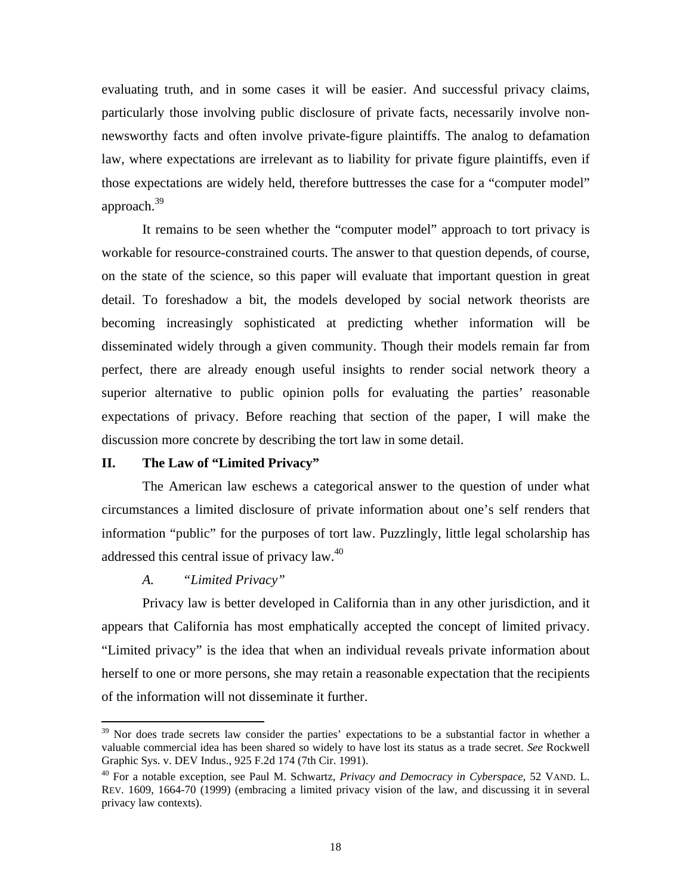evaluating truth, and in some cases it will be easier. And successful privacy claims, particularly those involving public disclosure of private facts, necessarily involve non-newsworthy facts and often involve private-figure plaintiffs. The analog to defamation law, where expectations are irrelevant as to liability for private figure plaintiffs, even if those expectations are widely held, therefore buttresses the case for a "computer model" approach.[39]

It remains to be seen whether the "computer model" approach to tort privacy is workable for resource-constrained courts. The answer to that question depends, of course, on the state of the science, so this paper will evaluate that important question in great detail. To foreshadow a bit, the models developed by social network theorists are becoming increasingly sophisticated at predicting whether information will be disseminated widely through a given community. Though their models remain far from perfect, there are already enough useful insights to render social network theory a superior alternative to public opinion polls for evaluating the parties' reasonable expectations of privacy. Before reaching that section of the paper, I will make the discussion more concrete by describing the tort law in some detail.

## II. The Law of "Limited Privacy"

The American law eschews a categorical answer to the question of under what circumstances a limited disclosure of private information about one's self renders that information "public" for the purposes of tort law. Puzzlingly, little legal scholarship has addressed this central issue of privacy law.[40]

### *A. "Limited Privacy"*

Privacy law is better developed in California than in any other jurisdiction, and it appears that California has most emphatically accepted the concept of limited privacy. "Limited privacy" is the idea that when an individual reveals private information about herself to one or more persons, she may retain a reasonable expectation that the recipients of the information will not disseminate it further.

---

[39] Nor does trade secrets law consider the parties' expectations to be a substantial factor in whether a valuable commercial idea has been shared so widely to have lost its status as a trade secret. *See* Rockwell Graphic Sys. v. DEV Indus., 925 F.2d 174 (7th Cir. 1991).

[40] For a notable exception, see Paul M. Schwartz, *Privacy and Democracy in Cyberspace*, 52 VAND. L. REV. 1609, 1664-70 (1999) (embracing a limited privacy vision of the law, and discussing it in several privacy law contexts).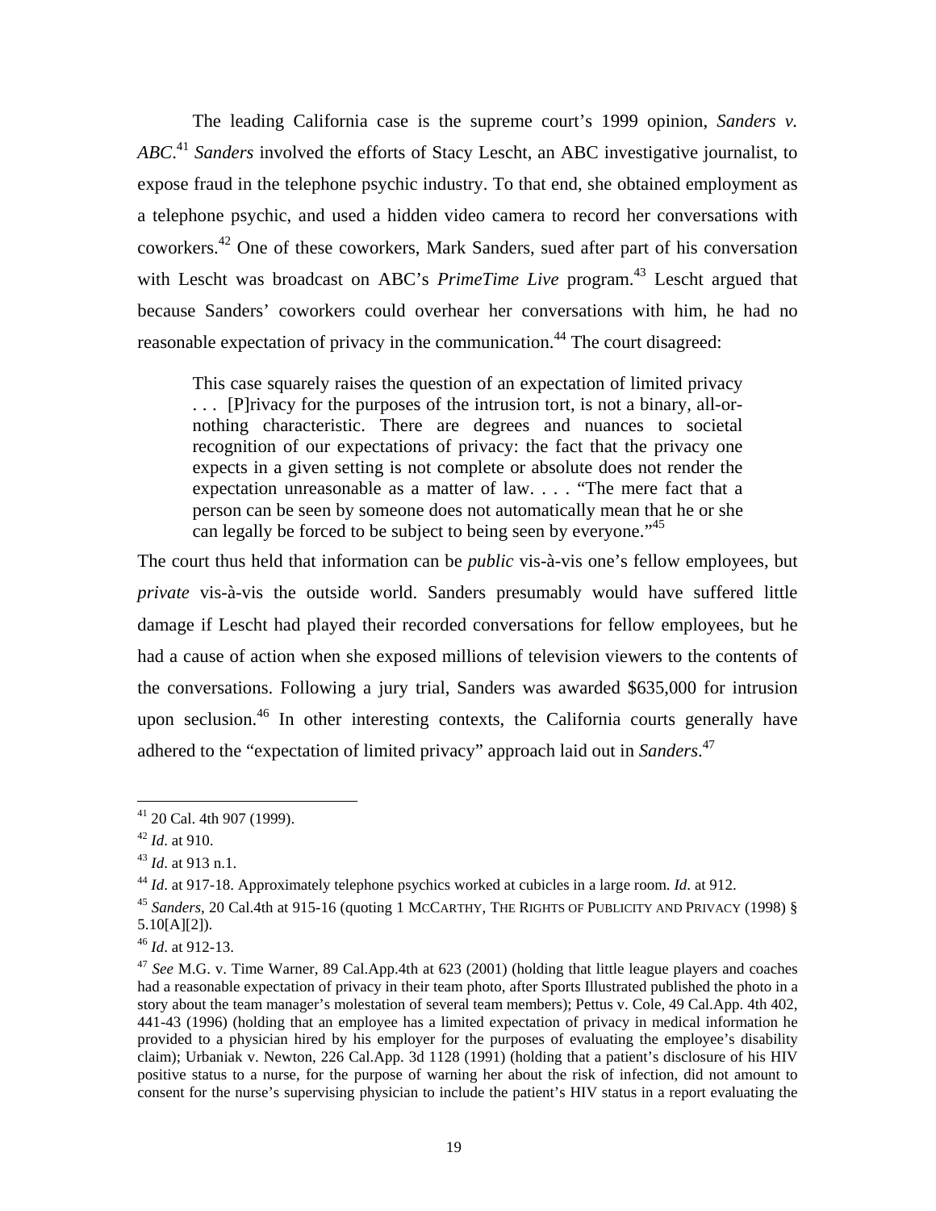The leading California case is the supreme court's 1999 opinion, *Sanders v. ABC*.[41] *Sanders* involved the efforts of Stacy Lescht, an ABC investigative journalist, to expose fraud in the telephone psychic industry. To that end, she obtained employment as a telephone psychic, and used a hidden video camera to record her conversations with coworkers.[42] One of these coworkers, Mark Sanders, sued after part of his conversation with Lescht was broadcast on ABC's *PrimeTime Live* program.[43] Lescht argued that because Sanders' coworkers could overhear her conversations with him, he had no reasonable expectation of privacy in the communication.[44] The court disagreed:

> This case squarely raises the question of an expectation of limited privacy . . . [P]rivacy for the purposes of the intrusion tort, is not a binary, all-or-nothing characteristic. There are degrees and nuances to societal recognition of our expectations of privacy: the fact that the privacy one expects in a given setting is not complete or absolute does not render the expectation unreasonable as a matter of law. . . . "The mere fact that a person can be seen by someone does not automatically mean that he or she can legally be forced to be subject to being seen by everyone."[45]

The court thus held that information can be *public* vis-à-vis one's fellow employees, but *private* vis-à-vis the outside world. Sanders presumably would have suffered little damage if Lescht had played their recorded conversations for fellow employees, but he had a cause of action when she exposed millions of television viewers to the contents of the conversations. Following a jury trial, Sanders was awarded $635,000 for intrusion upon seclusion.[46] In other interesting contexts, the California courts generally have adhered to the "expectation of limited privacy" approach laid out in *Sanders*.[47]

---

[41] 20 Cal. 4th 907 (1999).

[42] *Id*. at 910.

[43] *Id*. at 913 n.1.

[44] *Id*. at 917-18. Approximately telephone psychics worked at cubicles in a large room. *Id*. at 912.

[45] *Sanders*, 20 Cal.4th at 915-16 (quoting 1 MCCARTHY, THE RIGHTS OF PUBLICITY AND PRIVACY (1998) § 5.10[A][2]).

[46] *Id*. at 912-13.

[47] *See* M.G. v. Time Warner, 89 Cal.App.4th at 623 (2001) (holding that little league players and coaches had a reasonable expectation of privacy in their team photo, after Sports Illustrated published the photo in a story about the team manager's molestation of several team members); Pettus v. Cole, 49 Cal.App. 4th 402, 441-43 (1996) (holding that an employee has a limited expectation of privacy in medical information he provided to a physician hired by his employer for the purposes of evaluating the employee's disability claim); Urbaniak v. Newton, 226 Cal.App. 3d 1128 (1991) (holding that a patient's disclosure of his HIV positive status to a nurse, for the purpose of warning her about the risk of infection, did not amount to consent for the nurse's supervising physician to include the patient's HIV status in a report evaluating the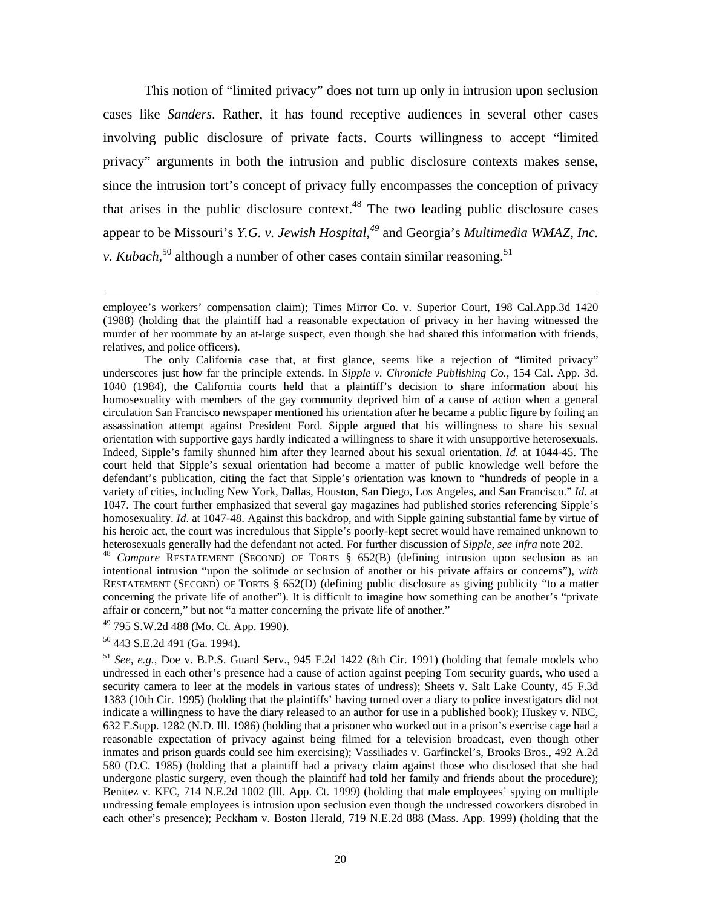This notion of "limited privacy" does not turn up only in intrusion upon seclusion cases like *Sanders*. Rather, it has found receptive audiences in several other cases involving public disclosure of private facts. Courts willingness to accept "limited privacy" arguments in both the intrusion and public disclosure contexts makes sense, since the intrusion tort's concept of privacy fully encompasses the conception of privacy that arises in the public disclosure context.[48] The two leading public disclosure cases appear to be Missouri's *Y.G. v. Jewish Hospital*,[49] and Georgia's *Multimedia WMAZ, Inc. v. Kubach*,[50] although a number of other cases contain similar reasoning.[51]

---

employee's workers' compensation claim); Times Mirror Co. v. Superior Court, 198 Cal.App.3d 1420 (1988) (holding that the plaintiff had a reasonable expectation of privacy in her having witnessed the murder of her roommate by an at-large suspect, even though she had shared this information with friends, relatives, and police officers).

The only California case that, at first glance, seems like a rejection of "limited privacy" underscores just how far the principle extends. In *Sipple v. Chronicle Publishing Co.*, 154 Cal. App. 3d. 1040 (1984), the California courts held that a plaintiff's decision to share information about his homosexuality with members of the gay community deprived him of a cause of action when a general circulation San Francisco newspaper mentioned his orientation after he became a public figure by foiling an assassination attempt against President Ford. Sipple argued that his willingness to share his sexual orientation with supportive gays hardly indicated a willingness to share it with unsupportive heterosexuals. Indeed, Sipple's family shunned him after they learned about his sexual orientation. *Id.* at 1044-45. The court held that Sipple's sexual orientation had become a matter of public knowledge well before the defendant's publication, citing the fact that Sipple's orientation was known to "hundreds of people in a variety of cities, including New York, Dallas, Houston, San Diego, Los Angeles, and San Francisco." *Id*. at 1047. The court further emphasized that several gay magazines had published stories referencing Sipple's homosexuality. *Id*. at 1047-48. Against this backdrop, and with Sipple gaining substantial fame by virtue of his heroic act, the court was incredulous that Sipple's poorly-kept secret would have remained unknown to heterosexuals generally had the defendant not acted. For further discussion of *Sipple*, *see infra* note 202.

[48] *Compare* RESTATEMENT (SECOND) OF TORTS § 652(B) (defining intrusion upon seclusion as an intentional intrusion "upon the solitude or seclusion of another or his private affairs or concerns"), *with* RESTATEMENT (SECOND) OF TORTS § 652(D) (defining public disclosure as giving publicity "to a matter concerning the private life of another"). It is difficult to imagine how something can be another's "private affair or concern," but not "a matter concerning the private life of another."

[49] 795 S.W.2d 488 (Mo. Ct. App. 1990).

[50] 443 S.E.2d 491 (Ga. 1994).

[51] *See, e.g.*, Doe v. B.P.S. Guard Serv., 945 F.2d 1422 (8th Cir. 1991) (holding that female models who undressed in each other's presence had a cause of action against peeping Tom security guards, who used a security camera to leer at the models in various states of undress); Sheets v. Salt Lake County, 45 F.3d 1383 (10th Cir. 1995) (holding that the plaintiffs' having turned over a diary to police investigators did not indicate a willingness to have the diary released to an author for use in a published book); Huskey v. NBC, 632 F.Supp. 1282 (N.D. Ill. 1986) (holding that a prisoner who worked out in a prison's exercise cage had a reasonable expectation of privacy against being filmed for a television broadcast, even though other inmates and prison guards could see him exercising); Vassiliades v. Garfinckel's, Brooks Bros., 492 A.2d 580 (D.C. 1985) (holding that a plaintiff had a privacy claim against those who disclosed that she had undergone plastic surgery, even though the plaintiff had told her family and friends about the procedure); Benitez v. KFC, 714 N.E.2d 1002 (Ill. App. Ct. 1999) (holding that male employees' spying on multiple undressing female employees is intrusion upon seclusion even though the undressed coworkers disrobed in each other's presence); Peckham v. Boston Herald, 719 N.E.2d 888 (Mass. App. 1999) (holding that the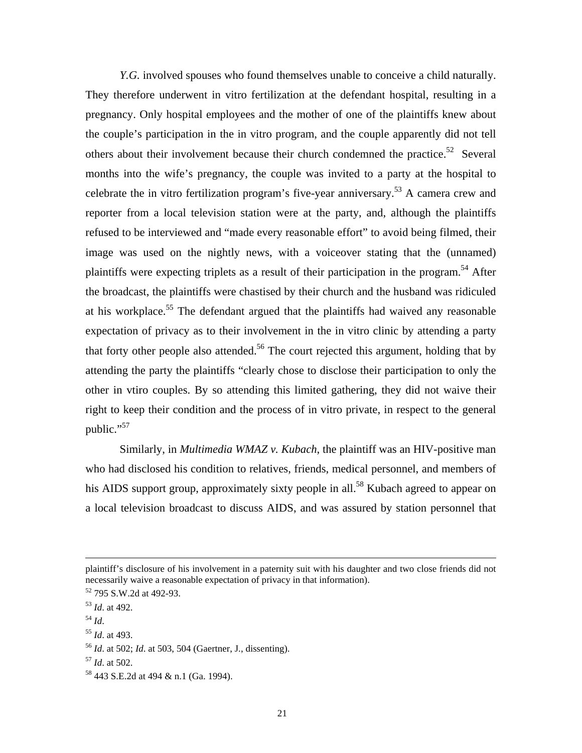*Y.G.* involved spouses who found themselves unable to conceive a child naturally. They therefore underwent in vitro fertilization at the defendant hospital, resulting in a pregnancy. Only hospital employees and the mother of one of the plaintiffs knew about the couple's participation in the in vitro program, and the couple apparently did not tell others about their involvement because their church condemned the practice.[52] Several months into the wife's pregnancy, the couple was invited to a party at the hospital to celebrate the in vitro fertilization program's five-year anniversary.[53] A camera crew and reporter from a local television station were at the party, and, although the plaintiffs refused to be interviewed and "made every reasonable effort" to avoid being filmed, their image was used on the nightly news, with a voiceover stating that the (unnamed) plaintiffs were expecting triplets as a result of their participation in the program.[54] After the broadcast, the plaintiffs were chastised by their church and the husband was ridiculed at his workplace.[55] The defendant argued that the plaintiffs had waived any reasonable expectation of privacy as to their involvement in the in vitro clinic by attending a party that forty other people also attended.[56] The court rejected this argument, holding that by attending the party the plaintiffs "clearly chose to disclose their participation to only the other in vtiro couples. By so attending this limited gathering, they did not waive their right to keep their condition and the process of in vitro private, in respect to the general public."[57]

Similarly, in *Multimedia WMAZ v. Kubach*, the plaintiff was an HIV-positive man who had disclosed his condition to relatives, friends, medical personnel, and members of his AIDS support group, approximately sixty people in all.[58] Kubach agreed to appear on a local television broadcast to discuss AIDS, and was assured by station personnel that

---

plaintiff's disclosure of his involvement in a paternity suit with his daughter and two close friends did not necessarily waive a reasonable expectation of privacy in that information).

[52] 795 S.W.2d at 492-93.

[53] *Id*. at 492.

[54] *Id*.

[55] *Id*. at 493.

[56] *Id*. at 502; *Id*. at 503, 504 (Gaertner, J., dissenting).

[57] *Id*. at 502.

[58] 443 S.E.2d at 494 & n.1 (Ga. 1994).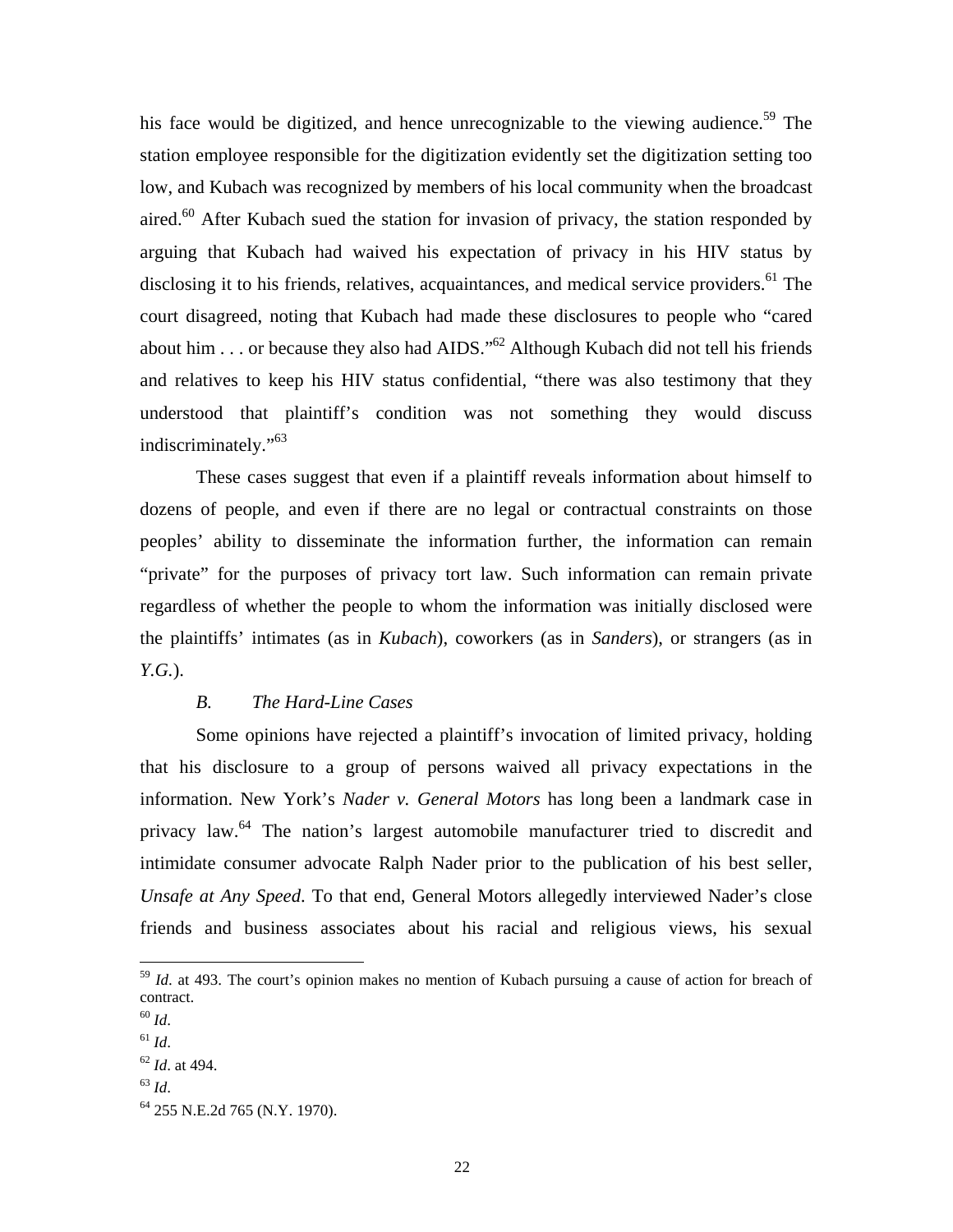his face would be digitized, and hence unrecognizable to the viewing audience.[59] The station employee responsible for the digitization evidently set the digitization setting too low, and Kubach was recognized by members of his local community when the broadcast aired.[60] After Kubach sued the station for invasion of privacy, the station responded by arguing that Kubach had waived his expectation of privacy in his HIV status by disclosing it to his friends, relatives, acquaintances, and medical service providers.[61] The court disagreed, noting that Kubach had made these disclosures to people who "cared about him . . . or because they also had AIDS."[62] Although Kubach did not tell his friends and relatives to keep his HIV status confidential, "there was also testimony that they understood that plaintiff's condition was not something they would discuss indiscriminately."[63]

These cases suggest that even if a plaintiff reveals information about himself to dozens of people, and even if there are no legal or contractual constraints on those peoples' ability to disseminate the information further, the information can remain "private" for the purposes of privacy tort law. Such information can remain private regardless of whether the people to whom the information was initially disclosed were the plaintiffs' intimates (as in *Kubach*), coworkers (as in *Sanders*), or strangers (as in *Y.G.*).

### *B. The Hard-Line Cases*

Some opinions have rejected a plaintiff's invocation of limited privacy, holding that his disclosure to a group of persons waived all privacy expectations in the information. New York's *Nader v. General Motors* has long been a landmark case in privacy law.[64] The nation's largest automobile manufacturer tried to discredit and intimidate consumer advocate Ralph Nader prior to the publication of his best seller, *Unsafe at Any Speed*. To that end, General Motors allegedly interviewed Nader's close friends and business associates about his racial and religious views, his sexual

---

[59] *Id*. at 493. The court's opinion makes no mention of Kubach pursuing a cause of action for breach of contract.

[60] *Id*.

[61] *Id*.

[62] *Id*. at 494.

[63] *Id*.

[64] 255 N.E.2d 765 (N.Y. 1970).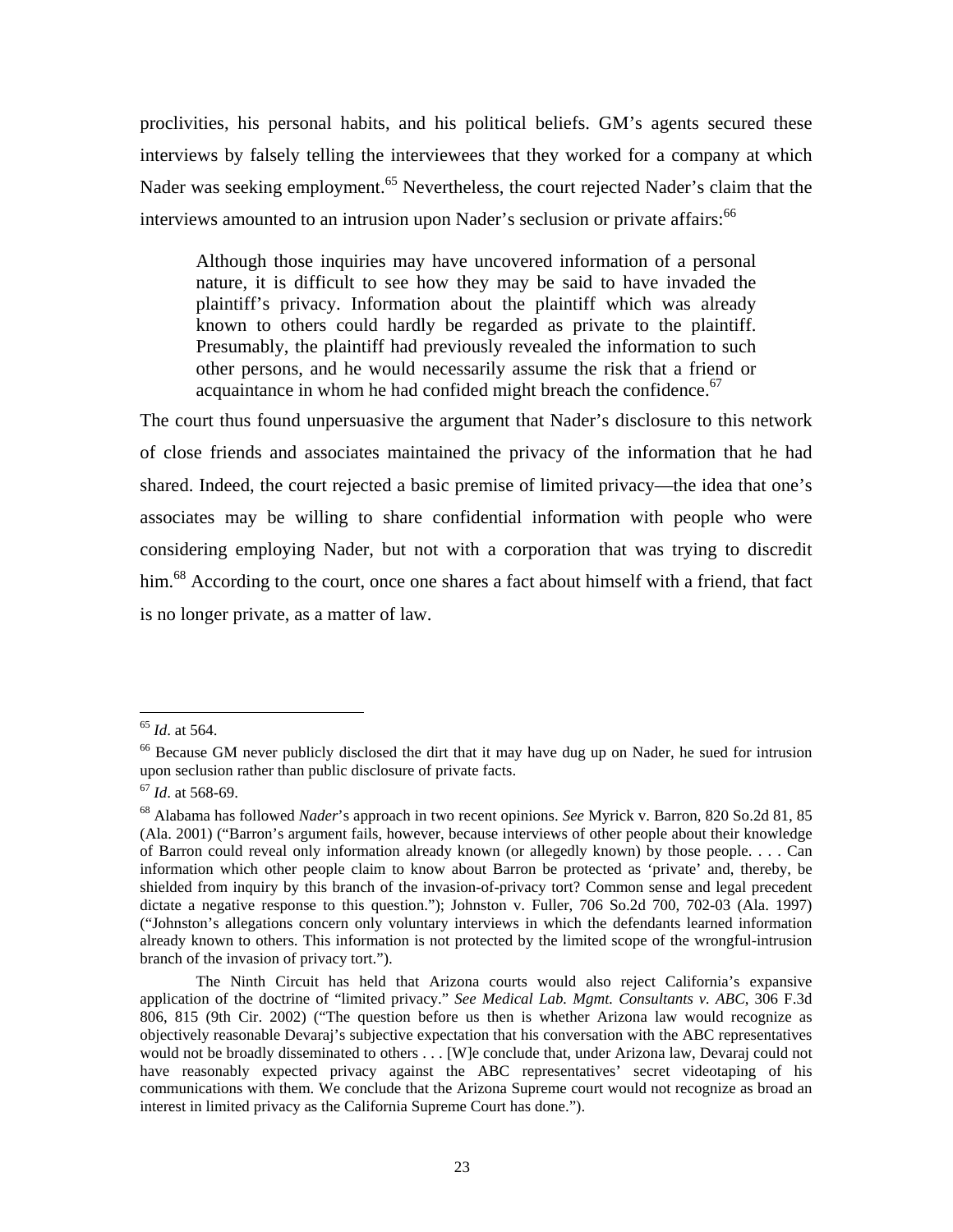proclivities, his personal habits, and his political beliefs. GM's agents secured these interviews by falsely telling the interviewees that they worked for a company at which Nader was seeking employment.[65] Nevertheless, the court rejected Nader's claim that the interviews amounted to an intrusion upon Nader's seclusion or private affairs:[66]

> Although those inquiries may have uncovered information of a personal nature, it is difficult to see how they may be said to have invaded the plaintiff's privacy. Information about the plaintiff which was already known to others could hardly be regarded as private to the plaintiff. Presumably, the plaintiff had previously revealed the information to such other persons, and he would necessarily assume the risk that a friend or acquaintance in whom he had confided might breach the confidence.[67]

The court thus found unpersuasive the argument that Nader's disclosure to this network of close friends and associates maintained the privacy of the information that he had shared. Indeed, the court rejected a basic premise of limited privacy—the idea that one's associates may be willing to share confidential information with people who were considering employing Nader, but not with a corporation that was trying to discredit him.[68] According to the court, once one shares a fact about himself with a friend, that fact is no longer private, as a matter of law.

---

[65] *Id*. at 564.

[66] Because GM never publicly disclosed the dirt that it may have dug up on Nader, he sued for intrusion upon seclusion rather than public disclosure of private facts.

[67] *Id*. at 568-69.

[68] Alabama has followed *Nader*'s approach in two recent opinions. *See* Myrick v. Barron, 820 So.2d 81, 85 (Ala. 2001) ("Barron's argument fails, however, because interviews of other people about their knowledge of Barron could reveal only information already known (or allegedly known) by those people. . . . Can information which other people claim to know about Barron be protected as 'private' and, thereby, be shielded from inquiry by this branch of the invasion-of-privacy tort? Common sense and legal precedent dictate a negative response to this question."); Johnston v. Fuller, 706 So.2d 700, 702-03 (Ala. 1997) ("Johnston's allegations concern only voluntary interviews in which the defendants learned information already known to others. This information is not protected by the limited scope of the wrongful-intrusion branch of the invasion of privacy tort.").

The Ninth Circuit has held that Arizona courts would also reject California's expansive application of the doctrine of "limited privacy." *See Medical Lab. Mgmt. Consultants v. ABC*, 306 F.3d 806, 815 (9th Cir. 2002) ("The question before us then is whether Arizona law would recognize as objectively reasonable Devaraj's subjective expectation that his conversation with the ABC representatives would not be broadly disseminated to others . . . [W]e conclude that, under Arizona law, Devaraj could not have reasonably expected privacy against the ABC representatives' secret videotaping of his communications with them. We conclude that the Arizona Supreme court would not recognize as broad an interest in limited privacy as the California Supreme Court has done.").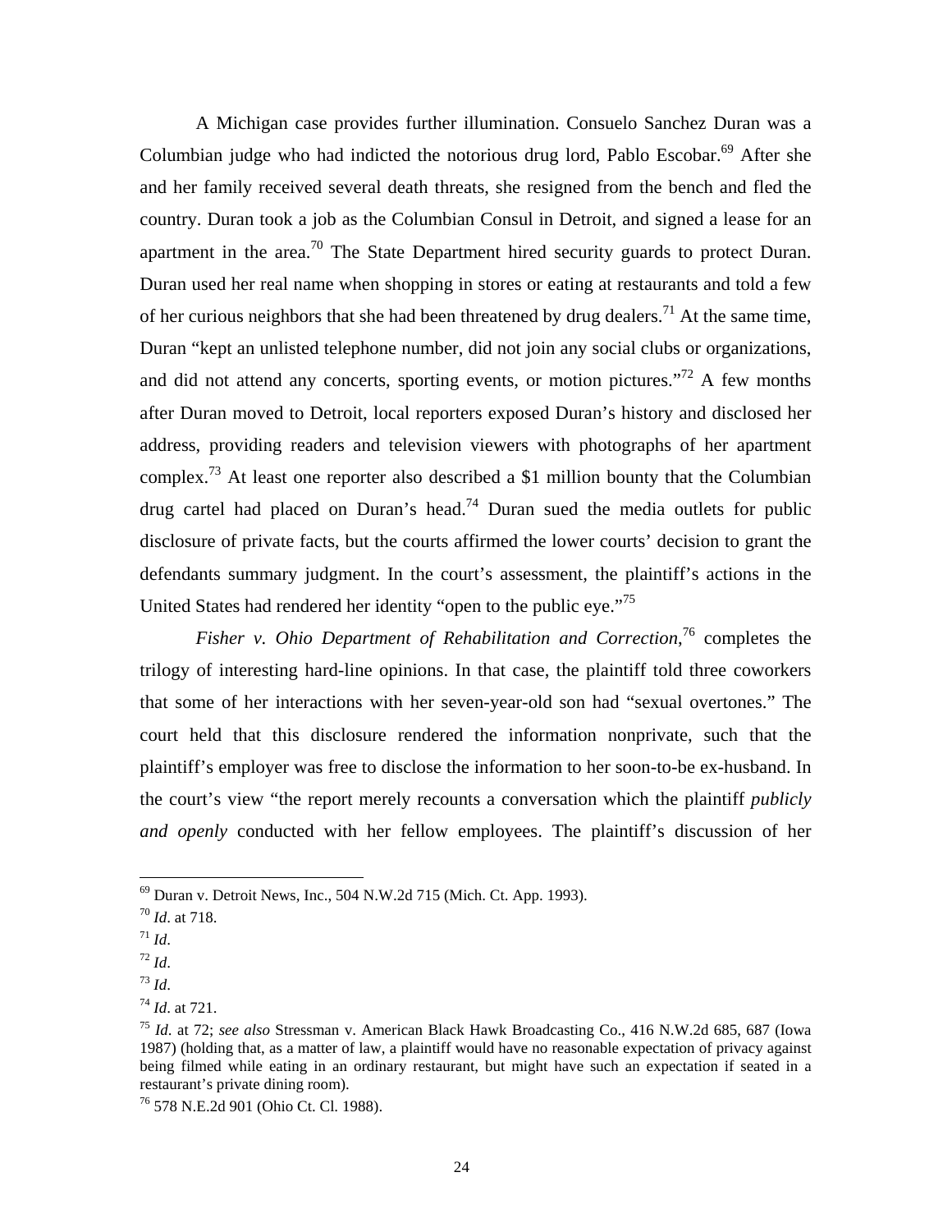A Michigan case provides further illumination. Consuelo Sanchez Duran was a Columbian judge who had indicted the notorious drug lord, Pablo Escobar.[69] After she and her family received several death threats, she resigned from the bench and fled the country. Duran took a job as the Columbian Consul in Detroit, and signed a lease for an apartment in the area.[70] The State Department hired security guards to protect Duran. Duran used her real name when shopping in stores or eating at restaurants and told a few of her curious neighbors that she had been threatened by drug dealers.[71] At the same time, Duran "kept an unlisted telephone number, did not join any social clubs or organizations, and did not attend any concerts, sporting events, or motion pictures."[72] A few months after Duran moved to Detroit, local reporters exposed Duran's history and disclosed her address, providing readers and television viewers with photographs of her apartment complex.[73] At least one reporter also described a $1 million bounty that the Columbian drug cartel had placed on Duran's head.[74] Duran sued the media outlets for public disclosure of private facts, but the courts affirmed the lower courts' decision to grant the defendants summary judgment. In the court's assessment, the plaintiff's actions in the United States had rendered her identity "open to the public eye."[75]

*Fisher v. Ohio Department of Rehabilitation and Correction*,[76] completes the trilogy of interesting hard-line opinions. In that case, the plaintiff told three coworkers that some of her interactions with her seven-year-old son had "sexual overtones." The court held that this disclosure rendered the information nonprivate, such that the plaintiff's employer was free to disclose the information to her soon-to-be ex-husband. In the court's view "the report merely recounts a conversation which the plaintiff *publicly and openly* conducted with her fellow employees. The plaintiff's discussion of her

---

[69] Duran v. Detroit News, Inc., 504 N.W.2d 715 (Mich. Ct. App. 1993).

[70] *Id*. at 718.

[71] *Id*.

[72] *Id*.

[73] *Id*.

[74] *Id*. at 721.

[75] *Id*. at 72; *see also* Stressman v. American Black Hawk Broadcasting Co., 416 N.W.2d 685, 687 (Iowa 1987) (holding that, as a matter of law, a plaintiff would have no reasonable expectation of privacy against being filmed while eating in an ordinary restaurant, but might have such an expectation if seated in a restaurant's private dining room).

[76] 578 N.E.2d 901 (Ohio Ct. Cl. 1988).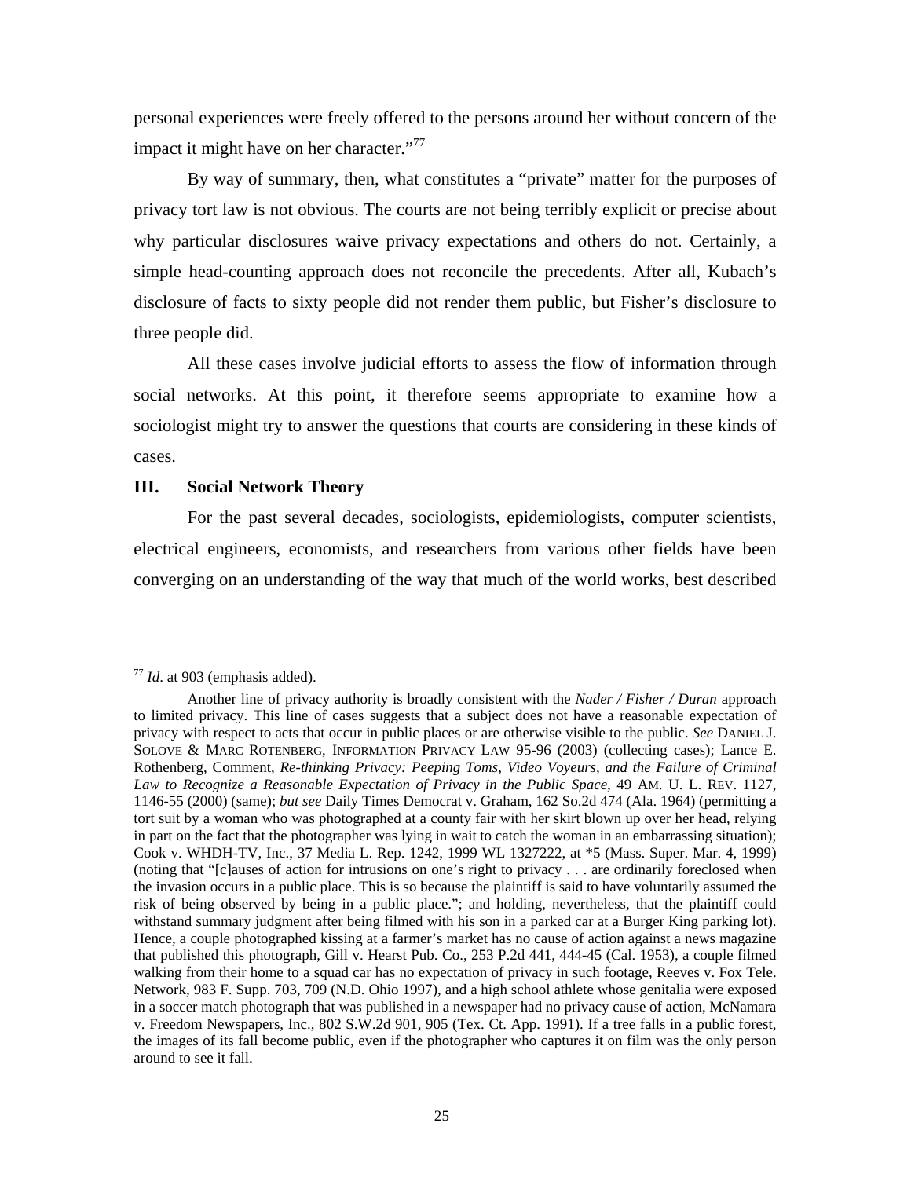personal experiences were freely offered to the persons around her without concern of the impact it might have on her character."[77]

By way of summary, then, what constitutes a "private" matter for the purposes of privacy tort law is not obvious. The courts are not being terribly explicit or precise about why particular disclosures waive privacy expectations and others do not. Certainly, a simple head-counting approach does not reconcile the precedents. After all, Kubach's disclosure of facts to sixty people did not render them public, but Fisher's disclosure to three people did.

All these cases involve judicial efforts to assess the flow of information through social networks. At this point, it therefore seems appropriate to examine how a sociologist might try to answer the questions that courts are considering in these kinds of cases.

## III. Social Network Theory

For the past several decades, sociologists, epidemiologists, computer scientists, electrical engineers, economists, and researchers from various other fields have been converging on an understanding of the way that much of the world works, best described

---

[77] *Id*. at 903 (emphasis added).

Another line of privacy authority is broadly consistent with the *Nader / Fisher / Duran* approach to limited privacy. This line of cases suggests that a subject does not have a reasonable expectation of privacy with respect to acts that occur in public places or are otherwise visible to the public. *See* DANIEL J. SOLOVE & MARC ROTENBERG, INFORMATION PRIVACY LAW 95-96 (2003) (collecting cases); Lance E. Rothenberg, Comment, *Re-thinking Privacy: Peeping Toms, Video Voyeurs, and the Failure of Criminal Law to Recognize a Reasonable Expectation of Privacy in the Public Space*, 49 AM. U. L. REV. 1127, 1146-55 (2000) (same); *but see* Daily Times Democrat v. Graham, 162 So.2d 474 (Ala. 1964) (permitting a tort suit by a woman who was photographed at a county fair with her skirt blown up over her head, relying in part on the fact that the photographer was lying in wait to catch the woman in an embarrassing situation); Cook v. WHDH-TV, Inc., 37 Media L. Rep. 1242, 1999 WL 1327222, at *5 (Mass. Super. Mar. 4, 1999) (noting that "[c]auses of action for intrusions on one's right to privacy . . . are ordinarily foreclosed when the invasion occurs in a public place. This is so because the plaintiff is said to have voluntarily assumed the risk of being observed by being in a public place."; and holding, nevertheless, that the plaintiff could withstand summary judgment after being filmed with his son in a parked car at a Burger King parking lot). Hence, a couple photographed kissing at a farmer's market has no cause of action against a news magazine that published this photograph, Gill v. Hearst Pub. Co., 253 P.2d 441, 444-45 (Cal. 1953), a couple filmed walking from their home to a squad car has no expectation of privacy in such footage, Reeves v. Fox Tele. Network, 983 F. Supp. 703, 709 (N.D. Ohio 1997), and a high school athlete whose genitalia were exposed in a soccer match photograph that was published in a newspaper had no privacy cause of action, McNamara v. Freedom Newspapers, Inc., 802 S.W.2d 901, 905 (Tex. Ct. App. 1991). If a tree falls in a public forest, the images of its fall become public, even if the photographer who captures it on film was the only person around to see it fall.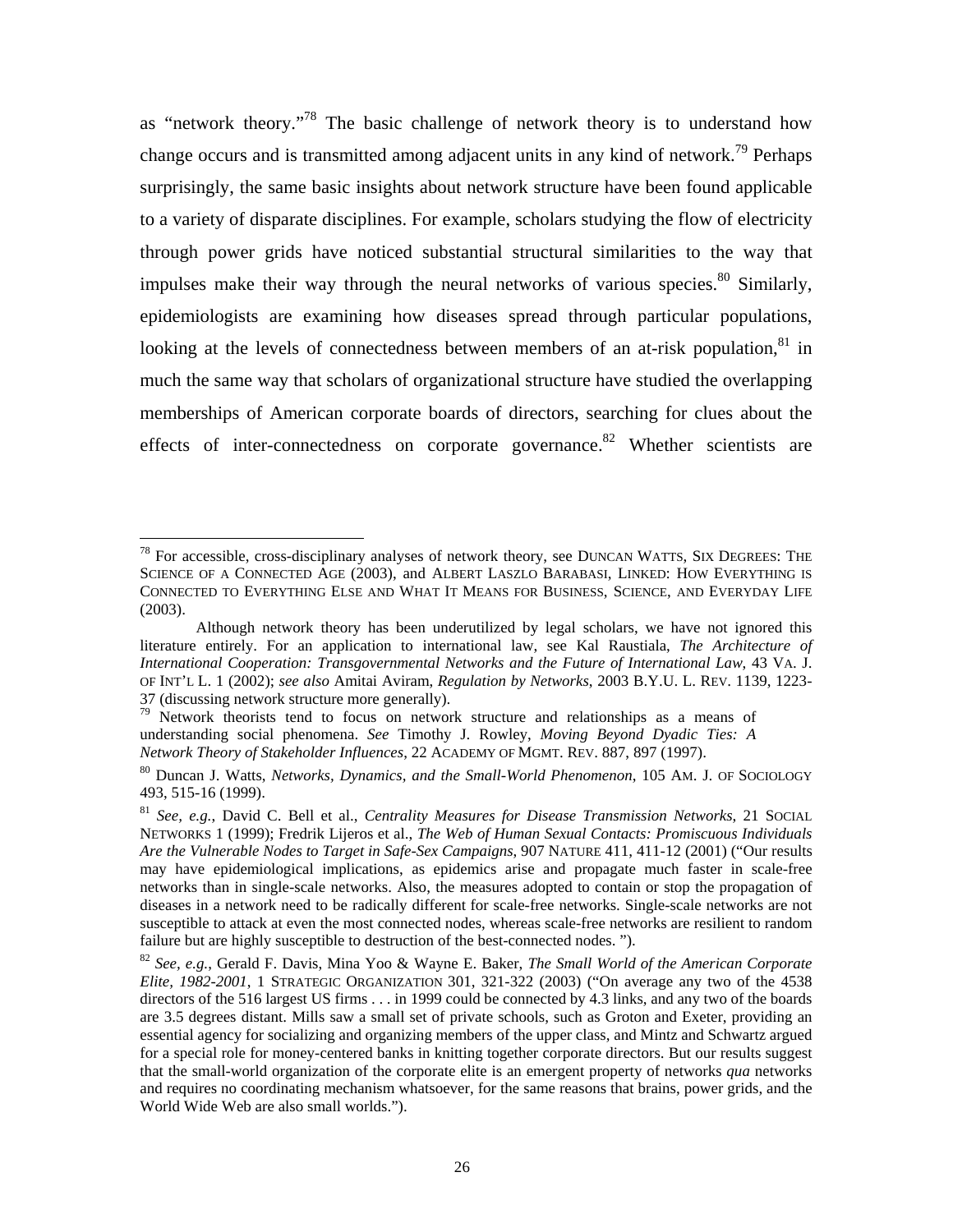as "network theory."[78] The basic challenge of network theory is to understand how change occurs and is transmitted among adjacent units in any kind of network.[79] Perhaps surprisingly, the same basic insights about network structure have been found applicable to a variety of disparate disciplines. For example, scholars studying the flow of electricity through power grids have noticed substantial structural similarities to the way that impulses make their way through the neural networks of various species.[80] Similarly, epidemiologists are examining how diseases spread through particular populations, looking at the levels of connectedness between members of an at-risk population,[81] in much the same way that scholars of organizational structure have studied the overlapping memberships of American corporate boards of directors, searching for clues about the effects of inter-connectedness on corporate governance.[82] Whether scientists are

---

[78] For accessible, cross-disciplinary analyses of network theory, see DUNCAN WATTS, SIX DEGREES: THE SCIENCE OF A CONNECTED AGE (2003), and ALBERT LASZLO BARABASI, LINKED: HOW EVERYTHING IS CONNECTED TO EVERYTHING ELSE AND WHAT IT MEANS FOR BUSINESS, SCIENCE, AND EVERYDAY LIFE (2003).

Although network theory has been underutilized by legal scholars, we have not ignored this literature entirely. For an application to international law, see Kal Raustiala, *The Architecture of International Cooperation: Transgovernmental Networks and the Future of International Law*, 43 VA. J. OF INT'L L. 1 (2002); *see also* Amitai Aviram, *Regulation by Networks*, 2003 B.Y.U. L. REV. 1139, 1223-37 (discussing network structure more generally).

[79] Network theorists tend to focus on network structure and relationships as a means of understanding social phenomena. *See* Timothy J. Rowley, *Moving Beyond Dyadic Ties: A Network Theory of Stakeholder Influences*, 22 ACADEMY OF MGMT. REV. 887, 897 (1997).

[80] Duncan J. Watts, *Networks, Dynamics, and the Small-World Phenomenon*, 105 AM. J. OF SOCIOLOGY 493, 515-16 (1999).

[81] *See, e.g.*, David C. Bell et al., *Centrality Measures for Disease Transmission Networks*, 21 SOCIAL NETWORKS 1 (1999); Fredrik Lijeros et al., *The Web of Human Sexual Contacts: Promiscuous Individuals Are the Vulnerable Nodes to Target in Safe-Sex Campaigns*, 907 NATURE 411, 411-12 (2001) ("Our results may have epidemiological implications, as epidemics arise and propagate much faster in scale-free networks than in single-scale networks. Also, the measures adopted to contain or stop the propagation of diseases in a network need to be radically different for scale-free networks. Single-scale networks are not susceptible to attack at even the most connected nodes, whereas scale-free networks are resilient to random failure but are highly susceptible to destruction of the best-connected nodes. ").

[82] *See, e.g.*, Gerald F. Davis, Mina Yoo & Wayne E. Baker, *The Small World of the American Corporate Elite, 1982-2001*, 1 STRATEGIC ORGANIZATION 301, 321-322 (2003) ("On average any two of the 4538 directors of the 516 largest US firms . . . in 1999 could be connected by 4.3 links, and any two of the boards are 3.5 degrees distant. Mills saw a small set of private schools, such as Groton and Exeter, providing an essential agency for socializing and organizing members of the upper class, and Mintz and Schwartz argued for a special role for money-centered banks in knitting together corporate directors. But our results suggest that the small-world organization of the corporate elite is an emergent property of networks *qua* networks and requires no coordinating mechanism whatsoever, for the same reasons that brains, power grids, and the World Wide Web are also small worlds.").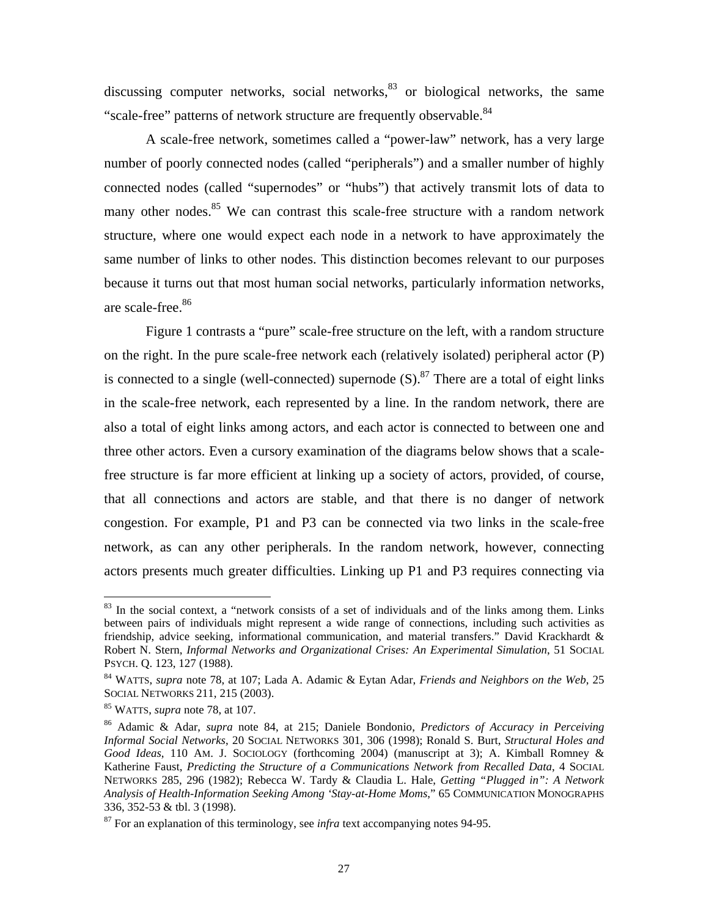discussing computer networks, social networks,[83] or biological networks, the same "scale-free" patterns of network structure are frequently observable.[84]

A scale-free network, sometimes called a "power-law" network, has a very large number of poorly connected nodes (called "peripherals") and a smaller number of highly connected nodes (called "supernodes" or "hubs") that actively transmit lots of data to many other nodes.[85] We can contrast this scale-free structure with a random network structure, where one would expect each node in a network to have approximately the same number of links to other nodes. This distinction becomes relevant to our purposes because it turns out that most human social networks, particularly information networks, are scale-free.[86]

Figure 1 contrasts a "pure" scale-free structure on the left, with a random structure on the right. In the pure scale-free network each (relatively isolated) peripheral actor (P) is connected to a single (well-connected) supernode (S).[87] There are a total of eight links in the scale-free network, each represented by a line. In the random network, there are also a total of eight links among actors, and each actor is connected to between one and three other actors. Even a cursory examination of the diagrams below shows that a scale-free structure is far more efficient at linking up a society of actors, provided, of course, that all connections and actors are stable, and that there is no danger of network congestion. For example, P1 and P3 can be connected via two links in the scale-free network, as can any other peripherals. In the random network, however, connecting actors presents much greater difficulties. Linking up P1 and P3 requires connecting via

---

[83] In the social context, a "network consists of a set of individuals and of the links among them. Links between pairs of individuals might represent a wide range of connections, including such activities as friendship, advice seeking, informational communication, and material transfers." David Krackhardt & Robert N. Stern, *Informal Networks and Organizational Crises: An Experimental Simulation*, 51 SOCIAL PSYCH. Q. 123, 127 (1988).

[84] WATTS, *supra* note 78, at 107; Lada A. Adamic & Eytan Adar, *Friends and Neighbors on the Web*, 25 SOCIAL NETWORKS 211, 215 (2003).

[85] WATTS, *supra* note 78, at 107.

[86] Adamic & Adar, *supra* note 84, at 215; Daniele Bondonio, *Predictors of Accuracy in Perceiving Informal Social Networks*, 20 SOCIAL NETWORKS 301, 306 (1998); Ronald S. Burt, *Structural Holes and Good Ideas*, 110 AM. J. SOCIOLOGY (forthcoming 2004) (manuscript at 3); A. Kimball Romney & Katherine Faust, *Predicting the Structure of a Communications Network from Recalled Data*, 4 SOCIAL NETWORKS 285, 296 (1982); Rebecca W. Tardy & Claudia L. Hale, *Getting "Plugged in": A Network Analysis of Health-Information Seeking Among 'Stay-at-Home Moms*," 65 COMMUNICATION MONOGRAPHS 336, 352-53 & tbl. 3 (1998).

[87] For an explanation of this terminology, see *infra* text accompanying notes 94-95.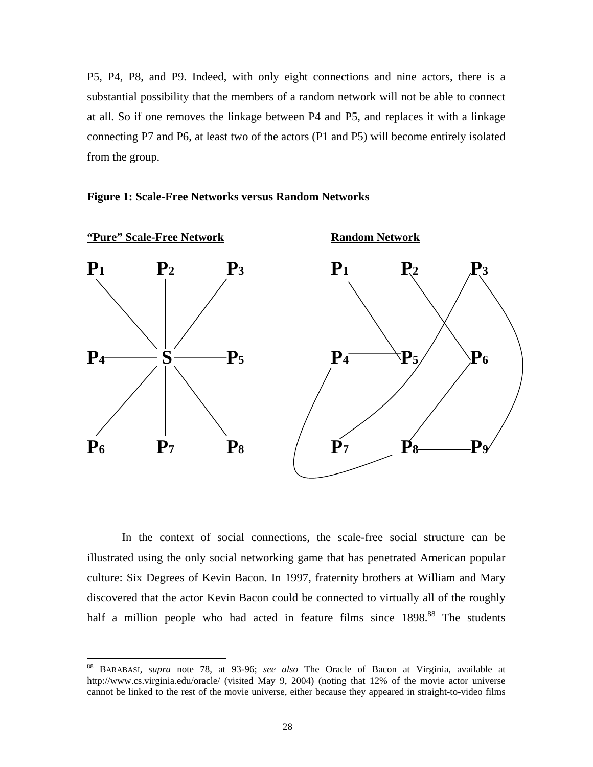P5, P4, P8, and P9. Indeed, with only eight connections and nine actors, there is a substantial possibility that the members of a random network will not be able to connect at all. So if one removes the linkage between P4 and P5, and replaces it with a linkage connecting P7 and P6, at least two of the actors (P1 and P5) will become entirely isolated from the group.

**Figure 1: Scale-Free Networks versus Random Networks**

**"Pure" Scale-Free Network**

**Random Network**

In the context of social connections, the scale-free social structure can be illustrated using the only social networking game that has penetrated American popular culture: Six Degrees of Kevin Bacon. In 1997, fraternity brothers at William and Mary discovered that the actor Kevin Bacon could be connected to virtually all of the roughly half a million people who had acted in feature films since 1898.[88] The students

[88] BARABASI, *supra* note 78, at 93-96; *see also* The Oracle of Bacon at Virginia, available at http://www.cs.virginia.edu/oracle/ (visited May 9, 2004) (noting that 12% of the movie actor universe cannot be linked to the rest of the movie universe, either because they appeared in straight-to-video films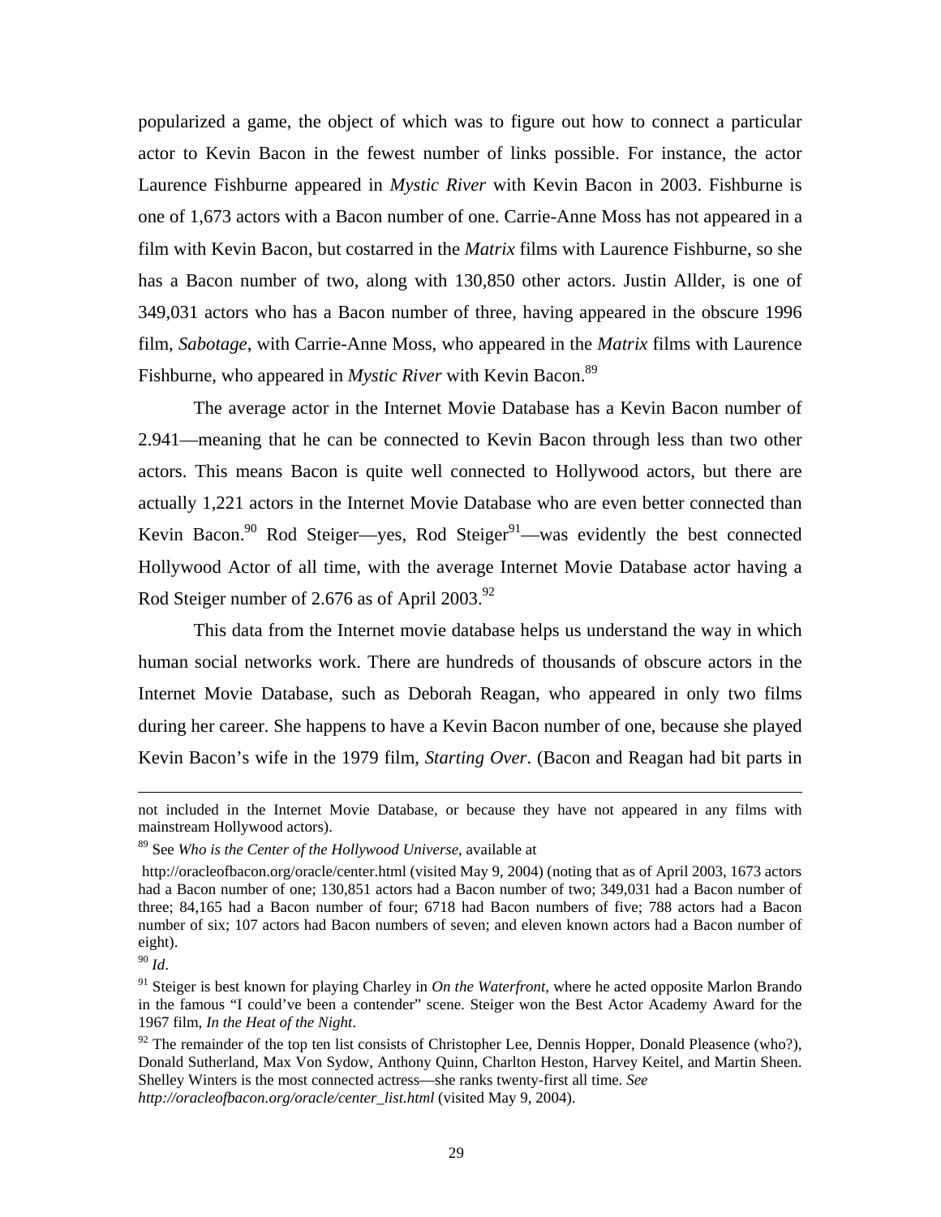popularized a game, the object of which was to figure out how to connect a particular actor to Kevin Bacon in the fewest number of links possible. For instance, the actor Laurence Fishburne appeared in *Mystic River* with Kevin Bacon in 2003. Fishburne is one of 1,673 actors with a Bacon number of one. Carrie-Anne Moss has not appeared in a film with Kevin Bacon, but costarred in the *Matrix* films with Laurence Fishburne, so she has a Bacon number of two, along with 130,850 other actors. Justin Allder, is one of 349,031 actors who has a Bacon number of three, having appeared in the obscure 1996 film, *Sabotage*, with Carrie-Anne Moss, who appeared in the *Matrix* films with Laurence Fishburne, who appeared in *Mystic River* with Kevin Bacon.[89]

The average actor in the Internet Movie Database has a Kevin Bacon number of 2.941—meaning that he can be connected to Kevin Bacon through less than two other actors. This means Bacon is quite well connected to Hollywood actors, but there are actually 1,221 actors in the Internet Movie Database who are even better connected than Kevin Bacon.[90] Rod Steiger—yes, Rod Steiger[91]—was evidently the best connected Hollywood Actor of all time, with the average Internet Movie Database actor having a Rod Steiger number of 2.676 as of April 2003.[92]

This data from the Internet movie database helps us understand the way in which human social networks work. There are hundreds of thousands of obscure actors in the Internet Movie Database, such as Deborah Reagan, who appeared in only two films during her career. She happens to have a Kevin Bacon number of one, because she played Kevin Bacon's wife in the 1979 film, *Starting Over*. (Bacon and Reagan had bit parts in

---

not included in the Internet Movie Database, or because they have not appeared in any films with mainstream Hollywood actors).

[89] See *Who is the Center of the Hollywood Universe*, available at http://oracleofbacon.org/oracle/center.html (visited May 9, 2004) (noting that as of April 2003, 1673 actors had a Bacon number of one; 130,851 actors had a Bacon number of two; 349,031 had a Bacon number of three; 84,165 had a Bacon number of four; 6718 had Bacon numbers of five; 788 actors had a Bacon number of six; 107 actors had Bacon numbers of seven; and eleven known actors had a Bacon number of eight).

[90] *Id*.

[91] Steiger is best known for playing Charley in *On the Waterfront*, where he acted opposite Marlon Brando in the famous "I could've been a contender" scene. Steiger won the Best Actor Academy Award for the 1967 film, *In the Heat of the Night*.

[92] The remainder of the top ten list consists of Christopher Lee, Dennis Hopper, Donald Pleasence (who?), Donald Sutherland, Max Von Sydow, Anthony Quinn, Charlton Heston, Harvey Keitel, and Martin Sheen. Shelley Winters is the most connected actress—she ranks twenty-first all time. *See http://oracleofbacon.org/oracle/center_list.html* (visited May 9, 2004).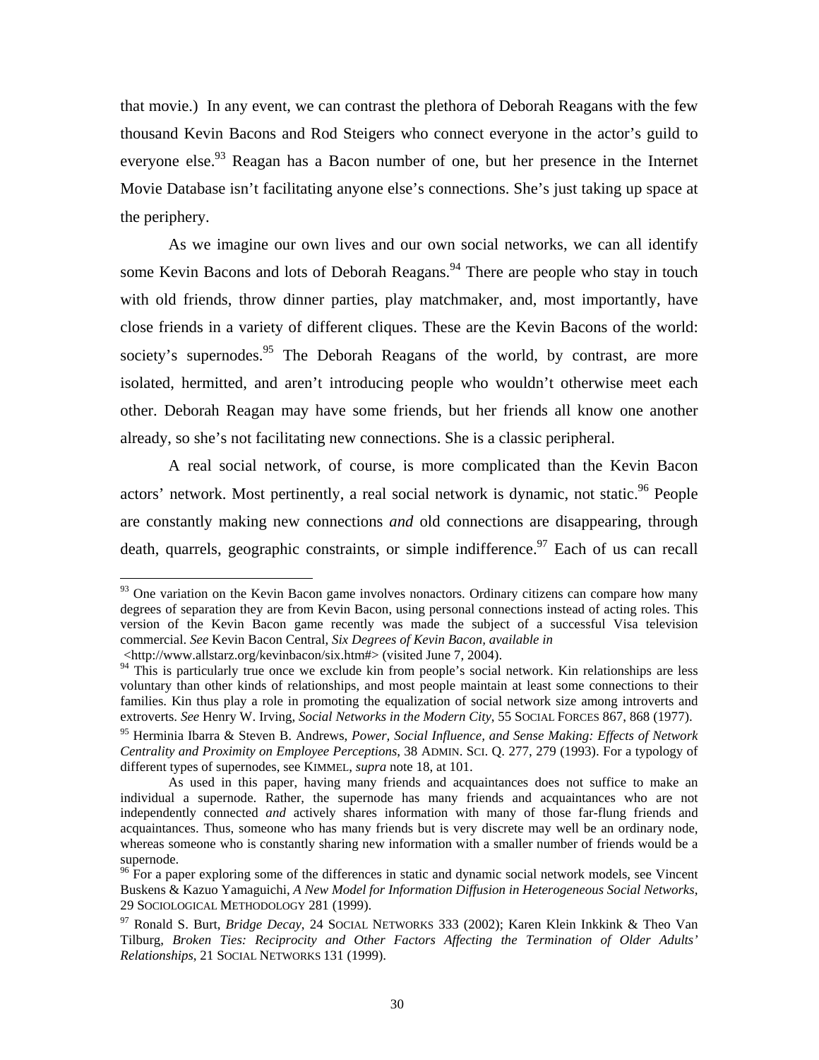that movie.) In any event, we can contrast the plethora of Deborah Reagans with the few thousand Kevin Bacons and Rod Steigers who connect everyone in the actor's guild to everyone else.[93] Reagan has a Bacon number of one, but her presence in the Internet Movie Database isn't facilitating anyone else's connections. She's just taking up space at the periphery.

As we imagine our own lives and our own social networks, we can all identify some Kevin Bacons and lots of Deborah Reagans.[94] There are people who stay in touch with old friends, throw dinner parties, play matchmaker, and, most importantly, have close friends in a variety of different cliques. These are the Kevin Bacons of the world: society's supernodes.[95] The Deborah Reagans of the world, by contrast, are more isolated, hermitted, and aren't introducing people who wouldn't otherwise meet each other. Deborah Reagan may have some friends, but her friends all know one another already, so she's not facilitating new connections. She is a classic peripheral.

A real social network, of course, is more complicated than the Kevin Bacon actors' network. Most pertinently, a real social network is dynamic, not static.[96] People are constantly making new connections *and* old connections are disappearing, through death, quarrels, geographic constraints, or simple indifference.[97] Each of us can recall

---

[93] One variation on the Kevin Bacon game involves nonactors. Ordinary citizens can compare how many degrees of separation they are from Kevin Bacon, using personal connections instead of acting roles. This version of the Kevin Bacon game recently was made the subject of a successful Visa television commercial. *See* Kevin Bacon Central, *Six Degrees of Kevin Bacon, available in* <http://www.allstarz.org/kevinbacon/six.htm#> (visited June 7, 2004).

[94] This is particularly true once we exclude kin from people's social network. Kin relationships are less voluntary than other kinds of relationships, and most people maintain at least some connections to their families. Kin thus play a role in promoting the equalization of social network size among introverts and extroverts. *See* Henry W. Irving, *Social Networks in the Modern City*, 55 SOCIAL FORCES 867, 868 (1977).

[95] Herminia Ibarra & Steven B. Andrews, *Power, Social Influence, and Sense Making: Effects of Network Centrality and Proximity on Employee Perceptions*, 38 ADMIN. SCI. Q. 277, 279 (1993). For a typology of different types of supernodes, see KIMMEL, *supra* note 18, at 101.

As used in this paper, having many friends and acquaintances does not suffice to make an individual a supernode. Rather, the supernode has many friends and acquaintances who are not independently connected *and* actively shares information with many of those far-flung friends and acquaintances. Thus, someone who has many friends but is very discrete may well be an ordinary node, whereas someone who is constantly sharing new information with a smaller number of friends would be a supernode.

[96] For a paper exploring some of the differences in static and dynamic social network models, see Vincent Buskens & Kazuo Yamaguichi, *A New Model for Information Diffusion in Heterogeneous Social Networks*, 29 SOCIOLOGICAL METHODOLOGY 281 (1999).

[97] Ronald S. Burt, *Bridge Decay*, 24 SOCIAL NETWORKS 333 (2002); Karen Klein Inkkink & Theo Van Tilburg, *Broken Ties: Reciprocity and Other Factors Affecting the Termination of Older Adults' Relationships*, 21 SOCIAL NETWORKS 131 (1999).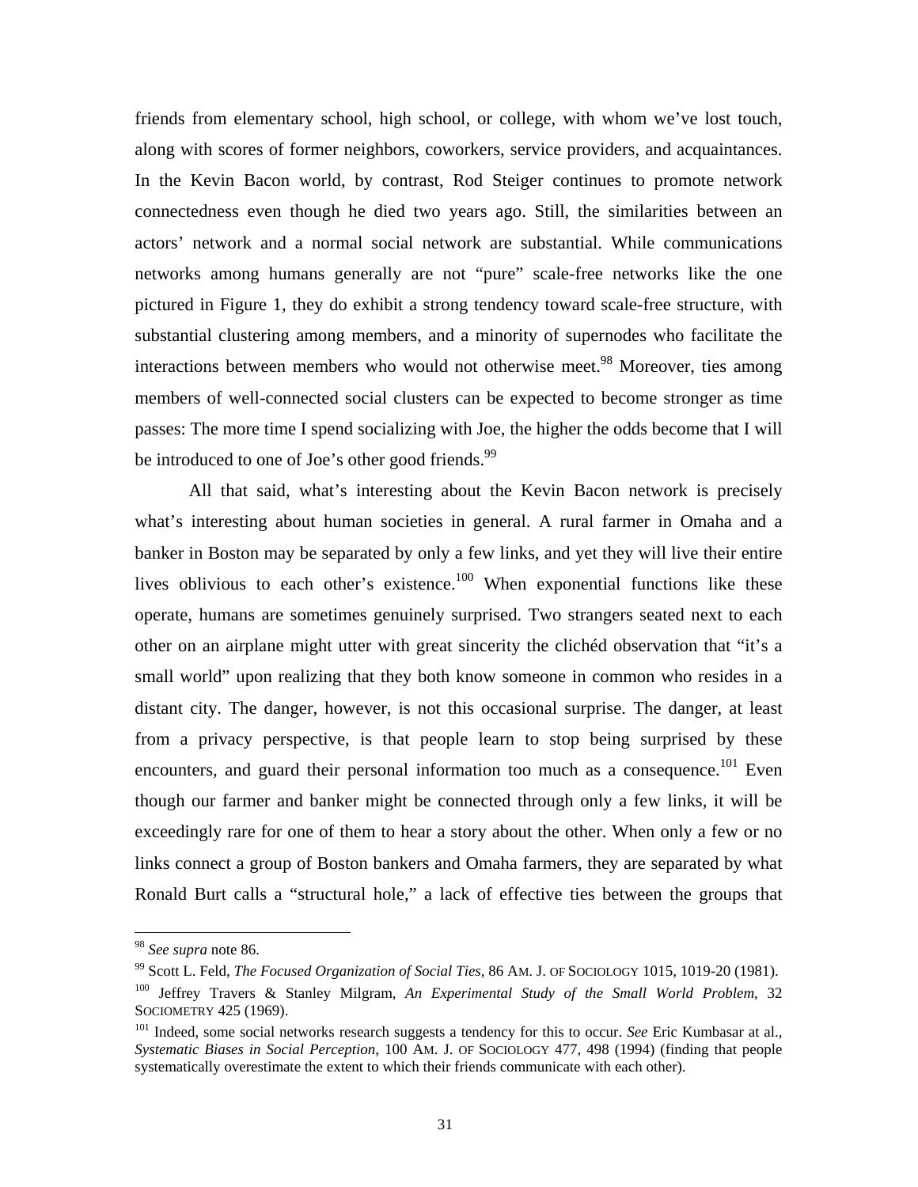friends from elementary school, high school, or college, with whom we've lost touch, along with scores of former neighbors, coworkers, service providers, and acquaintances. In the Kevin Bacon world, by contrast, Rod Steiger continues to promote network connectedness even though he died two years ago. Still, the similarities between an actors' network and a normal social network are substantial. While communications networks among humans generally are not "pure" scale-free networks like the one pictured in Figure 1, they do exhibit a strong tendency toward scale-free structure, with substantial clustering among members, and a minority of supernodes who facilitate the interactions between members who would not otherwise meet.[98] Moreover, ties among members of well-connected social clusters can be expected to become stronger as time passes: The more time I spend socializing with Joe, the higher the odds become that I will be introduced to one of Joe's other good friends.[99]

All that said, what's interesting about the Kevin Bacon network is precisely what's interesting about human societies in general. A rural farmer in Omaha and a banker in Boston may be separated by only a few links, and yet they will live their entire lives oblivious to each other's existence.[100] When exponential functions like these operate, humans are sometimes genuinely surprised. Two strangers seated next to each other on an airplane might utter with great sincerity the clichéd observation that "it's a small world" upon realizing that they both know someone in common who resides in a distant city. The danger, however, is not this occasional surprise. The danger, at least from a privacy perspective, is that people learn to stop being surprised by these encounters, and guard their personal information too much as a consequence.[101] Even though our farmer and banker might be connected through only a few links, it will be exceedingly rare for one of them to hear a story about the other. When only a few or no links connect a group of Boston bankers and Omaha farmers, they are separated by what Ronald Burt calls a "structural hole," a lack of effective ties between the groups that

---

[98] *See supra* note 86.

[99] Scott L. Feld, *The Focused Organization of Social Ties*, 86 AM. J. OF SOCIOLOGY 1015, 1019-20 (1981).

[100] Jeffrey Travers & Stanley Milgram, *An Experimental Study of the Small World Problem*, 32 SOCIOMETRY 425 (1969).

[101] Indeed, some social networks research suggests a tendency for this to occur. *See* Eric Kumbasar at al., *Systematic Biases in Social Perception*, 100 AM. J. OF SOCIOLOGY 477, 498 (1994) (finding that people systematically overestimate the extent to which their friends communicate with each other).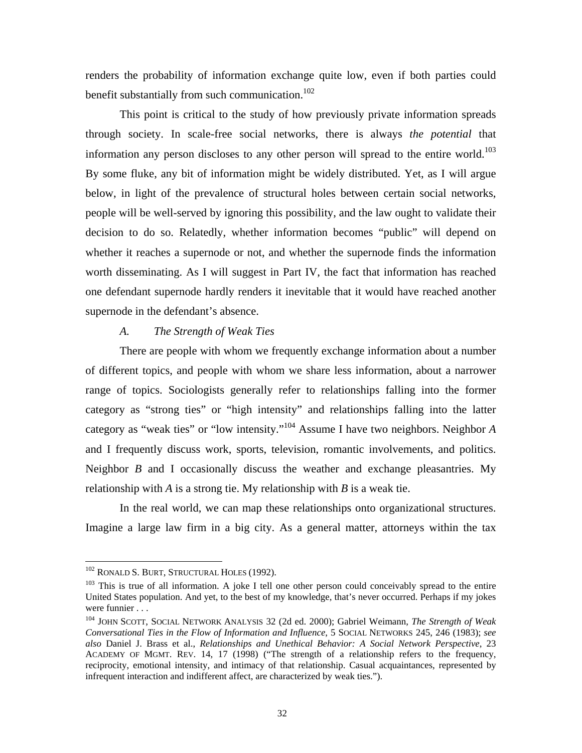renders the probability of information exchange quite low, even if both parties could benefit substantially from such communication.[102]

This point is critical to the study of how previously private information spreads through society. In scale-free social networks, there is always *the potential* that information any person discloses to any other person will spread to the entire world.[103] By some fluke, any bit of information might be widely distributed. Yet, as I will argue below, in light of the prevalence of structural holes between certain social networks, people will be well-served by ignoring this possibility, and the law ought to validate their decision to do so. Relatedly, whether information becomes "public" will depend on whether it reaches a supernode or not, and whether the supernode finds the information worth disseminating. As I will suggest in Part IV, the fact that information has reached one defendant supernode hardly renders it inevitable that it would have reached another supernode in the defendant's absence.

### *A. The Strength of Weak Ties*

There are people with whom we frequently exchange information about a number of different topics, and people with whom we share less information, about a narrower range of topics. Sociologists generally refer to relationships falling into the former category as "strong ties" or "high intensity" and relationships falling into the latter category as "weak ties" or "low intensity."[104] Assume I have two neighbors. Neighbor *A* and I frequently discuss work, sports, television, romantic involvements, and politics. Neighbor *B* and I occasionally discuss the weather and exchange pleasantries. My relationship with *A* is a strong tie. My relationship with *B* is a weak tie.

In the real world, we can map these relationships onto organizational structures. Imagine a large law firm in a big city. As a general matter, attorneys within the tax

---

[102] RONALD S. BURT, STRUCTURAL HOLES (1992).

[103] This is true of all information. A joke I tell one other person could conceivably spread to the entire United States population. And yet, to the best of my knowledge, that's never occurred. Perhaps if my jokes were funnier . . .

[104] JOHN SCOTT, SOCIAL NETWORK ANALYSIS 32 (2d ed. 2000); Gabriel Weimann, *The Strength of Weak Conversational Ties in the Flow of Information and Influence*, 5 SOCIAL NETWORKS 245, 246 (1983); *see also* Daniel J. Brass et al., *Relationships and Unethical Behavior: A Social Network Perspective*, 23 ACADEMY OF MGMT. REV. 14, 17 (1998) ("The strength of a relationship refers to the frequency, reciprocity, emotional intensity, and intimacy of that relationship. Casual acquaintances, represented by infrequent interaction and indifferent affect, are characterized by weak ties.").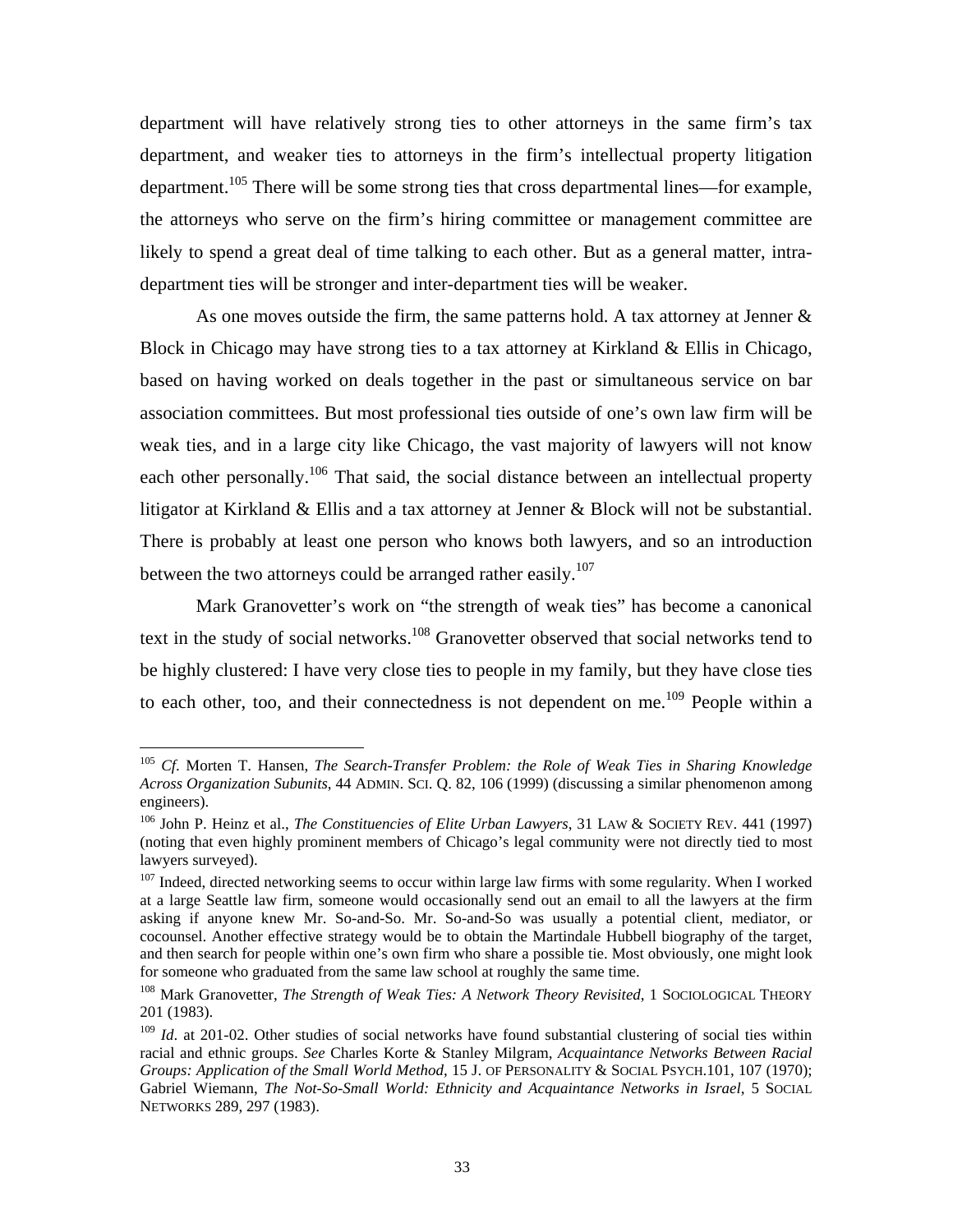department will have relatively strong ties to other attorneys in the same firm's tax department, and weaker ties to attorneys in the firm's intellectual property litigation department.[105] There will be some strong ties that cross departmental lines—for example, the attorneys who serve on the firm's hiring committee or management committee are likely to spend a great deal of time talking to each other. But as a general matter, intra-department ties will be stronger and inter-department ties will be weaker.

As one moves outside the firm, the same patterns hold. A tax attorney at Jenner & Block in Chicago may have strong ties to a tax attorney at Kirkland & Ellis in Chicago, based on having worked on deals together in the past or simultaneous service on bar association committees. But most professional ties outside of one's own law firm will be weak ties, and in a large city like Chicago, the vast majority of lawyers will not know each other personally.[106] That said, the social distance between an intellectual property litigator at Kirkland & Ellis and a tax attorney at Jenner & Block will not be substantial. There is probably at least one person who knows both lawyers, and so an introduction between the two attorneys could be arranged rather easily.[107]

Mark Granovetter's work on "the strength of weak ties" has become a canonical text in the study of social networks.[108] Granovetter observed that social networks tend to be highly clustered: I have very close ties to people in my family, but they have close ties to each other, too, and their connectedness is not dependent on me.[109] People within a

---

[105] *Cf.* Morten T. Hansen, *The Search-Transfer Problem: the Role of Weak Ties in Sharing Knowledge Across Organization Subunits*, 44 ADMIN. SCI. Q. 82, 106 (1999) (discussing a similar phenomenon among engineers).

[106] John P. Heinz et al., *The Constituencies of Elite Urban Lawyers*, 31 LAW & SOCIETY REV. 441 (1997) (noting that even highly prominent members of Chicago's legal community were not directly tied to most lawyers surveyed).

[107] Indeed, directed networking seems to occur within large law firms with some regularity. When I worked at a large Seattle law firm, someone would occasionally send out an email to all the lawyers at the firm asking if anyone knew Mr. So-and-So. Mr. So-and-So was usually a potential client, mediator, or cocounsel. Another effective strategy would be to obtain the Martindale Hubbell biography of the target, and then search for people within one's own firm who share a possible tie. Most obviously, one might look for someone who graduated from the same law school at roughly the same time.

[108] Mark Granovetter, *The Strength of Weak Ties: A Network Theory Revisited*, 1 SOCIOLOGICAL THEORY 201 (1983).

[109] *Id*. at 201-02. Other studies of social networks have found substantial clustering of social ties within racial and ethnic groups. *See* Charles Korte & Stanley Milgram, *Acquaintance Networks Between Racial Groups: Application of the Small World Method*, 15 J. OF PERSONALITY & SOCIAL PSYCH.101, 107 (1970); Gabriel Wiemann, *The Not-So-Small World: Ethnicity and Acquaintance Networks in Israel*, 5 SOCIAL NETWORKS 289, 297 (1983).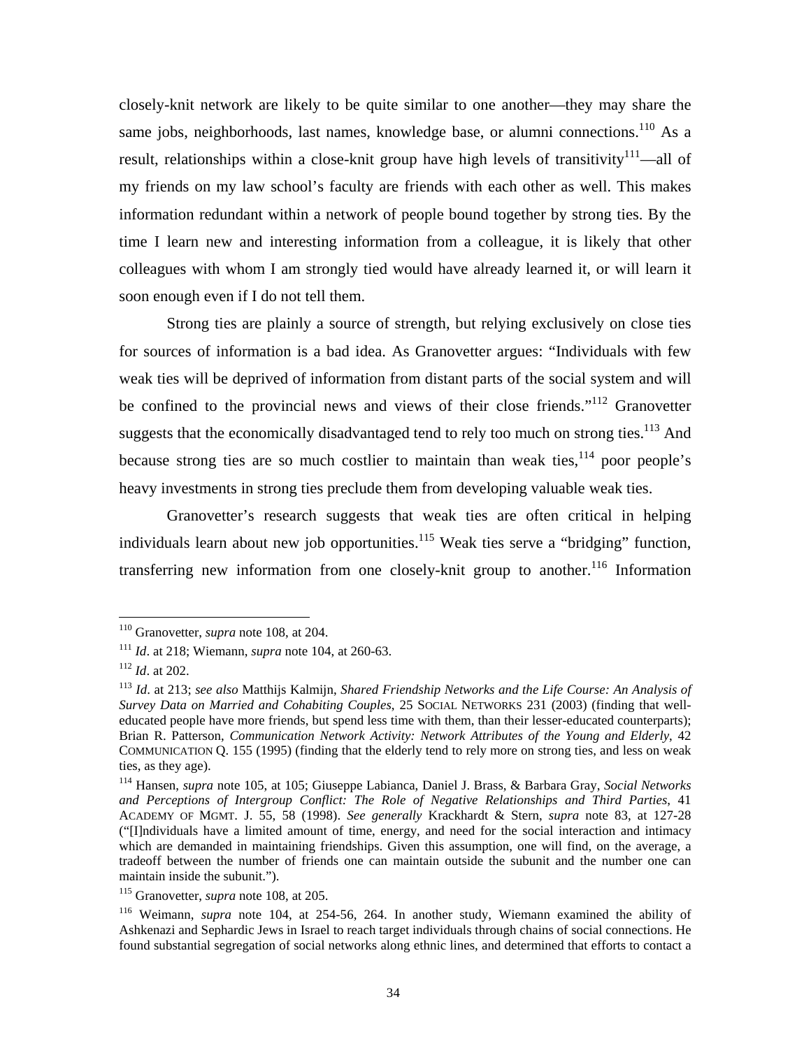closely-knit network are likely to be quite similar to one another—they may share the same jobs, neighborhoods, last names, knowledge base, or alumni connections.[110] As a result, relationships within a close-knit group have high levels of transitivity[111]—all of my friends on my law school's faculty are friends with each other as well. This makes information redundant within a network of people bound together by strong ties. By the time I learn new and interesting information from a colleague, it is likely that other colleagues with whom I am strongly tied would have already learned it, or will learn it soon enough even if I do not tell them.

Strong ties are plainly a source of strength, but relying exclusively on close ties for sources of information is a bad idea. As Granovetter argues: "Individuals with few weak ties will be deprived of information from distant parts of the social system and will be confined to the provincial news and views of their close friends."[112] Granovetter suggests that the economically disadvantaged tend to rely too much on strong ties.[113] And because strong ties are so much costlier to maintain than weak ties,[114] poor people's heavy investments in strong ties preclude them from developing valuable weak ties.

Granovetter's research suggests that weak ties are often critical in helping individuals learn about new job opportunities.[115] Weak ties serve a "bridging" function, transferring new information from one closely-knit group to another.[116] Information

---

[110] Granovetter, *supra* note 108, at 204.

[111] *Id*. at 218; Wiemann, *supra* note 104, at 260-63.

[112] *Id*. at 202.

[113] *Id*. at 213; *see also* Matthijs Kalmijn, *Shared Friendship Networks and the Life Course: An Analysis of Survey Data on Married and Cohabiting Couples*, 25 SOCIAL NETWORKS 231 (2003) (finding that well-educated people have more friends, but spend less time with them, than their lesser-educated counterparts); Brian R. Patterson, *Communication Network Activity: Network Attributes of the Young and Elderly*, 42 COMMUNICATION Q. 155 (1995) (finding that the elderly tend to rely more on strong ties, and less on weak ties, as they age).

[114] Hansen, *supra* note 105, at 105; Giuseppe Labianca, Daniel J. Brass, & Barbara Gray, *Social Networks and Perceptions of Intergroup Conflict: The Role of Negative Relationships and Third Parties*, 41 ACADEMY OF MGMT. J. 55, 58 (1998). *See generally* Krackhardt & Stern, *supra* note 83, at 127-28 ("[I]ndividuals have a limited amount of time, energy, and need for the social interaction and intimacy which are demanded in maintaining friendships. Given this assumption, one will find, on the average, a tradeoff between the number of friends one can maintain outside the subunit and the number one can maintain inside the subunit.").

[115] Granovetter, *supra* note 108, at 205.

[116] Weimann, *supra* note 104, at 254-56, 264. In another study, Wiemann examined the ability of Ashkenazi and Sephardic Jews in Israel to reach target individuals through chains of social connections. He found substantial segregation of social networks along ethnic lines, and determined that efforts to contact a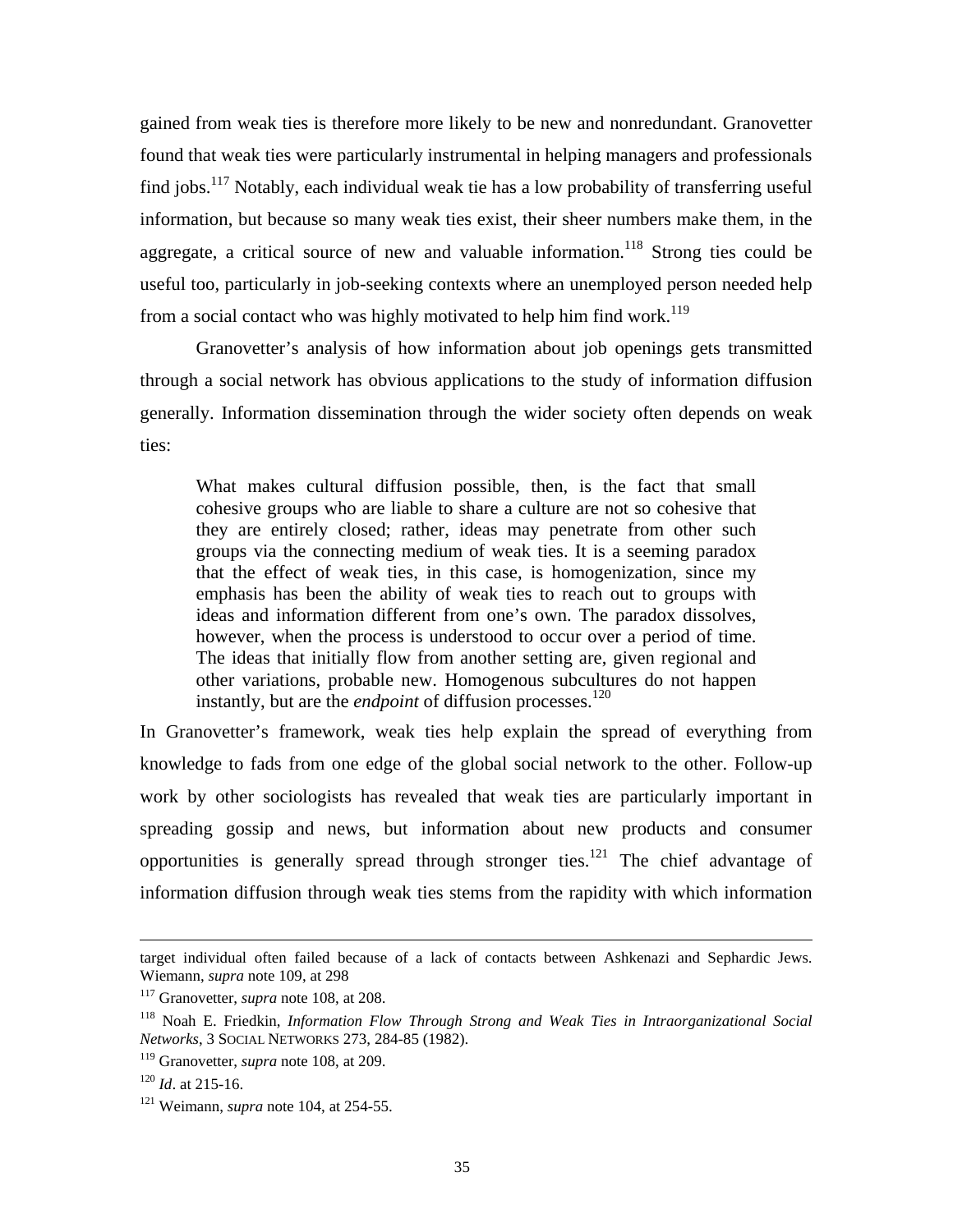gained from weak ties is therefore more likely to be new and nonredundant. Granovetter found that weak ties were particularly instrumental in helping managers and professionals find jobs.[117] Notably, each individual weak tie has a low probability of transferring useful information, but because so many weak ties exist, their sheer numbers make them, in the aggregate, a critical source of new and valuable information.[118] Strong ties could be useful too, particularly in job-seeking contexts where an unemployed person needed help from a social contact who was highly motivated to help him find work.[119]

Granovetter's analysis of how information about job openings gets transmitted through a social network has obvious applications to the study of information diffusion generally. Information dissemination through the wider society often depends on weak ties:

> What makes cultural diffusion possible, then, is the fact that small cohesive groups who are liable to share a culture are not so cohesive that they are entirely closed; rather, ideas may penetrate from other such groups via the connecting medium of weak ties. It is a seeming paradox that the effect of weak ties, in this case, is homogenization, since my emphasis has been the ability of weak ties to reach out to groups with ideas and information different from one's own. The paradox dissolves, however, when the process is understood to occur over a period of time. The ideas that initially flow from another setting are, given regional and other variations, probable new. Homogenous subcultures do not happen instantly, but are the *endpoint* of diffusion processes.[120]

In Granovetter's framework, weak ties help explain the spread of everything from knowledge to fads from one edge of the global social network to the other. Follow-up work by other sociologists has revealed that weak ties are particularly important in spreading gossip and news, but information about new products and consumer opportunities is generally spread through stronger ties.[121] The chief advantage of information diffusion through weak ties stems from the rapidity with which information

---

target individual often failed because of a lack of contacts between Ashkenazi and Sephardic Jews. Wiemann, *supra* note 109, at 298

[117] Granovetter, *supra* note 108, at 208.

[118] Noah E. Friedkin, *Information Flow Through Strong and Weak Ties in Intraorganizational Social Networks*, 3 SOCIAL NETWORKS 273, 284-85 (1982).

[119] Granovetter, *supra* note 108, at 209.

[120] *Id*. at 215-16.

[121] Weimann, *supra* note 104, at 254-55.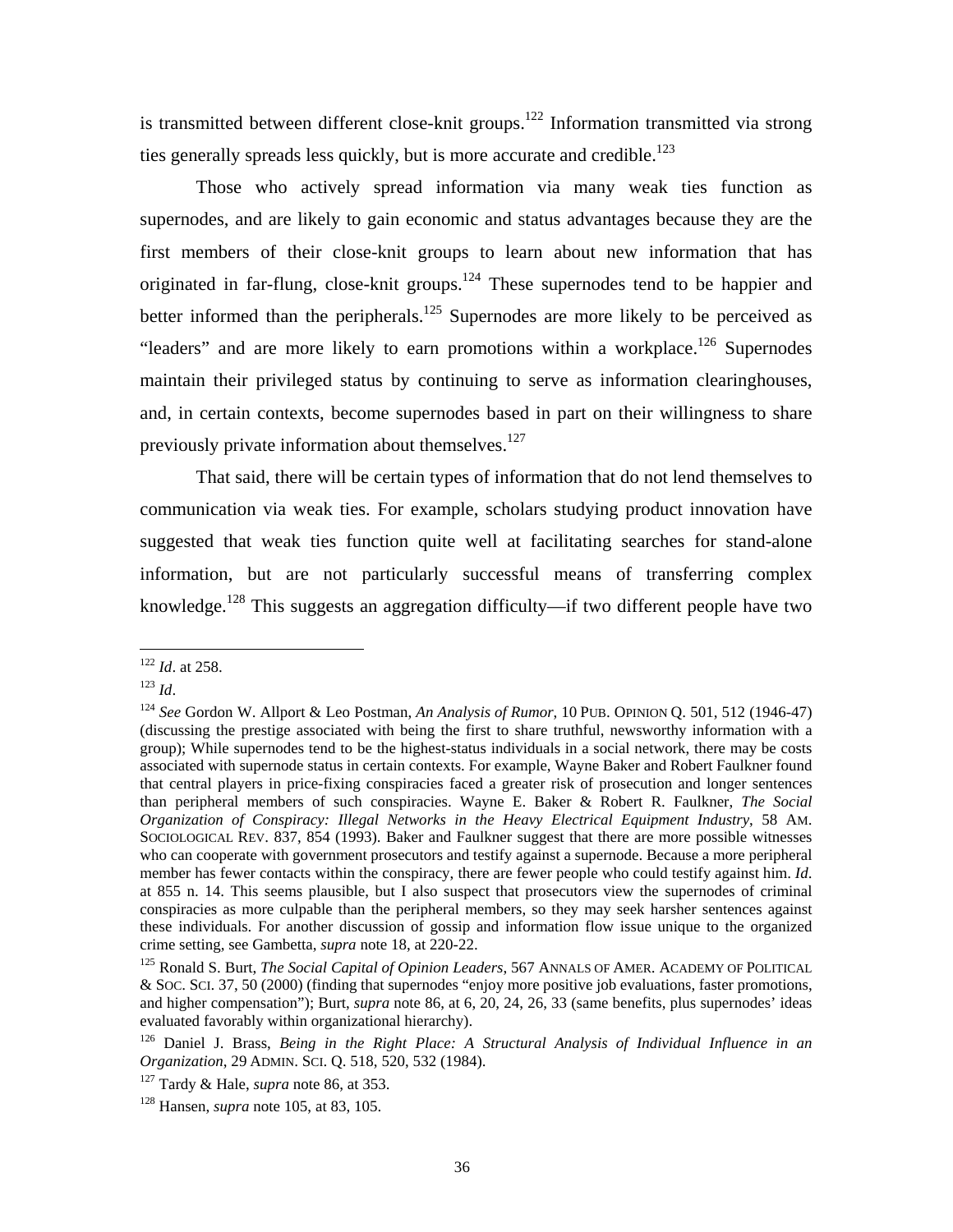is transmitted between different close-knit groups.[122] Information transmitted via strong ties generally spreads less quickly, but is more accurate and credible.[123]

Those who actively spread information via many weak ties function as supernodes, and are likely to gain economic and status advantages because they are the first members of their close-knit groups to learn about new information that has originated in far-flung, close-knit groups.[124] These supernodes tend to be happier and better informed than the peripherals.[125] Supernodes are more likely to be perceived as "leaders" and are more likely to earn promotions within a workplace.[126] Supernodes maintain their privileged status by continuing to serve as information clearinghouses, and, in certain contexts, become supernodes based in part on their willingness to share previously private information about themselves.[127]

That said, there will be certain types of information that do not lend themselves to communication via weak ties. For example, scholars studying product innovation have suggested that weak ties function quite well at facilitating searches for stand-alone information, but are not particularly successful means of transferring complex knowledge.[128] This suggests an aggregation difficulty—if two different people have two

---

[122] *Id*. at 258.

[123] *Id*.

[124] *See* Gordon W. Allport & Leo Postman, *An Analysis of Rumor*, 10 PUB. OPINION Q. 501, 512 (1946-47) (discussing the prestige associated with being the first to share truthful, newsworthy information with a group); While supernodes tend to be the highest-status individuals in a social network, there may be costs associated with supernode status in certain contexts. For example, Wayne Baker and Robert Faulkner found that central players in price-fixing conspiracies faced a greater risk of prosecution and longer sentences than peripheral members of such conspiracies. Wayne E. Baker & Robert R. Faulkner, *The Social Organization of Conspiracy: Illegal Networks in the Heavy Electrical Equipment Industry*, 58 AM. SOCIOLOGICAL REV. 837, 854 (1993). Baker and Faulkner suggest that there are more possible witnesses who can cooperate with government prosecutors and testify against a supernode. Because a more peripheral member has fewer contacts within the conspiracy, there are fewer people who could testify against him. *Id*. at 855 n. 14. This seems plausible, but I also suspect that prosecutors view the supernodes of criminal conspiracies as more culpable than the peripheral members, so they may seek harsher sentences against these individuals. For another discussion of gossip and information flow issue unique to the organized crime setting, see Gambetta, *supra* note 18, at 220-22.

[125] Ronald S. Burt, *The Social Capital of Opinion Leaders*, 567 ANNALS OF AMER. ACADEMY OF POLITICAL & SOC. SCI. 37, 50 (2000) (finding that supernodes "enjoy more positive job evaluations, faster promotions, and higher compensation"); Burt, *supra* note 86, at 6, 20, 24, 26, 33 (same benefits, plus supernodes' ideas evaluated favorably within organizational hierarchy).

[126] Daniel J. Brass, *Being in the Right Place: A Structural Analysis of Individual Influence in an Organization*, 29 ADMIN. SCI. Q. 518, 520, 532 (1984).

[127] Tardy & Hale, *supra* note 86, at 353.

[128] Hansen, *supra* note 105, at 83, 105.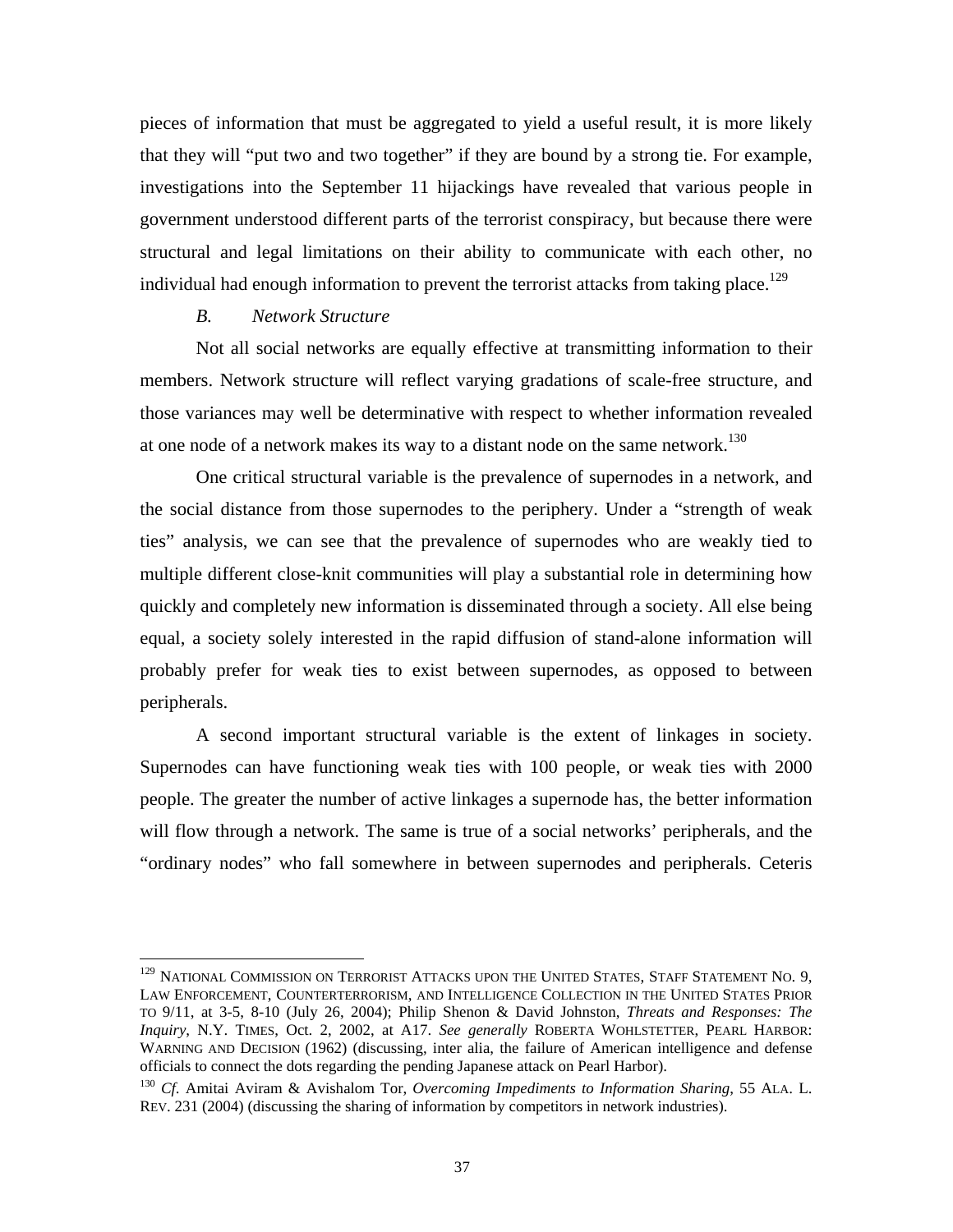pieces of information that must be aggregated to yield a useful result, it is more likely that they will "put two and two together" if they are bound by a strong tie. For example, investigations into the September 11 hijackings have revealed that various people in government understood different parts of the terrorist conspiracy, but because there were structural and legal limitations on their ability to communicate with each other, no individual had enough information to prevent the terrorist attacks from taking place.[129]

### *B. Network Structure*

Not all social networks are equally effective at transmitting information to their members. Network structure will reflect varying gradations of scale-free structure, and those variances may well be determinative with respect to whether information revealed at one node of a network makes its way to a distant node on the same network.[130]

One critical structural variable is the prevalence of supernodes in a network, and the social distance from those supernodes to the periphery. Under a "strength of weak ties" analysis, we can see that the prevalence of supernodes who are weakly tied to multiple different close-knit communities will play a substantial role in determining how quickly and completely new information is disseminated through a society. All else being equal, a society solely interested in the rapid diffusion of stand-alone information will probably prefer for weak ties to exist between supernodes, as opposed to between peripherals.

A second important structural variable is the extent of linkages in society. Supernodes can have functioning weak ties with 100 people, or weak ties with 2000 people. The greater the number of active linkages a supernode has, the better information will flow through a network. The same is true of a social networks' peripherals, and the "ordinary nodes" who fall somewhere in between supernodes and peripherals. Ceteris

---

[129] NATIONAL COMMISSION ON TERRORIST ATTACKS UPON THE UNITED STATES, STAFF STATEMENT NO. 9, LAW ENFORCEMENT, COUNTERTERRORISM, AND INTELLIGENCE COLLECTION IN THE UNITED STATES PRIOR TO 9/11, at 3-5, 8-10 (July 26, 2004); Philip Shenon & David Johnston, *Threats and Responses: The Inquiry*, N.Y. TIMES, Oct. 2, 2002, at A17. *See generally* ROBERTA WOHLSTETTER, PEARL HARBOR: WARNING AND DECISION (1962) (discussing, inter alia, the failure of American intelligence and defense officials to connect the dots regarding the pending Japanese attack on Pearl Harbor).

[130] *Cf.* Amitai Aviram & Avishalom Tor, *Overcoming Impediments to Information Sharing*, 55 ALA. L. REV. 231 (2004) (discussing the sharing of information by competitors in network industries).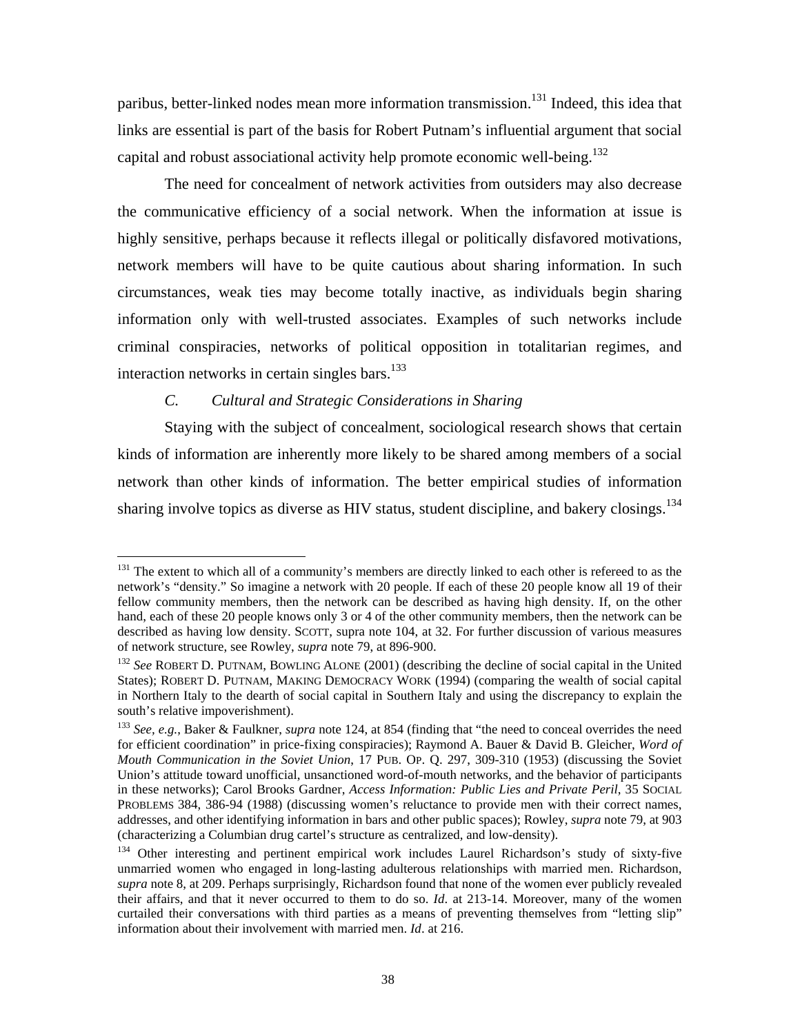paribus, better-linked nodes mean more information transmission.[131] Indeed, this idea that links are essential is part of the basis for Robert Putnam's influential argument that social capital and robust associational activity help promote economic well-being.[132]

The need for concealment of network activities from outsiders may also decrease the communicative efficiency of a social network. When the information at issue is highly sensitive, perhaps because it reflects illegal or politically disfavored motivations, network members will have to be quite cautious about sharing information. In such circumstances, weak ties may become totally inactive, as individuals begin sharing information only with well-trusted associates. Examples of such networks include criminal conspiracies, networks of political opposition in totalitarian regimes, and interaction networks in certain singles bars.[133]

### *C. Cultural and Strategic Considerations in Sharing*

Staying with the subject of concealment, sociological research shows that certain kinds of information are inherently more likely to be shared among members of a social network than other kinds of information. The better empirical studies of information sharing involve topics as diverse as HIV status, student discipline, and bakery closings.[134]

---

[131] The extent to which all of a community's members are directly linked to each other is refereed to as the network's "density." So imagine a network with 20 people. If each of these 20 people know all 19 of their fellow community members, then the network can be described as having high density. If, on the other hand, each of these 20 people knows only 3 or 4 of the other community members, then the network can be described as having low density. SCOTT, supra note 104, at 32. For further discussion of various measures of network structure, see Rowley, *supra* note 79, at 896-900.

[132] *See* ROBERT D. PUTNAM, BOWLING ALONE (2001) (describing the decline of social capital in the United States); ROBERT D. PUTNAM, MAKING DEMOCRACY WORK (1994) (comparing the wealth of social capital in Northern Italy to the dearth of social capital in Southern Italy and using the discrepancy to explain the south's relative impoverishment).

[133] *See, e.g.*, Baker & Faulkner, *supra* note 124, at 854 (finding that "the need to conceal overrides the need for efficient coordination" in price-fixing conspiracies); Raymond A. Bauer & David B. Gleicher, *Word of Mouth Communication in the Soviet Union*, 17 PUB. OP. Q. 297, 309-310 (1953) (discussing the Soviet Union's attitude toward unofficial, unsanctioned word-of-mouth networks, and the behavior of participants in these networks); Carol Brooks Gardner, *Access Information: Public Lies and Private Peril*, 35 SOCIAL PROBLEMS 384, 386-94 (1988) (discussing women's reluctance to provide men with their correct names, addresses, and other identifying information in bars and other public spaces); Rowley, *supra* note 79, at 903 (characterizing a Columbian drug cartel's structure as centralized, and low-density).

[134] Other interesting and pertinent empirical work includes Laurel Richardson's study of sixty-five unmarried women who engaged in long-lasting adulterous relationships with married men. Richardson, *supra* note 8, at 209. Perhaps surprisingly, Richardson found that none of the women ever publicly revealed their affairs, and that it never occurred to them to do so. *Id*. at 213-14. Moreover, many of the women curtailed their conversations with third parties as a means of preventing themselves from "letting slip" information about their involvement with married men. *Id*. at 216.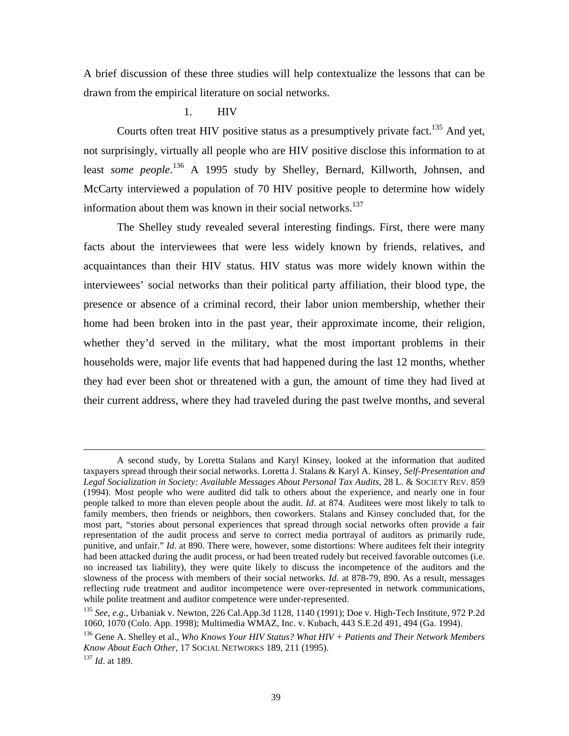A brief discussion of these three studies will help contextualize the lessons that can be drawn from the empirical literature on social networks.

### 1. HIV

Courts often treat HIV positive status as a presumptively private fact.[135] And yet, not surprisingly, virtually all people who are HIV positive disclose this information to at least *some people*.[136] A 1995 study by Shelley, Bernard, Killworth, Johnsen, and McCarty interviewed a population of 70 HIV positive people to determine how widely information about them was known in their social networks.[137]

The Shelley study revealed several interesting findings. First, there were many facts about the interviewees that were less widely known by friends, relatives, and acquaintances than their HIV status. HIV status was more widely known within the interviewees' social networks than their political party affiliation, their blood type, the presence or absence of a criminal record, their labor union membership, whether their home had been broken into in the past year, their approximate income, their religion, whether they'd served in the military, what the most important problems in their households were, major life events that had happened during the last 12 months, whether they had ever been shot or threatened with a gun, the amount of time they had lived at their current address, where they had traveled during the past twelve months, and several

---

A second study, by Loretta Stalans and Karyl Kinsey, looked at the information that audited taxpayers spread through their social networks. Loretta J. Stalans & Karyl A. Kinsey, *Self-Presentation and Legal Socialization in Society: Available Messages About Personal Tax Audits*, 28 L. & SOCIETY REV. 859 (1994). Most people who were audited did talk to others about the experience, and nearly one in four people talked to more than eleven people about the audit. *Id*. at 874. Auditees were most likely to talk to family members, then friends or neighbors, then coworkers. Stalans and Kinsey concluded that, for the most part, "stories about personal experiences that spread through social networks often provide a fair representation of the audit process and serve to correct media portrayal of auditors as primarily rude, punitive, and unfair." *Id*. at 890. There were, however, some distortions: Where auditees felt their integrity had been attacked during the audit process, or had been treated rudely but received favorable outcomes (i.e. no increased tax liability), they were quite likely to discuss the incompetence of the auditors and the slowness of the process with members of their social networks. *Id*. at 878-79, 890. As a result, messages reflecting rude treatment and auditor incompetence were over-represented in network communications, while polite treatment and auditor competence were under-represented.

[135] *See, e.g.,* Urbaniak v. Newton, 226 Cal.App.3d 1128, 1140 (1991); Doe v. High-Tech Institute, 972 P.2d 1060, 1070 (Colo. App. 1998); Multimedia WMAZ, Inc. v. Kubach, 443 S.E.2d 491, 494 (Ga. 1994).

[136] Gene A. Shelley et al., *Who Knows Your HIV Status? What HIV + Patients and Their Network Members Know About Each Other*, 17 SOCIAL NETWORKS 189, 211 (1995).

[137] *Id*. at 189.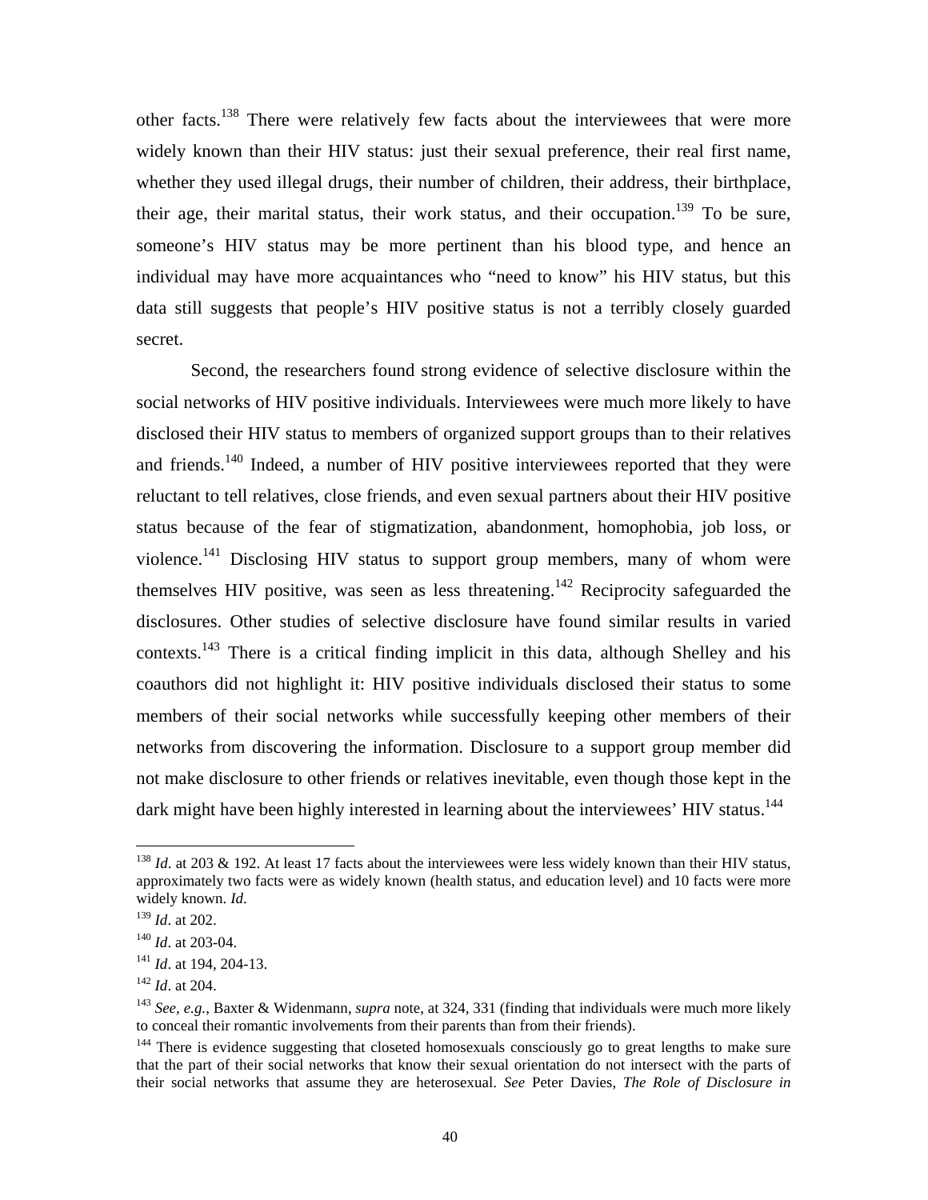other facts.[138] There were relatively few facts about the interviewees that were more widely known than their HIV status: just their sexual preference, their real first name, whether they used illegal drugs, their number of children, their address, their birthplace, their age, their marital status, their work status, and their occupation.[139] To be sure, someone's HIV status may be more pertinent than his blood type, and hence an individual may have more acquaintances who "need to know" his HIV status, but this data still suggests that people's HIV positive status is not a terribly closely guarded secret.

Second, the researchers found strong evidence of selective disclosure within the social networks of HIV positive individuals. Interviewees were much more likely to have disclosed their HIV status to members of organized support groups than to their relatives and friends.[140] Indeed, a number of HIV positive interviewees reported that they were reluctant to tell relatives, close friends, and even sexual partners about their HIV positive status because of the fear of stigmatization, abandonment, homophobia, job loss, or violence.[141] Disclosing HIV status to support group members, many of whom were themselves HIV positive, was seen as less threatening.[142] Reciprocity safeguarded the disclosures. Other studies of selective disclosure have found similar results in varied contexts.[143] There is a critical finding implicit in this data, although Shelley and his coauthors did not highlight it: HIV positive individuals disclosed their status to some members of their social networks while successfully keeping other members of their networks from discovering the information. Disclosure to a support group member did not make disclosure to other friends or relatives inevitable, even though those kept in the dark might have been highly interested in learning about the interviewees' HIV status.[144]

---

[138] *Id.* at 203 & 192. At least 17 facts about the interviewees were less widely known than their HIV status, approximately two facts were as widely known (health status, and education level) and 10 facts were more widely known. *Id*.

[139] *Id*. at 202.

[140] *Id*. at 203-04.

[141] *Id*. at 194, 204-13.

[142] *Id*. at 204.

[143] *See, e.g.*, Baxter & Widenmann, *supra* note, at 324, 331 (finding that individuals were much more likely to conceal their romantic involvements from their parents than from their friends).

[144] There is evidence suggesting that closeted homosexuals consciously go to great lengths to make sure that the part of their social networks that know their sexual orientation do not intersect with the parts of their social networks that assume they are heterosexual. *See* Peter Davies, *The Role of Disclosure in*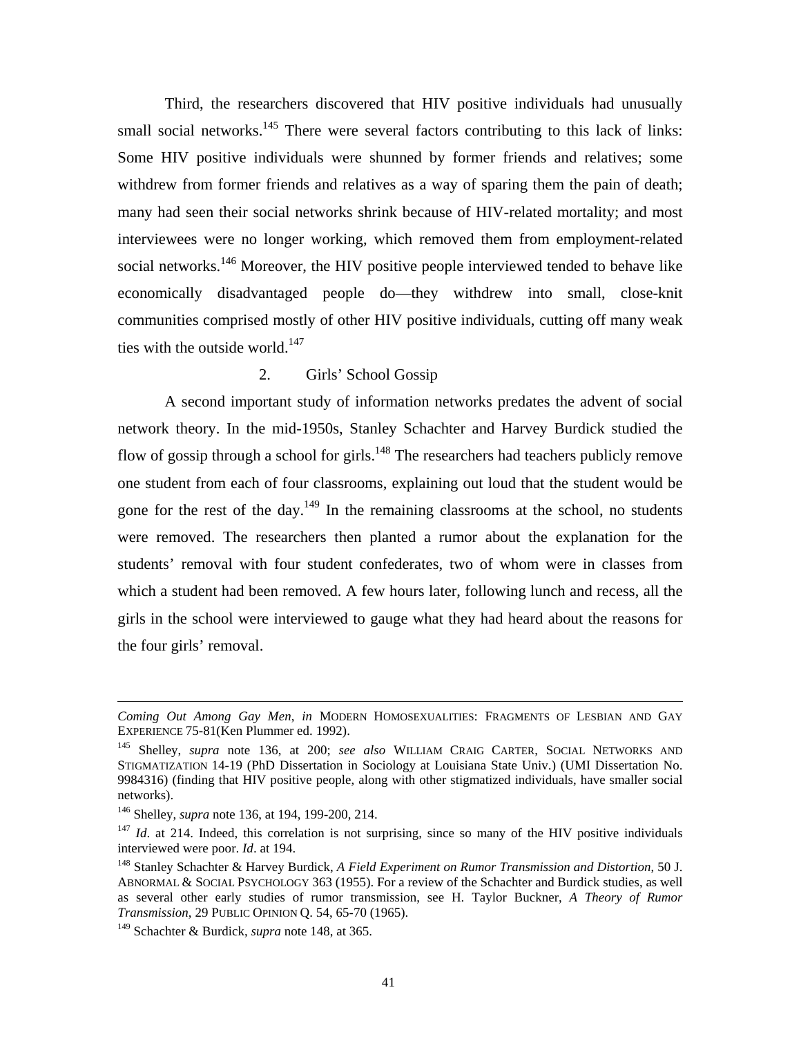Third, the researchers discovered that HIV positive individuals had unusually small social networks.[145] There were several factors contributing to this lack of links: Some HIV positive individuals were shunned by former friends and relatives; some withdrew from former friends and relatives as a way of sparing them the pain of death; many had seen their social networks shrink because of HIV-related mortality; and most interviewees were no longer working, which removed them from employment-related social networks.[146] Moreover, the HIV positive people interviewed tended to behave like economically disadvantaged people do—they withdrew into small, close-knit communities comprised mostly of other HIV positive individuals, cutting off many weak ties with the outside world.[147]

### 2. Girls' School Gossip

A second important study of information networks predates the advent of social network theory. In the mid-1950s, Stanley Schachter and Harvey Burdick studied the flow of gossip through a school for girls.[148] The researchers had teachers publicly remove one student from each of four classrooms, explaining out loud that the student would be gone for the rest of the day.[149] In the remaining classrooms at the school, no students were removed. The researchers then planted a rumor about the explanation for the students' removal with four student confederates, two of whom were in classes from which a student had been removed. A few hours later, following lunch and recess, all the girls in the school were interviewed to gauge what they had heard about the reasons for the four girls' removal.

---

*Coming Out Among Gay Men*, *in* MODERN HOMOSEXUALITIES: FRAGMENTS OF LESBIAN AND GAY EXPERIENCE 75-81(Ken Plummer ed. 1992).

[145] Shelley, *supra* note 136, at 200; *see also* WILLIAM CRAIG CARTER, SOCIAL NETWORKS AND STIGMATIZATION 14-19 (PhD Dissertation in Sociology at Louisiana State Univ.) (UMI Dissertation No. 9984316) (finding that HIV positive people, along with other stigmatized individuals, have smaller social networks).

[146] Shelley, *supra* note 136, at 194, 199-200, 214.

[147] *Id*. at 214. Indeed, this correlation is not surprising, since so many of the HIV positive individuals interviewed were poor. *Id*. at 194.

[148] Stanley Schachter & Harvey Burdick, *A Field Experiment on Rumor Transmission and Distortion*, 50 J. ABNORMAL & SOCIAL PSYCHOLOGY 363 (1955). For a review of the Schachter and Burdick studies, as well as several other early studies of rumor transmission, see H. Taylor Buckner, *A Theory of Rumor Transmission*, 29 PUBLIC OPINION Q. 54, 65-70 (1965).

[149] Schachter & Burdick, *supra* note 148, at 365.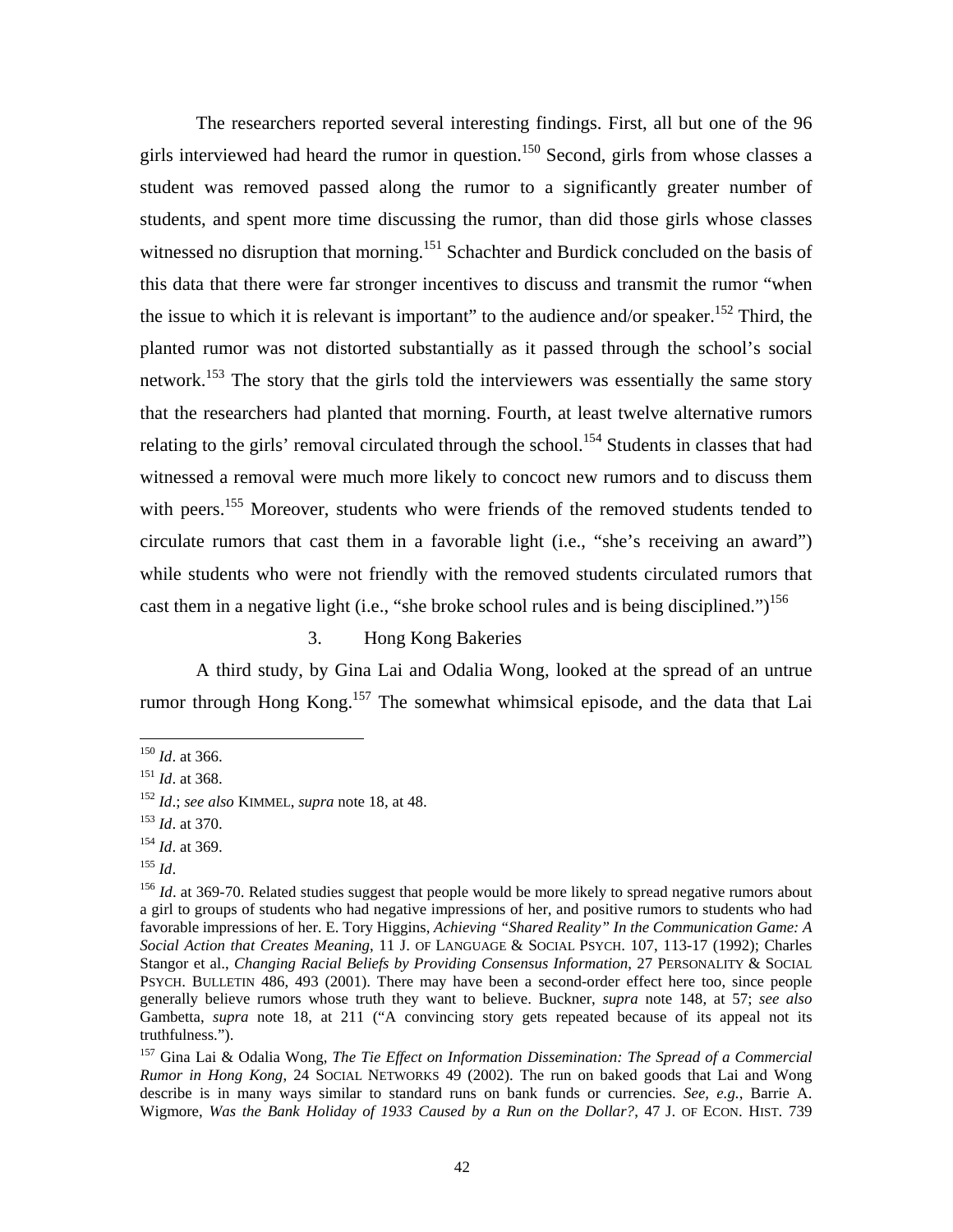The researchers reported several interesting findings. First, all but one of the 96 girls interviewed had heard the rumor in question.[150] Second, girls from whose classes a student was removed passed along the rumor to a significantly greater number of students, and spent more time discussing the rumor, than did those girls whose classes witnessed no disruption that morning.[151] Schachter and Burdick concluded on the basis of this data that there were far stronger incentives to discuss and transmit the rumor "when the issue to which it is relevant is important" to the audience and/or speaker.[152] Third, the planted rumor was not distorted substantially as it passed through the school's social network.[153] The story that the girls told the interviewers was essentially the same story that the researchers had planted that morning. Fourth, at least twelve alternative rumors relating to the girls' removal circulated through the school.[154] Students in classes that had witnessed a removal were much more likely to concoct new rumors and to discuss them with peers.[155] Moreover, students who were friends of the removed students tended to circulate rumors that cast them in a favorable light (i.e., "she's receiving an award") while students who were not friendly with the removed students circulated rumors that cast them in a negative light (i.e., "she broke school rules and is being disciplined.")[156]

### 3. Hong Kong Bakeries

A third study, by Gina Lai and Odalia Wong, looked at the spread of an untrue rumor through Hong Kong.[157] The somewhat whimsical episode, and the data that Lai

---

[150] *Id*. at 366.

[151] *Id*. at 368.

[152] *Id*.; *see also* KIMMEL, *supra* note 18, at 48.

[153] *Id*. at 370.

[154] *Id*. at 369.

[155] *Id*.

[156] *Id*. at 369-70. Related studies suggest that people would be more likely to spread negative rumors about a girl to groups of students who had negative impressions of her, and positive rumors to students who had favorable impressions of her. E. Tory Higgins, *Achieving "Shared Reality" In the Communication Game: A Social Action that Creates Meaning*, 11 J. OF LANGUAGE & SOCIAL PSYCH. 107, 113-17 (1992); Charles Stangor et al., *Changing Racial Beliefs by Providing Consensus Information*, 27 PERSONALITY & SOCIAL PSYCH. BULLETIN 486, 493 (2001). There may have been a second-order effect here too, since people generally believe rumors whose truth they want to believe. Buckner, *supra* note 148, at 57; *see also* Gambetta, *supra* note 18, at 211 ("A convincing story gets repeated because of its appeal not its truthfulness.").

[157] Gina Lai & Odalia Wong, *The Tie Effect on Information Dissemination: The Spread of a Commercial Rumor in Hong Kong*, 24 SOCIAL NETWORKS 49 (2002). The run on baked goods that Lai and Wong describe is in many ways similar to standard runs on bank funds or currencies. *See, e.g.*, Barrie A. Wigmore, *Was the Bank Holiday of 1933 Caused by a Run on the Dollar?*, 47 J. OF ECON. HIST. 739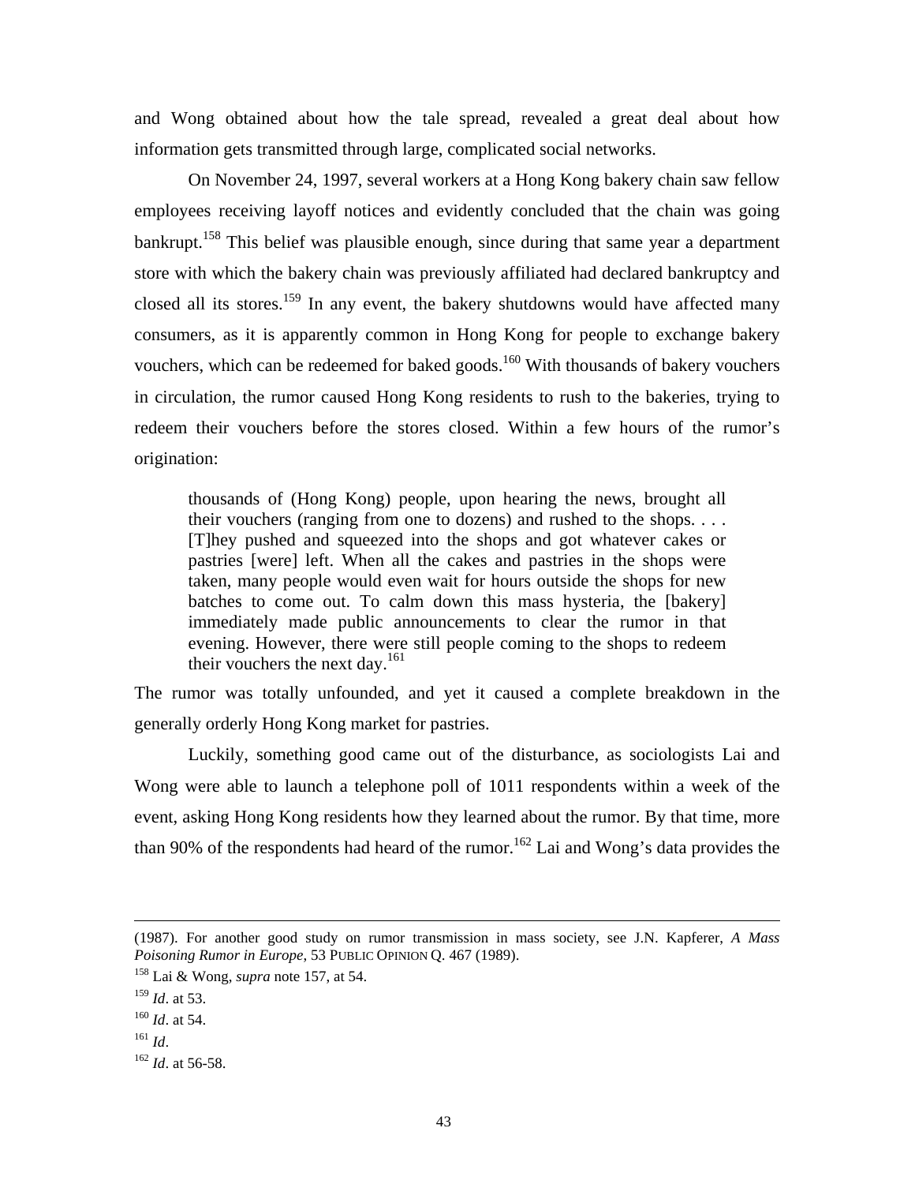and Wong obtained about how the tale spread, revealed a great deal about how information gets transmitted through large, complicated social networks.

On November 24, 1997, several workers at a Hong Kong bakery chain saw fellow employees receiving layoff notices and evidently concluded that the chain was going bankrupt.[158] This belief was plausible enough, since during that same year a department store with which the bakery chain was previously affiliated had declared bankruptcy and closed all its stores.[159] In any event, the bakery shutdowns would have affected many consumers, as it is apparently common in Hong Kong for people to exchange bakery vouchers, which can be redeemed for baked goods.[160] With thousands of bakery vouchers in circulation, the rumor caused Hong Kong residents to rush to the bakeries, trying to redeem their vouchers before the stores closed. Within a few hours of the rumor's origination:

> thousands of (Hong Kong) people, upon hearing the news, brought all their vouchers (ranging from one to dozens) and rushed to the shops. . . . [T]hey pushed and squeezed into the shops and got whatever cakes or pastries [were] left. When all the cakes and pastries in the shops were taken, many people would even wait for hours outside the shops for new batches to come out. To calm down this mass hysteria, the [bakery] immediately made public announcements to clear the rumor in that evening. However, there were still people coming to the shops to redeem their vouchers the next day.[161]

The rumor was totally unfounded, and yet it caused a complete breakdown in the generally orderly Hong Kong market for pastries.

Luckily, something good came out of the disturbance, as sociologists Lai and Wong were able to launch a telephone poll of 1011 respondents within a week of the event, asking Hong Kong residents how they learned about the rumor. By that time, more than 90% of the respondents had heard of the rumor.[162] Lai and Wong's data provides the

---

(1987). For another good study on rumor transmission in mass society, see J.N. Kapferer, *A Mass Poisoning Rumor in Europe*, 53 PUBLIC OPINION Q. 467 (1989).

[158] Lai & Wong, *supra* note 157, at 54.

[159] *Id*. at 53.

[160] *Id*. at 54.

[161] *Id*.

[162] *Id*. at 56-58.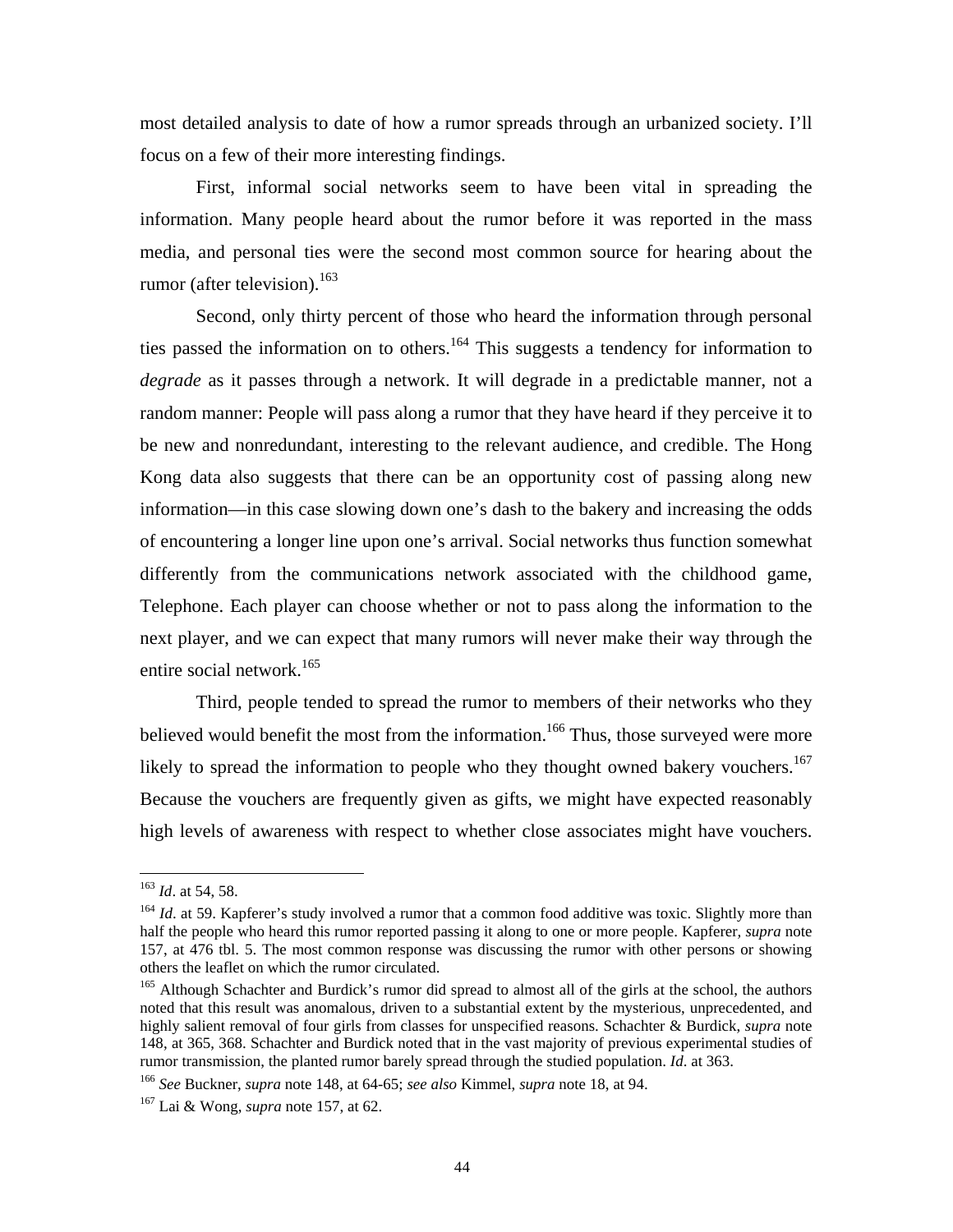most detailed analysis to date of how a rumor spreads through an urbanized society. I'll focus on a few of their more interesting findings.

First, informal social networks seem to have been vital in spreading the information. Many people heard about the rumor before it was reported in the mass media, and personal ties were the second most common source for hearing about the rumor (after television).[163]

Second, only thirty percent of those who heard the information through personal ties passed the information on to others.[164] This suggests a tendency for information to *degrade* as it passes through a network. It will degrade in a predictable manner, not a random manner: People will pass along a rumor that they have heard if they perceive it to be new and nonredundant, interesting to the relevant audience, and credible. The Hong Kong data also suggests that there can be an opportunity cost of passing along new information—in this case slowing down one's dash to the bakery and increasing the odds of encountering a longer line upon one's arrival. Social networks thus function somewhat differently from the communications network associated with the childhood game, Telephone. Each player can choose whether or not to pass along the information to the next player, and we can expect that many rumors will never make their way through the entire social network.[165]

Third, people tended to spread the rumor to members of their networks who they believed would benefit the most from the information.[166] Thus, those surveyed were more likely to spread the information to people who they thought owned bakery vouchers.[167] Because the vouchers are frequently given as gifts, we might have expected reasonably high levels of awareness with respect to whether close associates might have vouchers.

---

[163] *Id*. at 54, 58.

[164] *Id*. at 59. Kapferer's study involved a rumor that a common food additive was toxic. Slightly more than half the people who heard this rumor reported passing it along to one or more people. Kapferer, *supra* note 157, at 476 tbl. 5. The most common response was discussing the rumor with other persons or showing others the leaflet on which the rumor circulated.

[165] Although Schachter and Burdick's rumor did spread to almost all of the girls at the school, the authors noted that this result was anomalous, driven to a substantial extent by the mysterious, unprecedented, and highly salient removal of four girls from classes for unspecified reasons. Schachter & Burdick, *supra* note 148, at 365, 368. Schachter and Burdick noted that in the vast majority of previous experimental studies of rumor transmission, the planted rumor barely spread through the studied population. *Id*. at 363.

[166] *See* Buckner, *supra* note 148, at 64-65; *see also* Kimmel, *supra* note 18, at 94.

[167] Lai & Wong, *supra* note 157, at 62.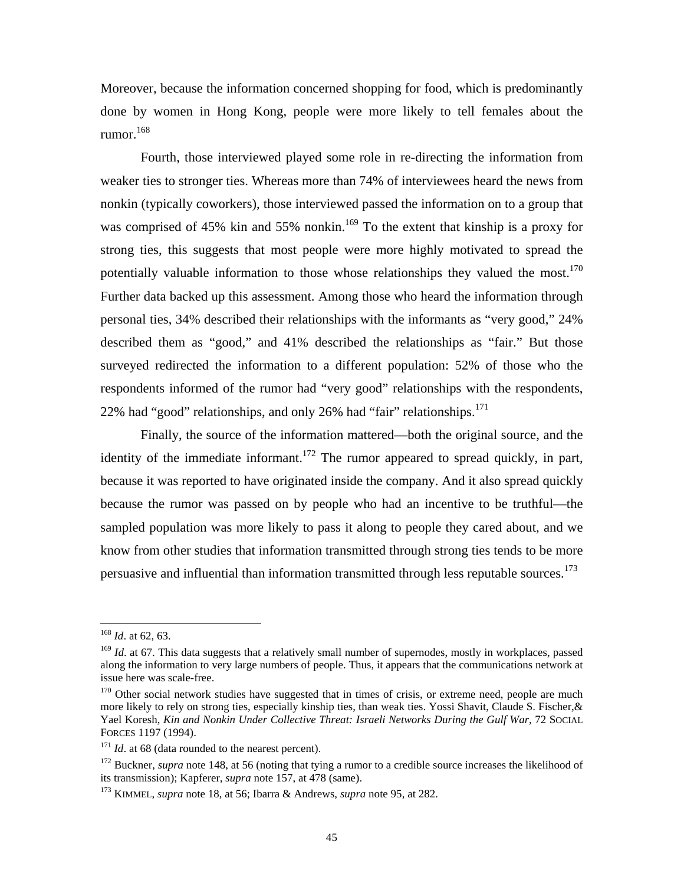Moreover, because the information concerned shopping for food, which is predominantly done by women in Hong Kong, people were more likely to tell females about the rumor.[168]

Fourth, those interviewed played some role in re-directing the information from weaker ties to stronger ties. Whereas more than 74% of interviewees heard the news from nonkin (typically coworkers), those interviewed passed the information on to a group that was comprised of 45% kin and 55% nonkin.[169] To the extent that kinship is a proxy for strong ties, this suggests that most people were more highly motivated to spread the potentially valuable information to those whose relationships they valued the most.[170] Further data backed up this assessment. Among those who heard the information through personal ties, 34% described their relationships with the informants as "very good," 24% described them as "good," and 41% described the relationships as "fair." But those surveyed redirected the information to a different population: 52% of those who the respondents informed of the rumor had "very good" relationships with the respondents, 22% had "good" relationships, and only 26% had "fair" relationships.[171]

Finally, the source of the information mattered—both the original source, and the identity of the immediate informant.[172] The rumor appeared to spread quickly, in part, because it was reported to have originated inside the company. And it also spread quickly because the rumor was passed on by people who had an incentive to be truthful—the sampled population was more likely to pass it along to people they cared about, and we know from other studies that information transmitted through strong ties tends to be more persuasive and influential than information transmitted through less reputable sources.[173]

---

[168] *Id*. at 62, 63.

[169] *Id*. at 67. This data suggests that a relatively small number of supernodes, mostly in workplaces, passed along the information to very large numbers of people. Thus, it appears that the communications network at issue here was scale-free.

[170] Other social network studies have suggested that in times of crisis, or extreme need, people are much more likely to rely on strong ties, especially kinship ties, than weak ties. Yossi Shavit, Claude S. Fischer,& Yael Koresh, *Kin and Nonkin Under Collective Threat: Israeli Networks During the Gulf War*, 72 SOCIAL FORCES 1197 (1994).

[171] *Id*. at 68 (data rounded to the nearest percent).

[172] Buckner, *supra* note 148, at 56 (noting that tying a rumor to a credible source increases the likelihood of its transmission); Kapferer, *supra* note 157, at 478 (same).

[173] KIMMEL, *supra* note 18, at 56; Ibarra & Andrews, *supra* note 95, at 282.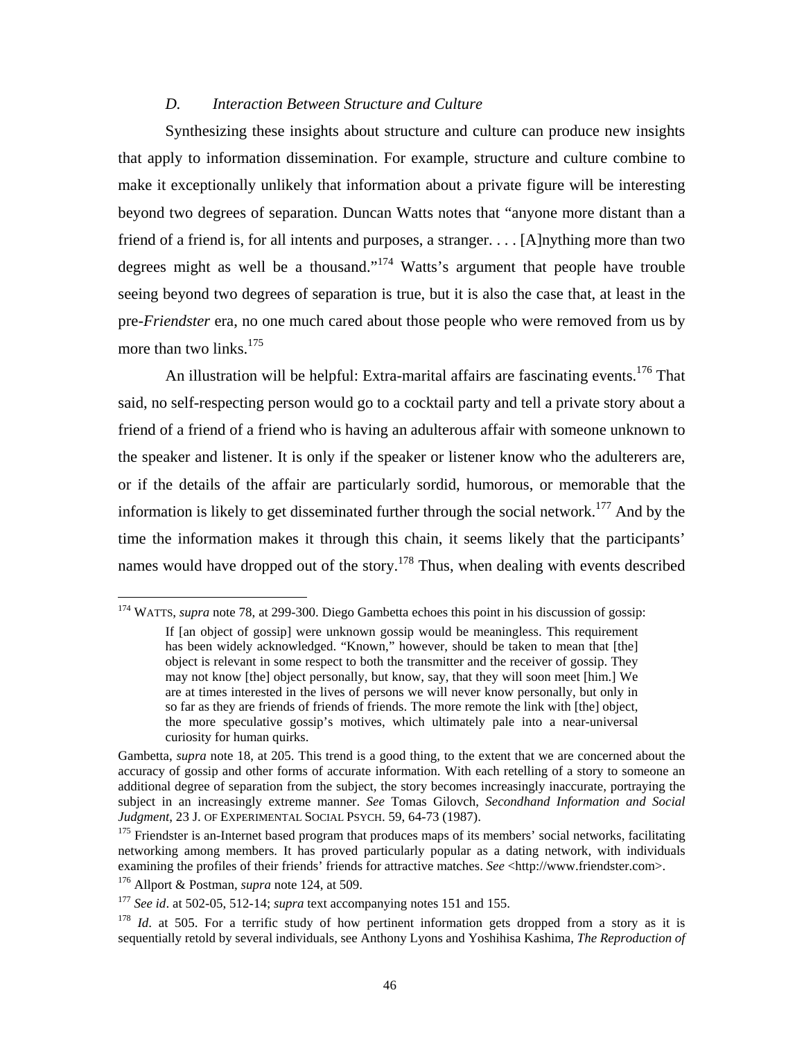### *D. Interaction Between Structure and Culture*

Synthesizing these insights about structure and culture can produce new insights that apply to information dissemination. For example, structure and culture combine to make it exceptionally unlikely that information about a private figure will be interesting beyond two degrees of separation. Duncan Watts notes that "anyone more distant than a friend of a friend is, for all intents and purposes, a stranger. . . . [A]nything more than two degrees might as well be a thousand."[174] Watts's argument that people have trouble seeing beyond two degrees of separation is true, but it is also the case that, at least in the pre-*Friendster* era, no one much cared about those people who were removed from us by more than two links.[175]

An illustration will be helpful: Extra-marital affairs are fascinating events.[176] That said, no self-respecting person would go to a cocktail party and tell a private story about a friend of a friend of a friend who is having an adulterous affair with someone unknown to the speaker and listener. It is only if the speaker or listener know who the adulterers are, or if the details of the affair are particularly sordid, humorous, or memorable that the information is likely to get disseminated further through the social network.[177] And by the time the information makes it through this chain, it seems likely that the participants' names would have dropped out of the story.[178] Thus, when dealing with events described

---

[174] WATTS, *supra* note 78, at 299-300. Diego Gambetta echoes this point in his discussion of gossip:

> If [an object of gossip] were unknown gossip would be meaningless. This requirement has been widely acknowledged. "Known," however, should be taken to mean that [the] object is relevant in some respect to both the transmitter and the receiver of gossip. They may not know [the] object personally, but know, say, that they will soon meet [him.] We are at times interested in the lives of persons we will never know personally, but only in so far as they are friends of friends of friends. The more remote the link with [the] object, the more speculative gossip's motives, which ultimately pale into a near-universal curiosity for human quirks.

Gambetta, *supra* note 18, at 205. This trend is a good thing, to the extent that we are concerned about the accuracy of gossip and other forms of accurate information. With each retelling of a story to someone an additional degree of separation from the subject, the story becomes increasingly inaccurate, portraying the subject in an increasingly extreme manner. *See* Tomas Gilovch, *Secondhand Information and Social Judgment*, 23 J. OF EXPERIMENTAL SOCIAL PSYCH. 59, 64-73 (1987).

[175] Friendster is an-Internet based program that produces maps of its members' social networks, facilitating networking among members. It has proved particularly popular as a dating network, with individuals examining the profiles of their friends' friends for attractive matches. *See* <http://www.friendster.com>.

[176] Allport & Postman, *supra* note 124, at 509.

[177] *See id*. at 502-05, 512-14; *supra* text accompanying notes 151 and 155.

[178] *Id*. at 505. For a terrific study of how pertinent information gets dropped from a story as it is sequentially retold by several individuals, see Anthony Lyons and Yoshihisa Kashima, *The Reproduction of*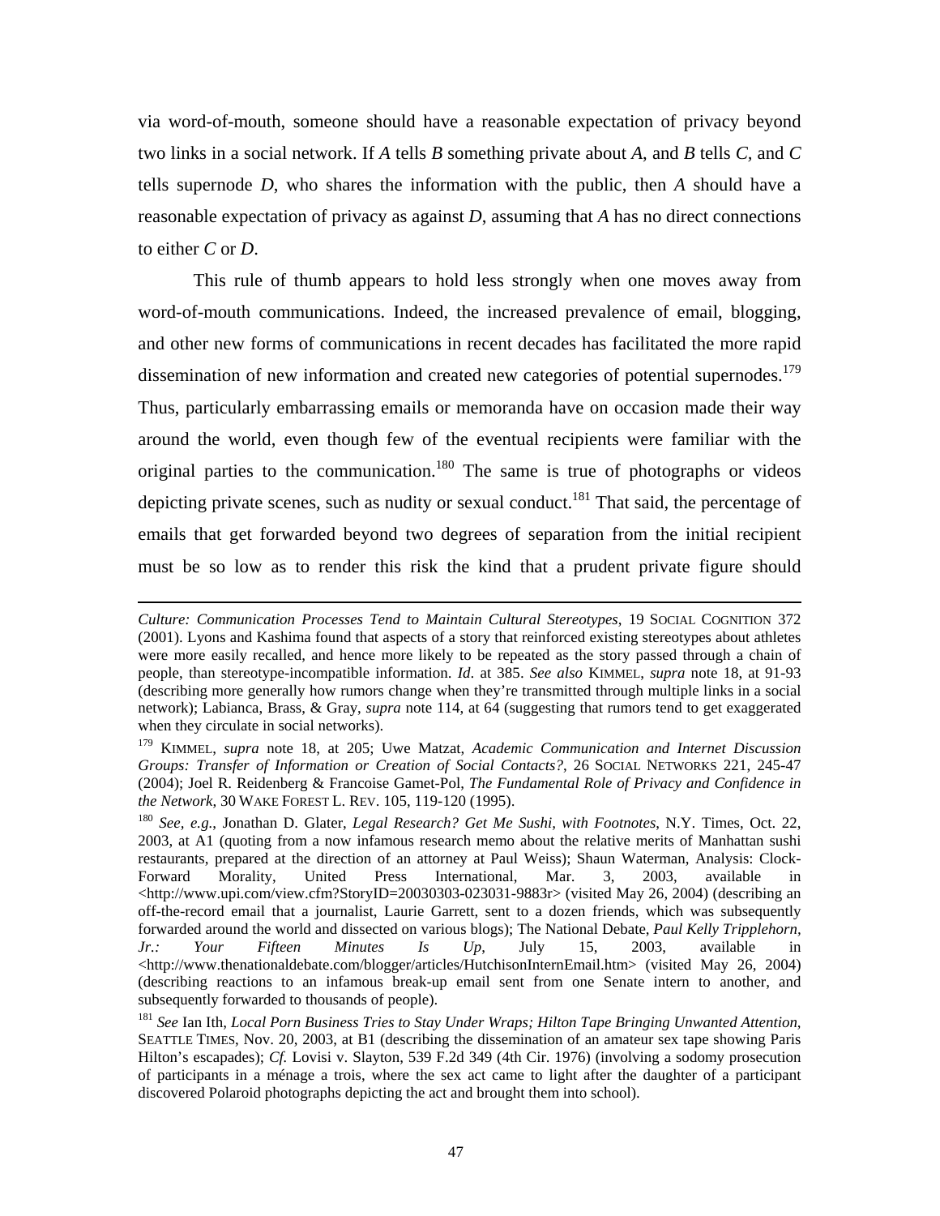via word-of-mouth, someone should have a reasonable expectation of privacy beyond two links in a social network. If *A* tells *B* something private about *A*, and *B* tells *C*, and *C* tells supernode *D*, who shares the information with the public, then *A* should have a reasonable expectation of privacy as against *D*, assuming that *A* has no direct connections to either *C* or *D*.

This rule of thumb appears to hold less strongly when one moves away from word-of-mouth communications. Indeed, the increased prevalence of email, blogging, and other new forms of communications in recent decades has facilitated the more rapid dissemination of new information and created new categories of potential supernodes.[179] Thus, particularly embarrassing emails or memoranda have on occasion made their way around the world, even though few of the eventual recipients were familiar with the original parties to the communication.[180] The same is true of photographs or videos depicting private scenes, such as nudity or sexual conduct.[181] That said, the percentage of emails that get forwarded beyond two degrees of separation from the initial recipient must be so low as to render this risk the kind that a prudent private figure should

---

*Culture: Communication Processes Tend to Maintain Cultural Stereotypes*, 19 SOCIAL COGNITION 372 (2001). Lyons and Kashima found that aspects of a story that reinforced existing stereotypes about athletes were more easily recalled, and hence more likely to be repeated as the story passed through a chain of people, than stereotype-incompatible information. *Id.* at 385. *See also* KIMMEL, *supra* note 18, at 91-93 (describing more generally how rumors change when they're transmitted through multiple links in a social network); Labianca, Brass, & Gray, *supra* note 114, at 64 (suggesting that rumors tend to get exaggerated when they circulate in social networks).

[179] KIMMEL, *supra* note 18, at 205; Uwe Matzat, *Academic Communication and Internet Discussion Groups: Transfer of Information or Creation of Social Contacts?*, 26 SOCIAL NETWORKS 221, 245-47 (2004); Joel R. Reidenberg & Francoise Gamet-Pol, *The Fundamental Role of Privacy and Confidence in the Network*, 30 WAKE FOREST L. REV. 105, 119-120 (1995).

[180] *See, e.g.*, Jonathan D. Glater, *Legal Research? Get Me Sushi, with Footnotes*, N.Y. Times, Oct. 22, 2003, at A1 (quoting from a now infamous research memo about the relative merits of Manhattan sushi restaurants, prepared at the direction of an attorney at Paul Weiss); Shaun Waterman, Analysis: Clock-Forward Morality, United Press International, Mar. 3, 2003, available in <http://www.upi.com/view.cfm?StoryID=20030303-023031-9883r> (visited May 26, 2004) (describing an off-the-record email that a journalist, Laurie Garrett, sent to a dozen friends, which was subsequently forwarded around the world and dissected on various blogs); The National Debate, *Paul Kelly Tripplehorn, Jr.: Your Fifteen Minutes Is Up*, July 15, 2003, available in <http://www.thenationaldebate.com/blogger/articles/HutchisonInternEmail.htm> (visited May 26, 2004) (describing reactions to an infamous break-up email sent from one Senate intern to another, and subsequently forwarded to thousands of people).

[181] *See* Ian Ith, *Local Porn Business Tries to Stay Under Wraps; Hilton Tape Bringing Unwanted Attention*, SEATTLE TIMES, Nov. 20, 2003, at B1 (describing the dissemination of an amateur sex tape showing Paris Hilton's escapades); *Cf.* Lovisi v. Slayton, 539 F.2d 349 (4th Cir. 1976) (involving a sodomy prosecution of participants in a ménage a trois, where the sex act came to light after the daughter of a participant discovered Polaroid photographs depicting the act and brought them into school).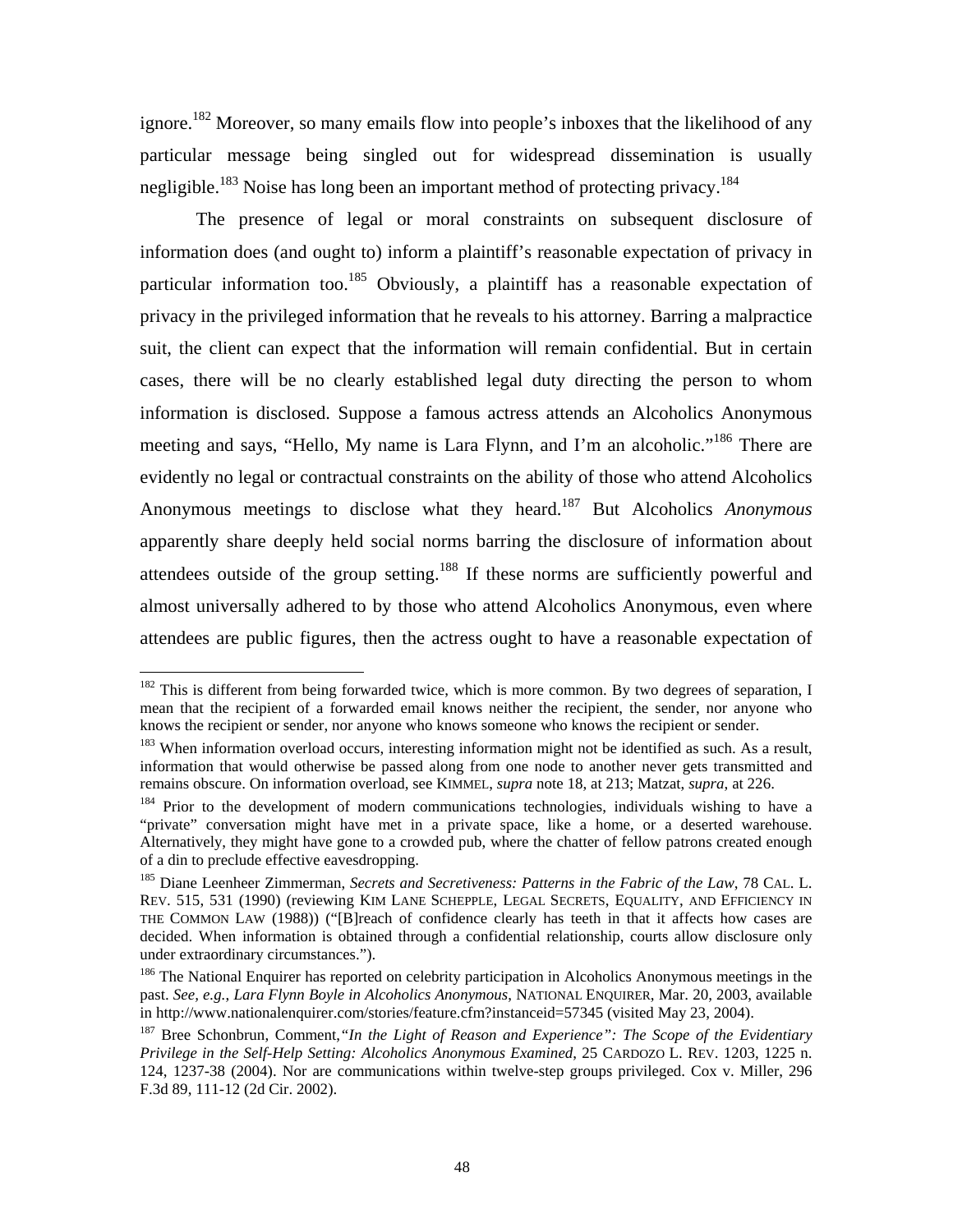ignore.[182] Moreover, so many emails flow into people's inboxes that the likelihood of any particular message being singled out for widespread dissemination is usually negligible.[183] Noise has long been an important method of protecting privacy.[184]

The presence of legal or moral constraints on subsequent disclosure of information does (and ought to) inform a plaintiff's reasonable expectation of privacy in particular information too.[185] Obviously, a plaintiff has a reasonable expectation of privacy in the privileged information that he reveals to his attorney. Barring a malpractice suit, the client can expect that the information will remain confidential. But in certain cases, there will be no clearly established legal duty directing the person to whom information is disclosed. Suppose a famous actress attends an Alcoholics Anonymous meeting and says, "Hello, My name is Lara Flynn, and I'm an alcoholic."[186] There are evidently no legal or contractual constraints on the ability of those who attend Alcoholics Anonymous meetings to disclose what they heard.[187] But Alcoholics *Anonymous* apparently share deeply held social norms barring the disclosure of information about attendees outside of the group setting.[188] If these norms are sufficiently powerful and almost universally adhered to by those who attend Alcoholics Anonymous, even where attendees are public figures, then the actress ought to have a reasonable expectation of

---

[182] This is different from being forwarded twice, which is more common. By two degrees of separation, I mean that the recipient of a forwarded email knows neither the recipient, the sender, nor anyone who knows the recipient or sender, nor anyone who knows someone who knows the recipient or sender.

[183] When information overload occurs, interesting information might not be identified as such. As a result, information that would otherwise be passed along from one node to another never gets transmitted and remains obscure. On information overload, see KIMMEL, *supra* note 18, at 213; Matzat, *supra*, at 226.

[184] Prior to the development of modern communications technologies, individuals wishing to have a "private" conversation might have met in a private space, like a home, or a deserted warehouse. Alternatively, they might have gone to a crowded pub, where the chatter of fellow patrons created enough of a din to preclude effective eavesdropping.

[185] Diane Leenheer Zimmerman, *Secrets and Secretiveness: Patterns in the Fabric of the Law*, 78 CAL. L. REV. 515, 531 (1990) (reviewing KIM LANE SCHEPPLE, LEGAL SECRETS, EQUALITY, AND EFFICIENCY IN THE COMMON LAW (1988)) ("[B]reach of confidence clearly has teeth in that it affects how cases are decided. When information is obtained through a confidential relationship, courts allow disclosure only under extraordinary circumstances.").

[186] The National Enquirer has reported on celebrity participation in Alcoholics Anonymous meetings in the past. *See, e.g.*, *Lara Flynn Boyle in Alcoholics Anonymous*, NATIONAL ENQUIRER, Mar. 20, 2003, available in http://www.nationalenquirer.com/stories/feature.cfm?instanceid=57345 (visited May 23, 2004).

[187] Bree Schonbrun, Comment, *"In the Light of Reason and Experience": The Scope of the Evidentiary Privilege in the Self-Help Setting: Alcoholics Anonymous Examined*, 25 CARDOZO L. REV. 1203, 1225 n. 124, 1237-38 (2004). Nor are communications within twelve-step groups privileged. Cox v. Miller, 296 F.3d 89, 111-12 (2d Cir. 2002).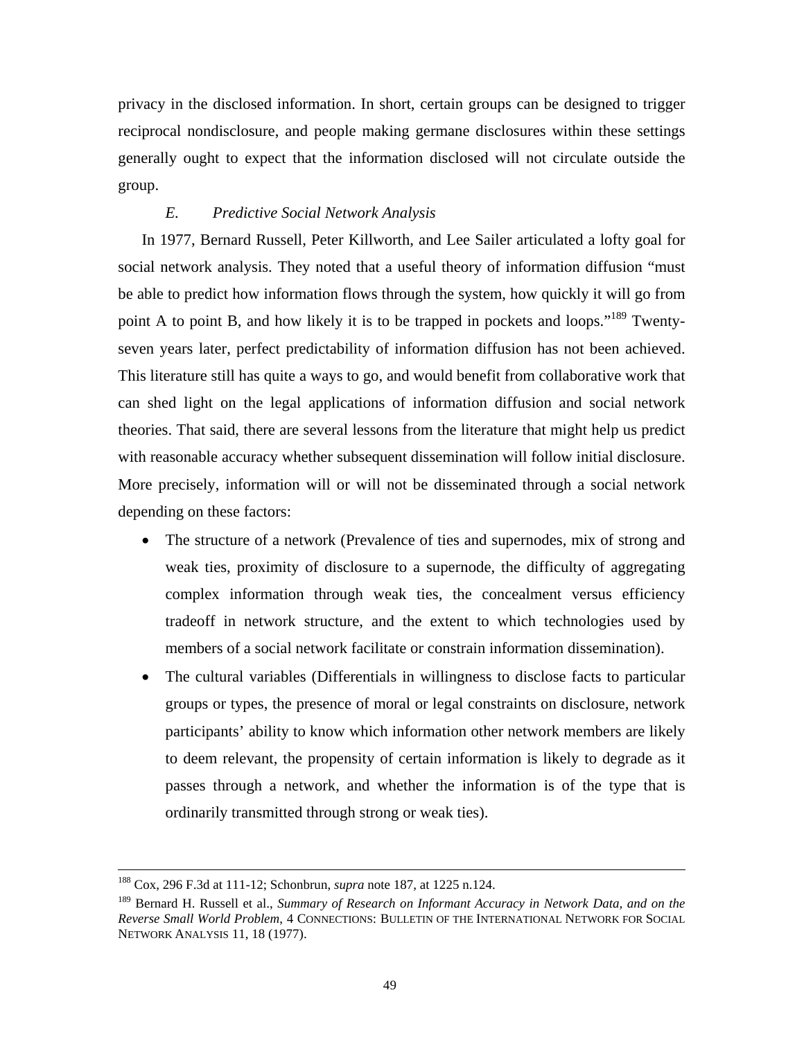privacy in the disclosed information. In short, certain groups can be designed to trigger reciprocal nondisclosure, and people making germane disclosures within these settings generally ought to expect that the information disclosed will not circulate outside the group.

### *E. Predictive Social Network Analysis*

In 1977, Bernard Russell, Peter Killworth, and Lee Sailer articulated a lofty goal for social network analysis. They noted that a useful theory of information diffusion "must be able to predict how information flows through the system, how quickly it will go from point A to point B, and how likely it is to be trapped in pockets and loops."[189] Twenty-seven years later, perfect predictability of information diffusion has not been achieved. This literature still has quite a ways to go, and would benefit from collaborative work that can shed light on the legal applications of information diffusion and social network theories. That said, there are several lessons from the literature that might help us predict with reasonable accuracy whether subsequent dissemination will follow initial disclosure. More precisely, information will or will not be disseminated through a social network depending on these factors:

- The structure of a network (Prevalence of ties and supernodes, mix of strong and weak ties, proximity of disclosure to a supernode, the difficulty of aggregating complex information through weak ties, the concealment versus efficiency tradeoff in network structure, and the extent to which technologies used by members of a social network facilitate or constrain information dissemination).
- The cultural variables (Differentials in willingness to disclose facts to particular groups or types, the presence of moral or legal constraints on disclosure, network participants' ability to know which information other network members are likely to deem relevant, the propensity of certain information is likely to degrade as it passes through a network, and whether the information is of the type that is ordinarily transmitted through strong or weak ties).

---

[188] Cox, 296 F.3d at 111-12; Schonbrun, *supra* note 187, at 1225 n.124.

[189] Bernard H. Russell et al., *Summary of Research on Informant Accuracy in Network Data, and on the Reverse Small World Problem*, 4 CONNECTIONS: BULLETIN OF THE INTERNATIONAL NETWORK FOR SOCIAL NETWORK ANALYSIS 11, 18 (1977).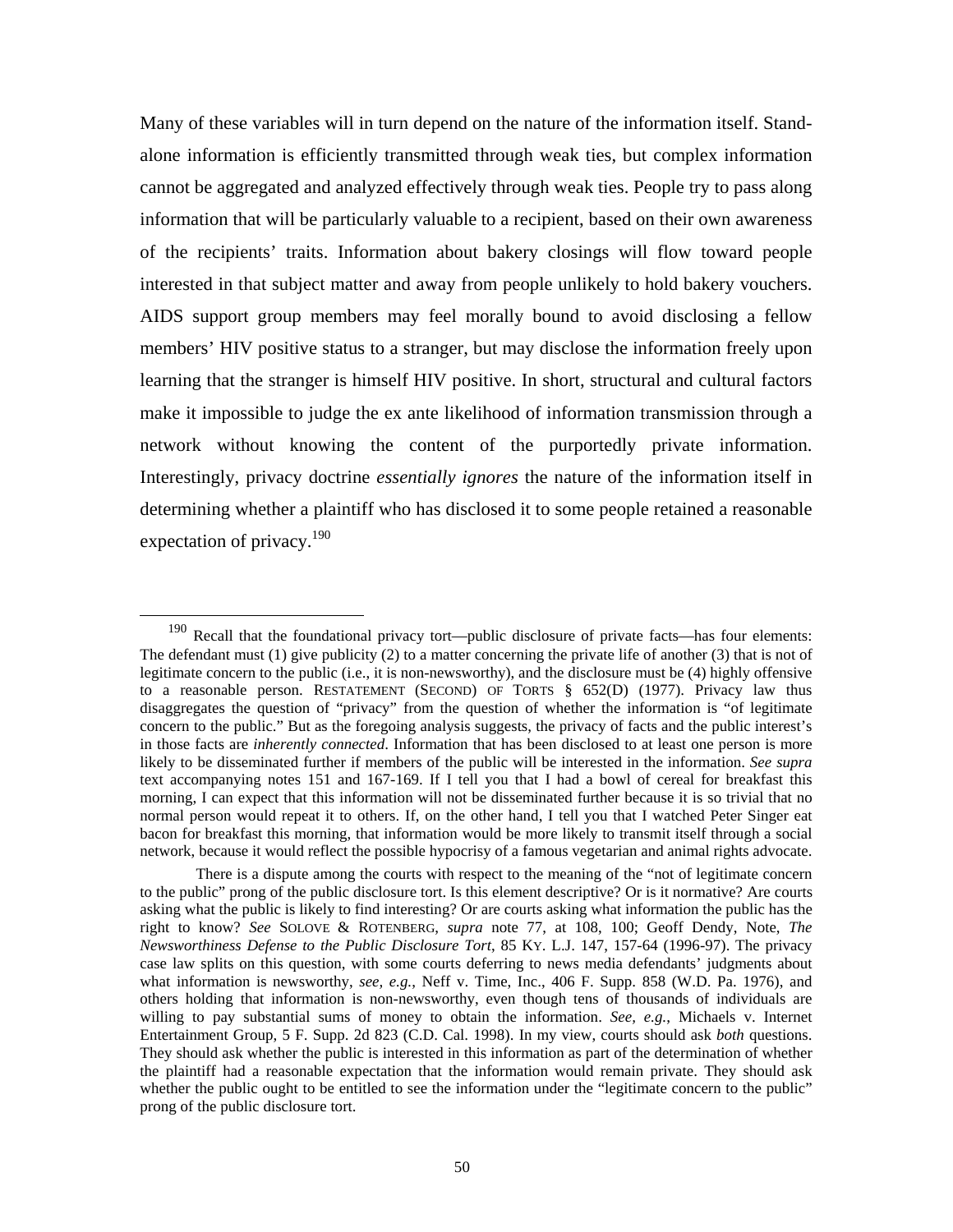Many of these variables will in turn depend on the nature of the information itself. Stand-alone information is efficiently transmitted through weak ties, but complex information cannot be aggregated and analyzed effectively through weak ties. People try to pass along information that will be particularly valuable to a recipient, based on their own awareness of the recipients' traits. Information about bakery closings will flow toward people interested in that subject matter and away from people unlikely to hold bakery vouchers. AIDS support group members may feel morally bound to avoid disclosing a fellow members' HIV positive status to a stranger, but may disclose the information freely upon learning that the stranger is himself HIV positive. In short, structural and cultural factors make it impossible to judge the ex ante likelihood of information transmission through a network without knowing the content of the purportedly private information. Interestingly, privacy doctrine *essentially ignores* the nature of the information itself in determining whether a plaintiff who has disclosed it to some people retained a reasonable expectation of privacy.[190]

---

[190] Recall that the foundational privacy tort—public disclosure of private facts—has four elements: The defendant must (1) give publicity (2) to a matter concerning the private life of another (3) that is not of legitimate concern to the public (i.e., it is non-newsworthy), and the disclosure must be (4) highly offensive to a reasonable person. RESTATEMENT (SECOND) OF TORTS § 652(D) (1977). Privacy law thus disaggregates the question of "privacy" from the question of whether the information is "of legitimate concern to the public." But as the foregoing analysis suggests, the privacy of facts and the public interest's in those facts are *inherently connected*. Information that has been disclosed to at least one person is more likely to be disseminated further if members of the public will be interested in the information. *See supra* text accompanying notes 151 and 167-169. If I tell you that I had a bowl of cereal for breakfast this morning, I can expect that this information will not be disseminated further because it is so trivial that no normal person would repeat it to others. If, on the other hand, I tell you that I watched Peter Singer eat bacon for breakfast this morning, that information would be more likely to transmit itself through a social network, because it would reflect the possible hypocrisy of a famous vegetarian and animal rights advocate.

There is a dispute among the courts with respect to the meaning of the "not of legitimate concern to the public" prong of the public disclosure tort. Is this element descriptive? Or is it normative? Are courts asking what the public is likely to find interesting? Or are courts asking what information the public has the right to know? *See* SOLOVE & ROTENBERG, *supra* note 77, at 108, 100; Geoff Dendy, Note, *The Newsworthiness Defense to the Public Disclosure Tort*, 85 KY. L.J. 147, 157-64 (1996-97). The privacy case law splits on this question, with some courts deferring to news media defendants' judgments about what information is newsworthy, *see, e.g.*, Neff v. Time, Inc., 406 F. Supp. 858 (W.D. Pa. 1976), and others holding that information is non-newsworthy, even though tens of thousands of individuals are willing to pay substantial sums of money to obtain the information. *See, e.g.*, Michaels v. Internet Entertainment Group, 5 F. Supp. 2d 823 (C.D. Cal. 1998). In my view, courts should ask *both* questions. They should ask whether the public is interested in this information as part of the determination of whether the plaintiff had a reasonable expectation that the information would remain private. They should ask whether the public ought to be entitled to see the information under the "legitimate concern to the public" prong of the public disclosure tort.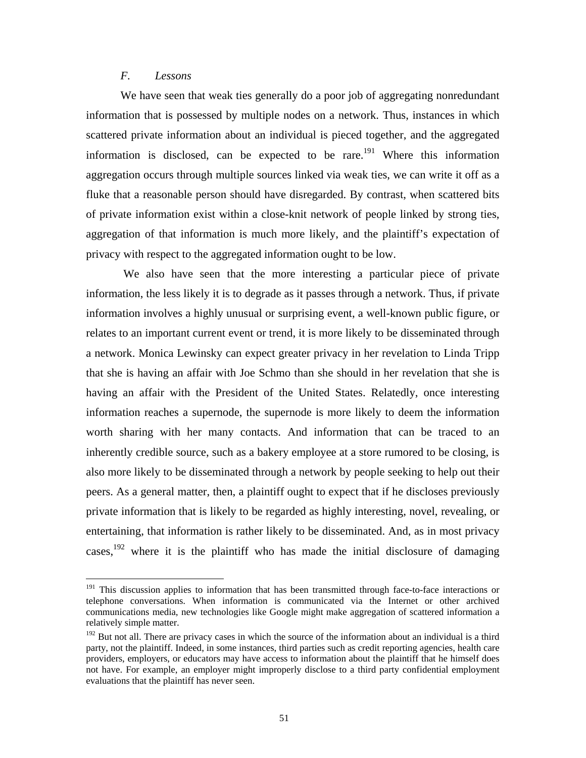### *F. Lessons*

We have seen that weak ties generally do a poor job of aggregating nonredundant information that is possessed by multiple nodes on a network. Thus, instances in which scattered private information about an individual is pieced together, and the aggregated information is disclosed, can be expected to be rare.[191] Where this information aggregation occurs through multiple sources linked via weak ties, we can write it off as a fluke that a reasonable person should have disregarded. By contrast, when scattered bits of private information exist within a close-knit network of people linked by strong ties, aggregation of that information is much more likely, and the plaintiff's expectation of privacy with respect to the aggregated information ought to be low.

We also have seen that the more interesting a particular piece of private information, the less likely it is to degrade as it passes through a network. Thus, if private information involves a highly unusual or surprising event, a well-known public figure, or relates to an important current event or trend, it is more likely to be disseminated through a network. Monica Lewinsky can expect greater privacy in her revelation to Linda Tripp that she is having an affair with Joe Schmo than she should in her revelation that she is having an affair with the President of the United States. Relatedly, once interesting information reaches a supernode, the supernode is more likely to deem the information worth sharing with her many contacts. And information that can be traced to an inherently credible source, such as a bakery employee at a store rumored to be closing, is also more likely to be disseminated through a network by people seeking to help out their peers. As a general matter, then, a plaintiff ought to expect that if he discloses previously private information that is likely to be regarded as highly interesting, novel, revealing, or entertaining, that information is rather likely to be disseminated. And, as in most privacy cases,[192] where it is the plaintiff who has made the initial disclosure of damaging

---

[191] This discussion applies to information that has been transmitted through face-to-face interactions or telephone conversations. When information is communicated via the Internet or other archived communications media, new technologies like Google might make aggregation of scattered information a relatively simple matter.

[192] But not all. There are privacy cases in which the source of the information about an individual is a third party, not the plaintiff. Indeed, in some instances, third parties such as credit reporting agencies, health care providers, employers, or educators may have access to information about the plaintiff that he himself does not have. For example, an employer might improperly disclose to a third party confidential employment evaluations that the plaintiff has never seen.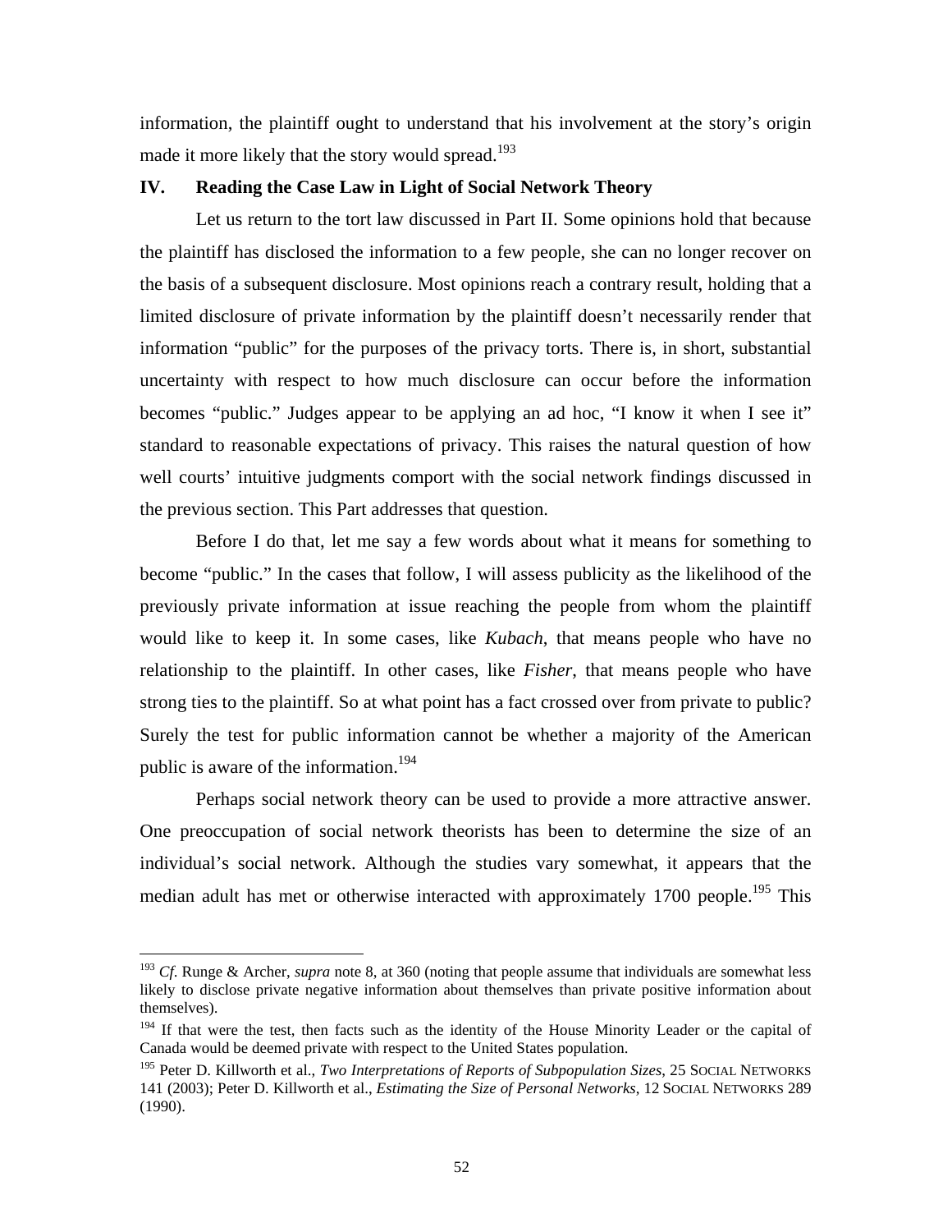information, the plaintiff ought to understand that his involvement at the story's origin made it more likely that the story would spread.[193]

## IV. Reading the Case Law in Light of Social Network Theory

Let us return to the tort law discussed in Part II. Some opinions hold that because the plaintiff has disclosed the information to a few people, she can no longer recover on the basis of a subsequent disclosure. Most opinions reach a contrary result, holding that a limited disclosure of private information by the plaintiff doesn't necessarily render that information "public" for the purposes of the privacy torts. There is, in short, substantial uncertainty with respect to how much disclosure can occur before the information becomes "public." Judges appear to be applying an ad hoc, "I know it when I see it" standard to reasonable expectations of privacy. This raises the natural question of how well courts' intuitive judgments comport with the social network findings discussed in the previous section. This Part addresses that question.

Before I do that, let me say a few words about what it means for something to become "public." In the cases that follow, I will assess publicity as the likelihood of the previously private information at issue reaching the people from whom the plaintiff would like to keep it. In some cases, like *Kubach*, that means people who have no relationship to the plaintiff. In other cases, like *Fisher*, that means people who have strong ties to the plaintiff. So at what point has a fact crossed over from private to public? Surely the test for public information cannot be whether a majority of the American public is aware of the information.[194]

Perhaps social network theory can be used to provide a more attractive answer. One preoccupation of social network theorists has been to determine the size of an individual's social network. Although the studies vary somewhat, it appears that the median adult has met or otherwise interacted with approximately 1700 people.[195] This

---

[193] *Cf.* Runge & Archer, *supra* note 8, at 360 (noting that people assume that individuals are somewhat less likely to disclose private negative information about themselves than private positive information about themselves).

[194] If that were the test, then facts such as the identity of the House Minority Leader or the capital of Canada would be deemed private with respect to the United States population.

[195] Peter D. Killworth et al., *Two Interpretations of Reports of Subpopulation Sizes*, 25 SOCIAL NETWORKS 141 (2003); Peter D. Killworth et al., *Estimating the Size of Personal Networks*, 12 SOCIAL NETWORKS 289 (1990).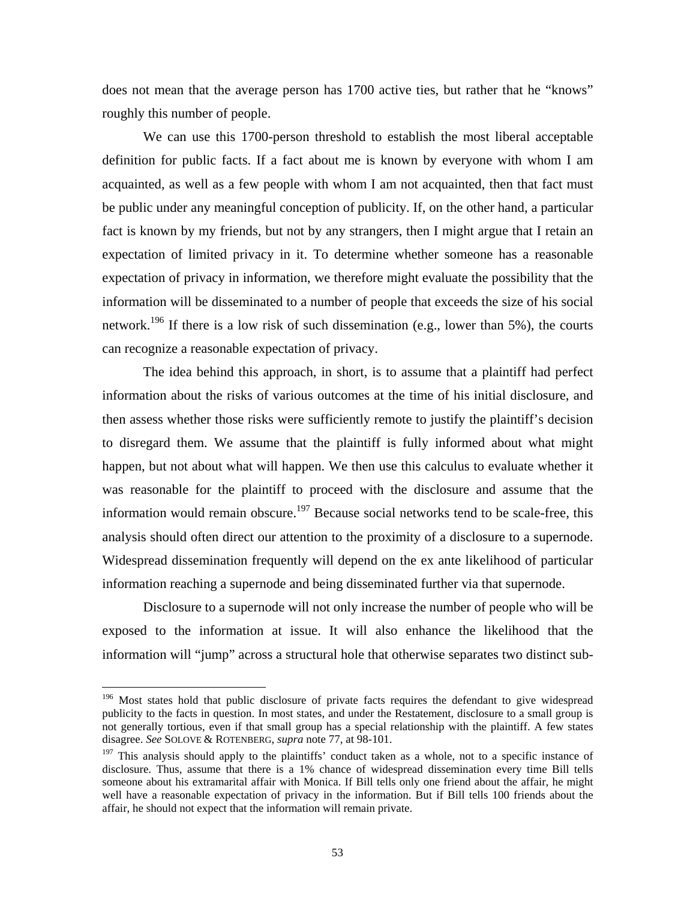does not mean that the average person has 1700 active ties, but rather that he "knows" roughly this number of people.

We can use this 1700-person threshold to establish the most liberal acceptable definition for public facts. If a fact about me is known by everyone with whom I am acquainted, as well as a few people with whom I am not acquainted, then that fact must be public under any meaningful conception of publicity. If, on the other hand, a particular fact is known by my friends, but not by any strangers, then I might argue that I retain an expectation of limited privacy in it. To determine whether someone has a reasonable expectation of privacy in information, we therefore might evaluate the possibility that the information will be disseminated to a number of people that exceeds the size of his social network.[196] If there is a low risk of such dissemination (e.g., lower than 5%), the courts can recognize a reasonable expectation of privacy.

The idea behind this approach, in short, is to assume that a plaintiff had perfect information about the risks of various outcomes at the time of his initial disclosure, and then assess whether those risks were sufficiently remote to justify the plaintiff's decision to disregard them. We assume that the plaintiff is fully informed about what might happen, but not about what will happen. We then use this calculus to evaluate whether it was reasonable for the plaintiff to proceed with the disclosure and assume that the information would remain obscure.[197] Because social networks tend to be scale-free, this analysis should often direct our attention to the proximity of a disclosure to a supernode. Widespread dissemination frequently will depend on the ex ante likelihood of particular information reaching a supernode and being disseminated further via that supernode.

Disclosure to a supernode will not only increase the number of people who will be exposed to the information at issue. It will also enhance the likelihood that the information will "jump" across a structural hole that otherwise separates two distinct sub-

---

[196] Most states hold that public disclosure of private facts requires the defendant to give widespread publicity to the facts in question. In most states, and under the Restatement, disclosure to a small group is not generally tortious, even if that small group has a special relationship with the plaintiff. A few states disagree. *See* SOLOVE & ROTENBERG, *supra* note 77, at 98-101.

[197] This analysis should apply to the plaintiffs' conduct taken as a whole, not to a specific instance of disclosure. Thus, assume that there is a 1% chance of widespread dissemination every time Bill tells someone about his extramarital affair with Monica. If Bill tells only one friend about the affair, he might well have a reasonable expectation of privacy in the information. But if Bill tells 100 friends about the affair, he should not expect that the information will remain private.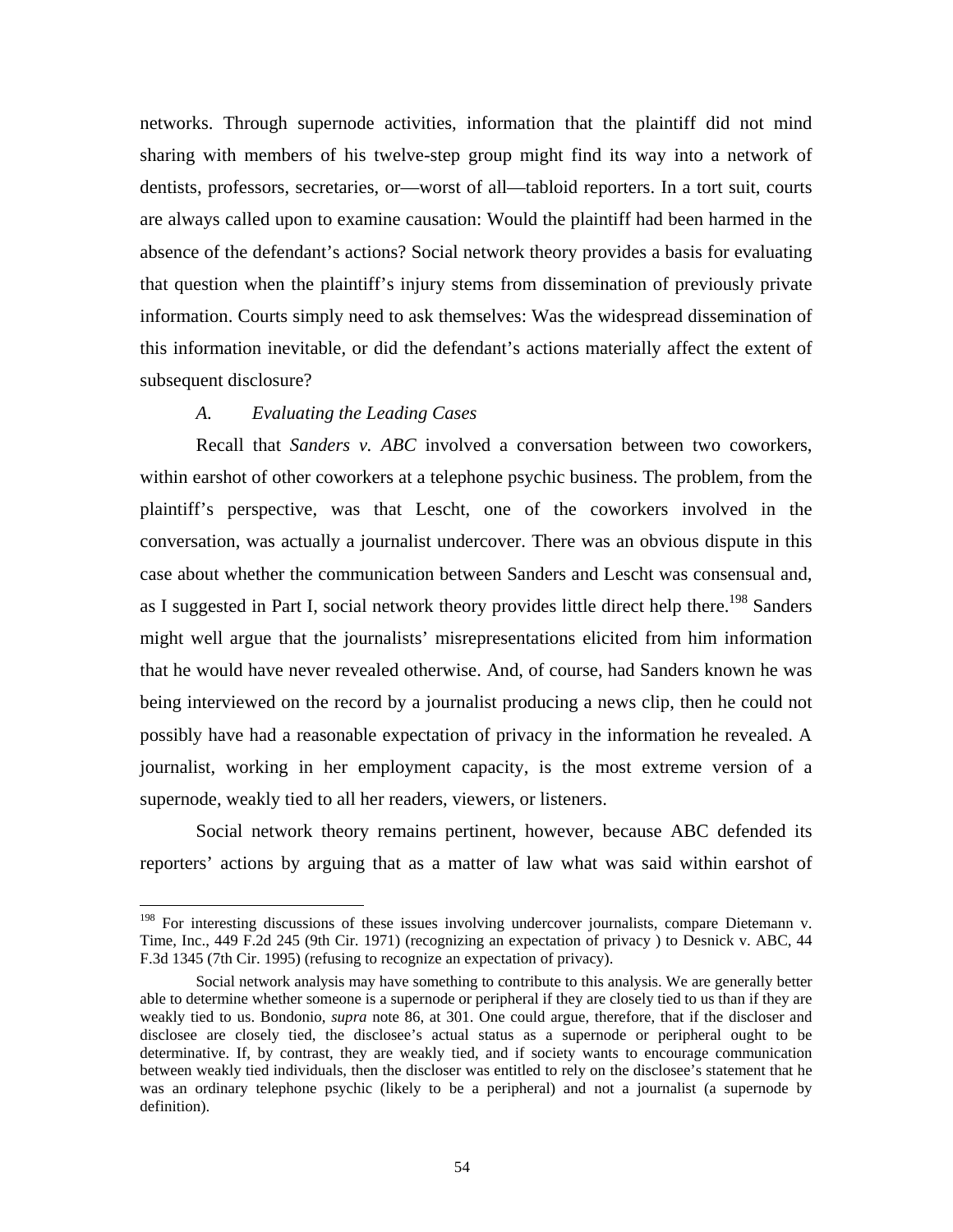networks. Through supernode activities, information that the plaintiff did not mind sharing with members of his twelve-step group might find its way into a network of dentists, professors, secretaries, or—worst of all—tabloid reporters. In a tort suit, courts are always called upon to examine causation: Would the plaintiff had been harmed in the absence of the defendant's actions? Social network theory provides a basis for evaluating that question when the plaintiff's injury stems from dissemination of previously private information. Courts simply need to ask themselves: Was the widespread dissemination of this information inevitable, or did the defendant's actions materially affect the extent of subsequent disclosure?

### *A. Evaluating the Leading Cases*

Recall that *Sanders v. ABC* involved a conversation between two coworkers, within earshot of other coworkers at a telephone psychic business. The problem, from the plaintiff's perspective, was that Lescht, one of the coworkers involved in the conversation, was actually a journalist undercover. There was an obvious dispute in this case about whether the communication between Sanders and Lescht was consensual and, as I suggested in Part I, social network theory provides little direct help there.[198] Sanders might well argue that the journalists' misrepresentations elicited from him information that he would have never revealed otherwise. And, of course, had Sanders known he was being interviewed on the record by a journalist producing a news clip, then he could not possibly have had a reasonable expectation of privacy in the information he revealed. A journalist, working in her employment capacity, is the most extreme version of a supernode, weakly tied to all her readers, viewers, or listeners.

Social network theory remains pertinent, however, because ABC defended its reporters' actions by arguing that as a matter of law what was said within earshot of

---

[198] For interesting discussions of these issues involving undercover journalists, compare Dietemann v. Time, Inc., 449 F.2d 245 (9th Cir. 1971) (recognizing an expectation of privacy ) to Desnick v. ABC, 44 F.3d 1345 (7th Cir. 1995) (refusing to recognize an expectation of privacy).

Social network analysis may have something to contribute to this analysis. We are generally better able to determine whether someone is a supernode or peripheral if they are closely tied to us than if they are weakly tied to us. Bondonio, *supra* note 86, at 301. One could argue, therefore, that if the discloser and disclosee are closely tied, the disclosee's actual status as a supernode or peripheral ought to be determinative. If, by contrast, they are weakly tied, and if society wants to encourage communication between weakly tied individuals, then the discloser was entitled to rely on the disclosee's statement that he was an ordinary telephone psychic (likely to be a peripheral) and not a journalist (a supernode by definition).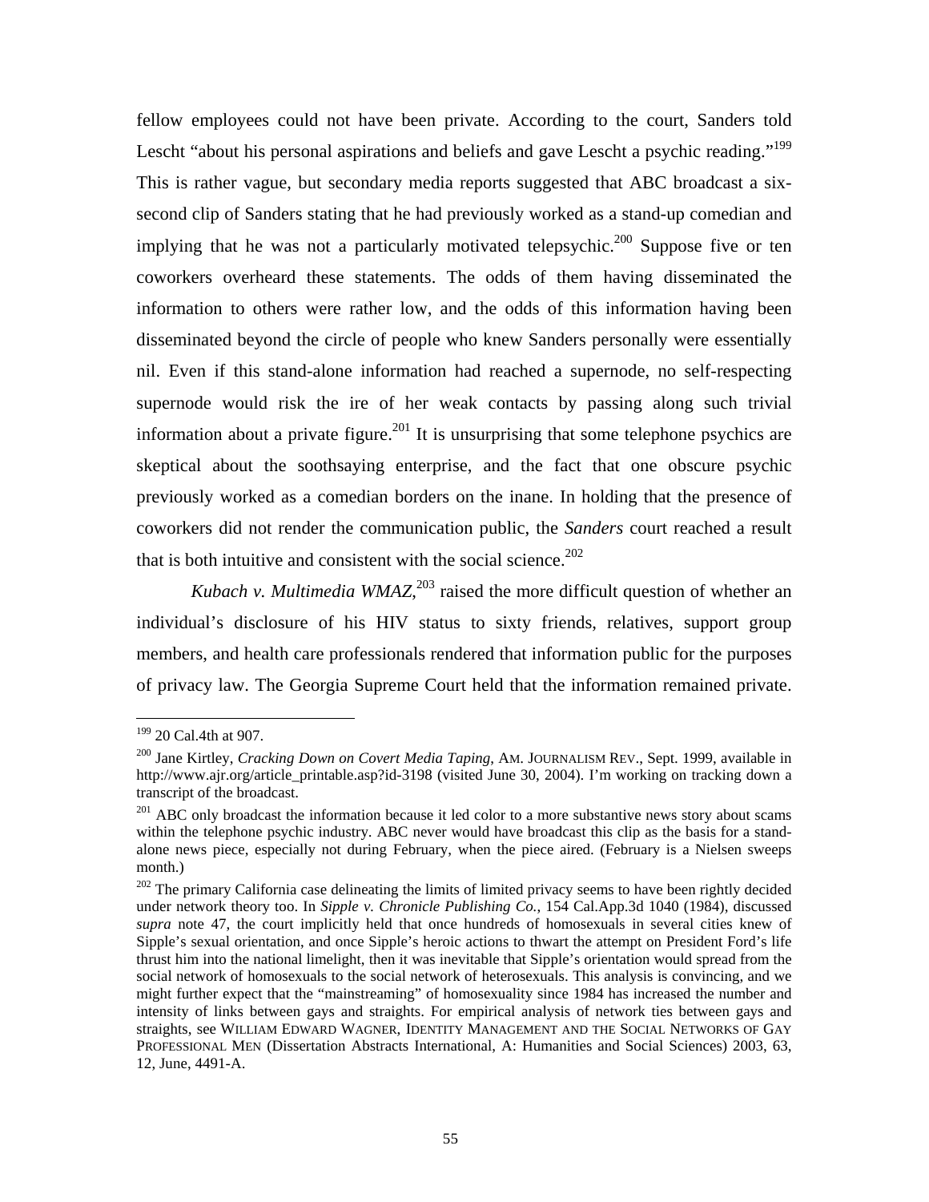fellow employees could not have been private. According to the court, Sanders told Lescht "about his personal aspirations and beliefs and gave Lescht a psychic reading."[199] This is rather vague, but secondary media reports suggested that ABC broadcast a six-second clip of Sanders stating that he had previously worked as a stand-up comedian and implying that he was not a particularly motivated telepsychic.[200] Suppose five or ten coworkers overheard these statements. The odds of them having disseminated the information to others were rather low, and the odds of this information having been disseminated beyond the circle of people who knew Sanders personally were essentially nil. Even if this stand-alone information had reached a supernode, no self-respecting supernode would risk the ire of her weak contacts by passing along such trivial information about a private figure.[201] It is unsurprising that some telephone psychics are skeptical about the soothsaying enterprise, and the fact that one obscure psychic previously worked as a comedian borders on the inane. In holding that the presence of coworkers did not render the communication public, the *Sanders* court reached a result that is both intuitive and consistent with the social science.[202]

*Kubach v. Multimedia WMAZ*,[203] raised the more difficult question of whether an individual's disclosure of his HIV status to sixty friends, relatives, support group members, and health care professionals rendered that information public for the purposes of privacy law. The Georgia Supreme Court held that the information remained private.

---

[199] 20 Cal.4th at 907.

[200] Jane Kirtley, *Cracking Down on Covert Media Taping*, AM. JOURNALISM REV., Sept. 1999, available in http://www.ajr.org/article_printable.asp?id-3198 (visited June 30, 2004). I'm working on tracking down a transcript of the broadcast.

[201] ABC only broadcast the information because it led color to a more substantive news story about scams within the telephone psychic industry. ABC never would have broadcast this clip as the basis for a stand-alone news piece, especially not during February, when the piece aired. (February is a Nielsen sweeps month.)

[202] The primary California case delineating the limits of limited privacy seems to have been rightly decided under network theory too. In *Sipple v. Chronicle Publishing Co.*, 154 Cal.App.3d 1040 (1984), discussed *supra* note 47, the court implicitly held that once hundreds of homosexuals in several cities knew of Sipple's sexual orientation, and once Sipple's heroic actions to thwart the attempt on President Ford's life thrust him into the national limelight, then it was inevitable that Sipple's orientation would spread from the social network of homosexuals to the social network of heterosexuals. This analysis is convincing, and we might further expect that the "mainstreaming" of homosexuality since 1984 has increased the number and intensity of links between gays and straights. For empirical analysis of network ties between gays and straights, see WILLIAM EDWARD WAGNER, IDENTITY MANAGEMENT AND THE SOCIAL NETWORKS OF GAY PROFESSIONAL MEN (Dissertation Abstracts International, A: Humanities and Social Sciences) 2003, 63, 12, June, 4491-A.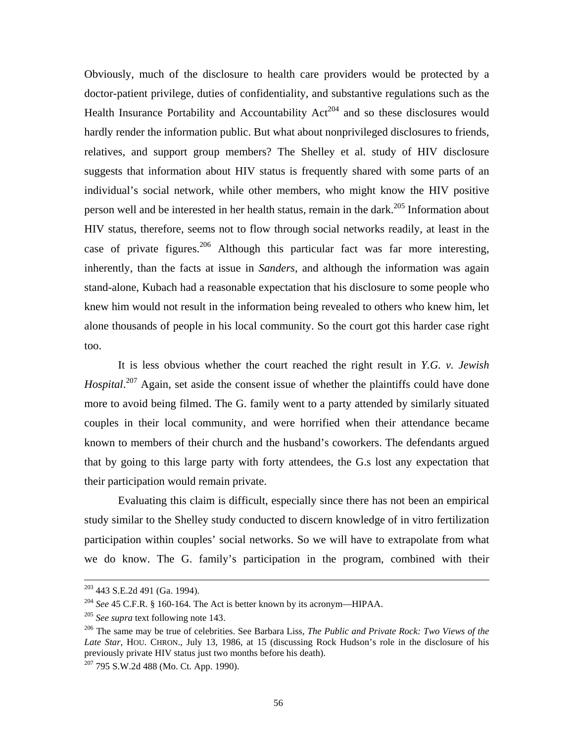Obviously, much of the disclosure to health care providers would be protected by a doctor-patient privilege, duties of confidentiality, and substantive regulations such as the Health Insurance Portability and Accountability Act[204] and so these disclosures would hardly render the information public. But what about nonprivileged disclosures to friends, relatives, and support group members? The Shelley et al. study of HIV disclosure suggests that information about HIV status is frequently shared with some parts of an individual's social network, while other members, who might know the HIV positive person well and be interested in her health status, remain in the dark.[205] Information about HIV status, therefore, seems not to flow through social networks readily, at least in the case of private figures.[206] Although this particular fact was far more interesting, inherently, than the facts at issue in *Sanders*, and although the information was again stand-alone, Kubach had a reasonable expectation that his disclosure to some people who knew him would not result in the information being revealed to others who knew him, let alone thousands of people in his local community. So the court got this harder case right too.

It is less obvious whether the court reached the right result in *Y.G. v. Jewish Hospital*.[207] Again, set aside the consent issue of whether the plaintiffs could have done more to avoid being filmed. The G. family went to a party attended by similarly situated couples in their local community, and were horrified when their attendance became known to members of their church and the husband's coworkers. The defendants argued that by going to this large party with forty attendees, the G.s lost any expectation that their participation would remain private.

Evaluating this claim is difficult, especially since there has not been an empirical study similar to the Shelley study conducted to discern knowledge of in vitro fertilization participation within couples' social networks. So we will have to extrapolate from what we do know. The G. family's participation in the program, combined with their

---

[203] 443 S.E.2d 491 (Ga. 1994).

[204] *See* 45 C.F.R. § 160-164. The Act is better known by its acronym—HIPAA.

[205] *See supra* text following note 143.

[206] The same may be true of celebrities. See Barbara Liss, *The Public and Private Rock: Two Views of the Late Star*, HOU. CHRON., July 13, 1986, at 15 (discussing Rock Hudson's role in the disclosure of his previously private HIV status just two months before his death).

[207] 795 S.W.2d 488 (Mo. Ct. App. 1990).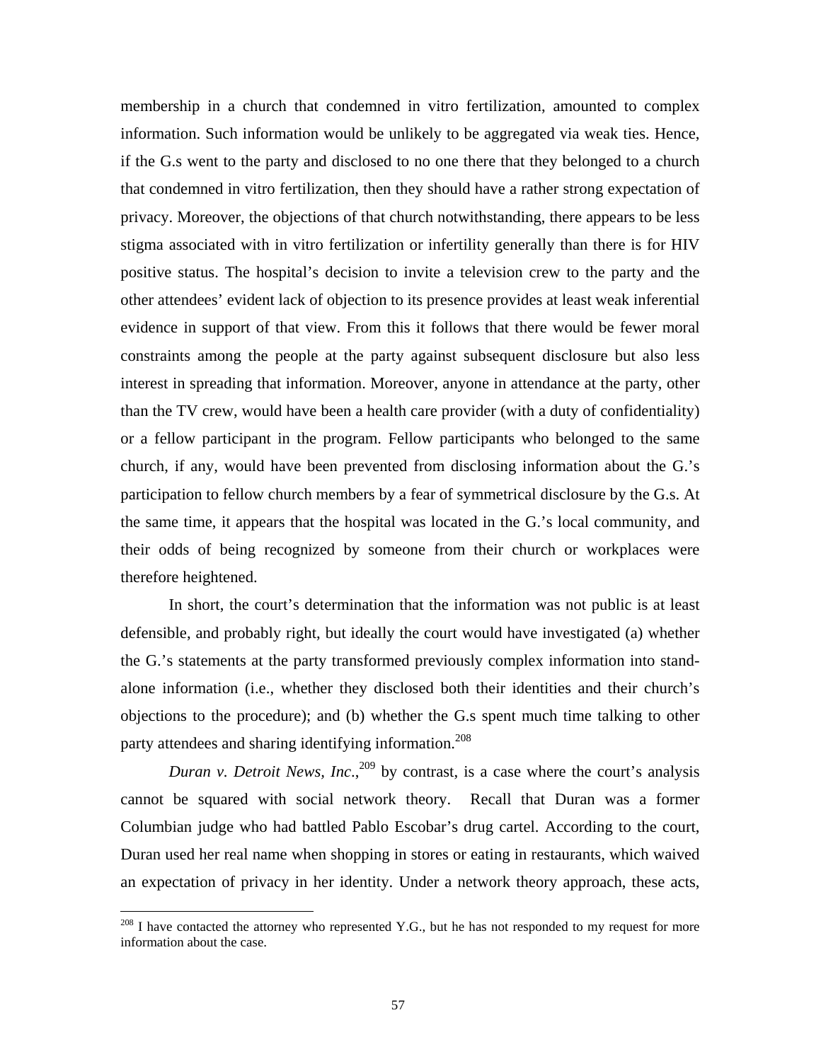membership in a church that condemned in vitro fertilization, amounted to complex information. Such information would be unlikely to be aggregated via weak ties. Hence, if the G.s went to the party and disclosed to no one there that they belonged to a church that condemned in vitro fertilization, then they should have a rather strong expectation of privacy. Moreover, the objections of that church notwithstanding, there appears to be less stigma associated with in vitro fertilization or infertility generally than there is for HIV positive status. The hospital's decision to invite a television crew to the party and the other attendees' evident lack of objection to its presence provides at least weak inferential evidence in support of that view. From this it follows that there would be fewer moral constraints among the people at the party against subsequent disclosure but also less interest in spreading that information. Moreover, anyone in attendance at the party, other than the TV crew, would have been a health care provider (with a duty of confidentiality) or a fellow participant in the program. Fellow participants who belonged to the same church, if any, would have been prevented from disclosing information about the G.'s participation to fellow church members by a fear of symmetrical disclosure by the G.s. At the same time, it appears that the hospital was located in the G.'s local community, and their odds of being recognized by someone from their church or workplaces were therefore heightened.

In short, the court's determination that the information was not public is at least defensible, and probably right, but ideally the court would have investigated (a) whether the G.'s statements at the party transformed previously complex information into stand-alone information (i.e., whether they disclosed both their identities and their church's objections to the procedure); and (b) whether the G.s spent much time talking to other party attendees and sharing identifying information.[208]

*Duran v. Detroit News, Inc.*,[209] by contrast, is a case where the court's analysis cannot be squared with social network theory. Recall that Duran was a former Columbian judge who had battled Pablo Escobar's drug cartel. According to the court, Duran used her real name when shopping in stores or eating in restaurants, which waived an expectation of privacy in her identity. Under a network theory approach, these acts,

---

[208] I have contacted the attorney who represented Y.G., but he has not responded to my request for more information about the case.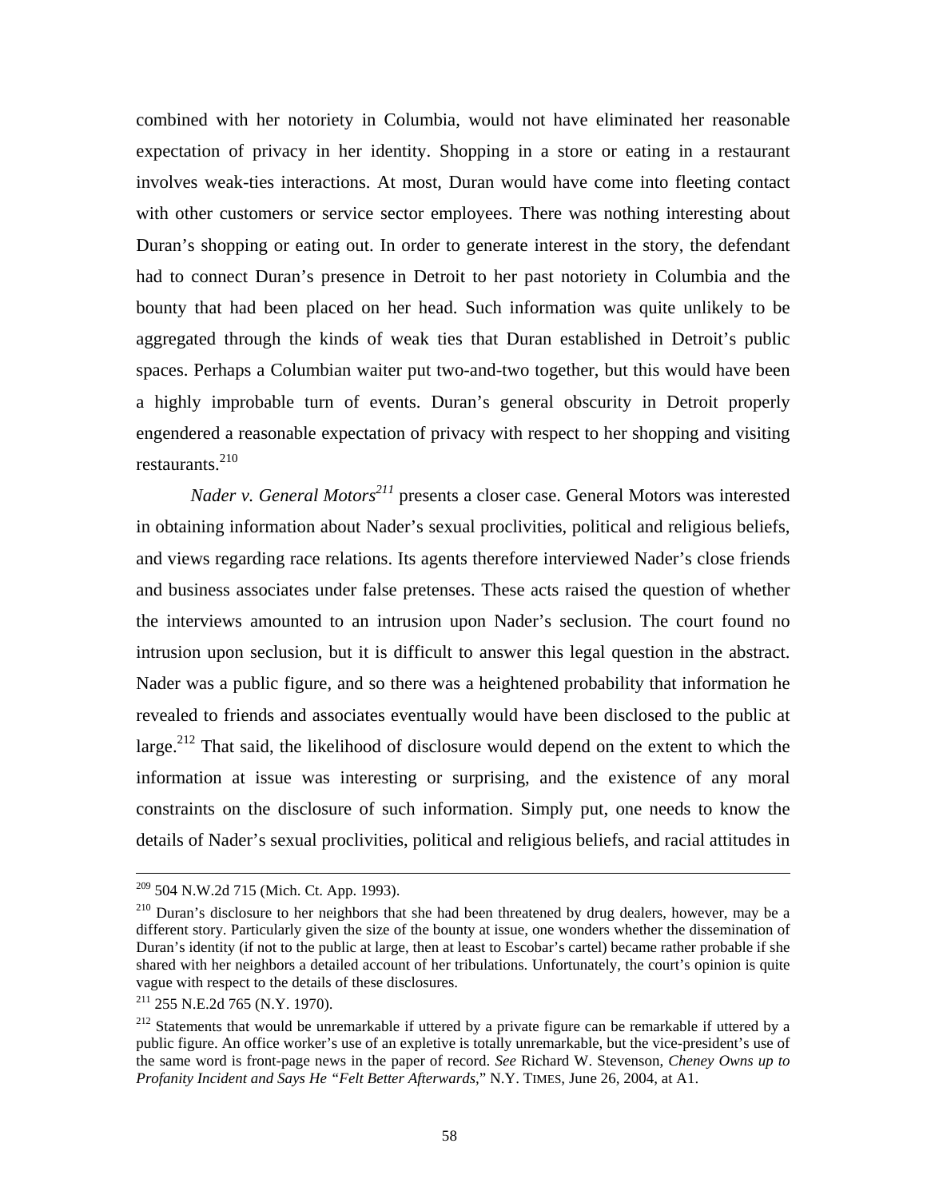combined with her notoriety in Columbia, would not have eliminated her reasonable expectation of privacy in her identity. Shopping in a store or eating in a restaurant involves weak-ties interactions. At most, Duran would have come into fleeting contact with other customers or service sector employees. There was nothing interesting about Duran's shopping or eating out. In order to generate interest in the story, the defendant had to connect Duran's presence in Detroit to her past notoriety in Columbia and the bounty that had been placed on her head. Such information was quite unlikely to be aggregated through the kinds of weak ties that Duran established in Detroit's public spaces. Perhaps a Columbian waiter put two-and-two together, but this would have been a highly improbable turn of events. Duran's general obscurity in Detroit properly engendered a reasonable expectation of privacy with respect to her shopping and visiting restaurants.[210]

*Nader v. General Motors*[211] presents a closer case. General Motors was interested in obtaining information about Nader's sexual proclivities, political and religious beliefs, and views regarding race relations. Its agents therefore interviewed Nader's close friends and business associates under false pretenses. These acts raised the question of whether the interviews amounted to an intrusion upon Nader's seclusion. The court found no intrusion upon seclusion, but it is difficult to answer this legal question in the abstract. Nader was a public figure, and so there was a heightened probability that information he revealed to friends and associates eventually would have been disclosed to the public at large.[212] That said, the likelihood of disclosure would depend on the extent to which the information at issue was interesting or surprising, and the existence of any moral constraints on the disclosure of such information. Simply put, one needs to know the details of Nader's sexual proclivities, political and religious beliefs, and racial attitudes in

---

[209] 504 N.W.2d 715 (Mich. Ct. App. 1993).

[210] Duran's disclosure to her neighbors that she had been threatened by drug dealers, however, may be a different story. Particularly given the size of the bounty at issue, one wonders whether the dissemination of Duran's identity (if not to the public at large, then at least to Escobar's cartel) became rather probable if she shared with her neighbors a detailed account of her tribulations. Unfortunately, the court's opinion is quite vague with respect to the details of these disclosures.

[211] 255 N.E.2d 765 (N.Y. 1970).

[212] Statements that would be unremarkable if uttered by a private figure can be remarkable if uttered by a public figure. An office worker's use of an expletive is totally unremarkable, but the vice-president's use of the same word is front-page news in the paper of record. *See* Richard W. Stevenson, *Cheney Owns up to Profanity Incident and Says He "Felt Better Afterwards*," N.Y. TIMES, June 26, 2004, at A1.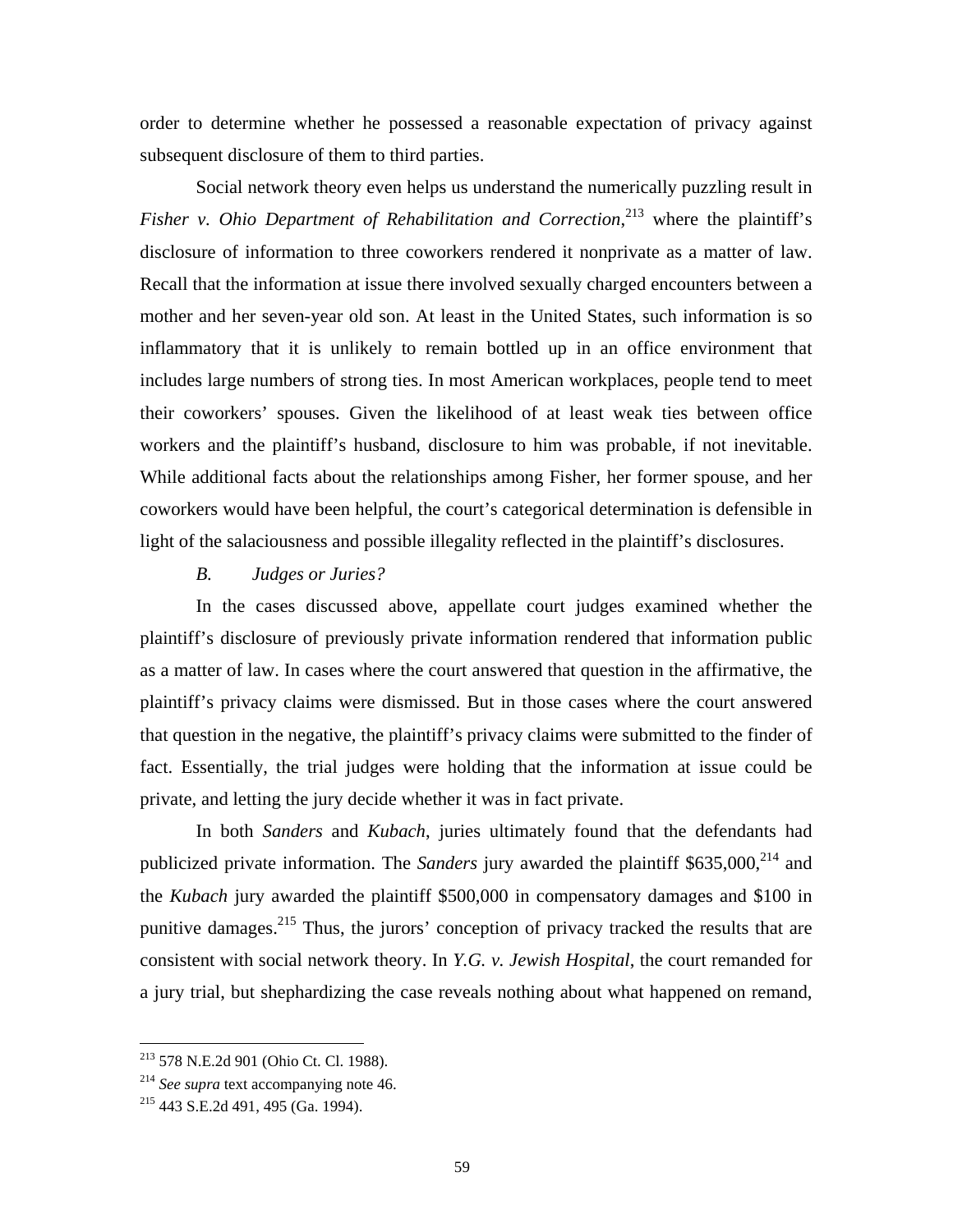order to determine whether he possessed a reasonable expectation of privacy against subsequent disclosure of them to third parties.

Social network theory even helps us understand the numerically puzzling result in *Fisher v. Ohio Department of Rehabilitation and Correction*,[213] where the plaintiff's disclosure of information to three coworkers rendered it nonprivate as a matter of law. Recall that the information at issue there involved sexually charged encounters between a mother and her seven-year old son. At least in the United States, such information is so inflammatory that it is unlikely to remain bottled up in an office environment that includes large numbers of strong ties. In most American workplaces, people tend to meet their coworkers' spouses. Given the likelihood of at least weak ties between office workers and the plaintiff's husband, disclosure to him was probable, if not inevitable. While additional facts about the relationships among Fisher, her former spouse, and her coworkers would have been helpful, the court's categorical determination is defensible in light of the salaciousness and possible illegality reflected in the plaintiff's disclosures.

### *B. Judges or Juries?*

In the cases discussed above, appellate court judges examined whether the plaintiff's disclosure of previously private information rendered that information public as a matter of law. In cases where the court answered that question in the affirmative, the plaintiff's privacy claims were dismissed. But in those cases where the court answered that question in the negative, the plaintiff's privacy claims were submitted to the finder of fact. Essentially, the trial judges were holding that the information at issue could be private, and letting the jury decide whether it was in fact private.

In both *Sanders* and *Kubach*, juries ultimately found that the defendants had publicized private information. The *Sanders* jury awarded the plaintiff $635,000,[214] and the *Kubach* jury awarded the plaintiff $500,000 in compensatory damages and $100 in punitive damages.[215] Thus, the jurors' conception of privacy tracked the results that are consistent with social network theory. In *Y.G. v. Jewish Hospital*, the court remanded for a jury trial, but shephardizing the case reveals nothing about what happened on remand,

---

[213] 578 N.E.2d 901 (Ohio Ct. Cl. 1988).

[214] *See supra* text accompanying note 46.

[215] 443 S.E.2d 491, 495 (Ga. 1994).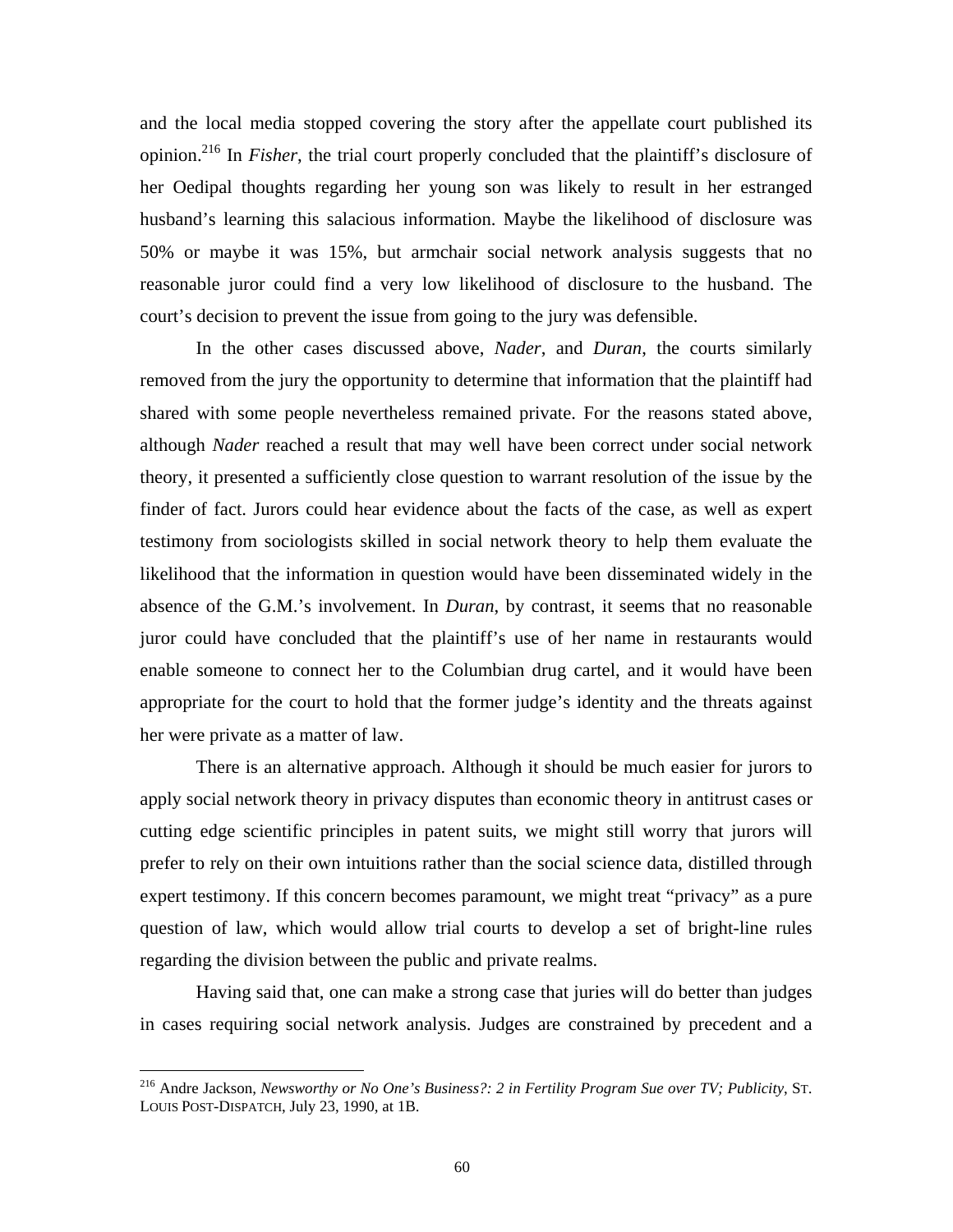and the local media stopped covering the story after the appellate court published its opinion.[216] In *Fisher*, the trial court properly concluded that the plaintiff's disclosure of her Oedipal thoughts regarding her young son was likely to result in her estranged husband's learning this salacious information. Maybe the likelihood of disclosure was 50% or maybe it was 15%, but armchair social network analysis suggests that no reasonable juror could find a very low likelihood of disclosure to the husband. The court's decision to prevent the issue from going to the jury was defensible.

In the other cases discussed above, *Nader*, and *Duran*, the courts similarly removed from the jury the opportunity to determine that information that the plaintiff had shared with some people nevertheless remained private. For the reasons stated above, although *Nader* reached a result that may well have been correct under social network theory, it presented a sufficiently close question to warrant resolution of the issue by the finder of fact. Jurors could hear evidence about the facts of the case, as well as expert testimony from sociologists skilled in social network theory to help them evaluate the likelihood that the information in question would have been disseminated widely in the absence of the G.M.'s involvement. In *Duran*, by contrast, it seems that no reasonable juror could have concluded that the plaintiff's use of her name in restaurants would enable someone to connect her to the Columbian drug cartel, and it would have been appropriate for the court to hold that the former judge's identity and the threats against her were private as a matter of law.

There is an alternative approach. Although it should be much easier for jurors to apply social network theory in privacy disputes than economic theory in antitrust cases or cutting edge scientific principles in patent suits, we might still worry that jurors will prefer to rely on their own intuitions rather than the social science data, distilled through expert testimony. If this concern becomes paramount, we might treat "privacy" as a pure question of law, which would allow trial courts to develop a set of bright-line rules regarding the division between the public and private realms.

Having said that, one can make a strong case that juries will do better than judges in cases requiring social network analysis. Judges are constrained by precedent and a

---

[216] Andre Jackson, *Newsworthy or No One's Business?: 2 in Fertility Program Sue over TV; Publicity*, ST. LOUIS POST-DISPATCH, July 23, 1990, at 1B.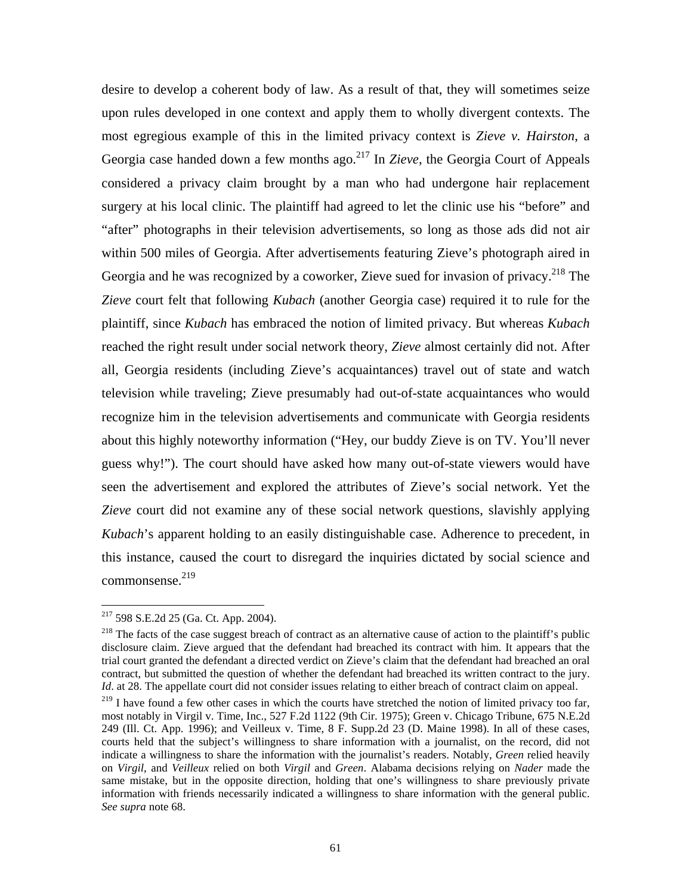desire to develop a coherent body of law. As a result of that, they will sometimes seize upon rules developed in one context and apply them to wholly divergent contexts. The most egregious example of this in the limited privacy context is *Zieve v. Hairston*, a Georgia case handed down a few months ago.[217] In *Zieve*, the Georgia Court of Appeals considered a privacy claim brought by a man who had undergone hair replacement surgery at his local clinic. The plaintiff had agreed to let the clinic use his "before" and "after" photographs in their television advertisements, so long as those ads did not air within 500 miles of Georgia. After advertisements featuring Zieve's photograph aired in Georgia and he was recognized by a coworker, Zieve sued for invasion of privacy.[218] The *Zieve* court felt that following *Kubach* (another Georgia case) required it to rule for the plaintiff, since *Kubach* has embraced the notion of limited privacy. But whereas *Kubach* reached the right result under social network theory, *Zieve* almost certainly did not. After all, Georgia residents (including Zieve's acquaintances) travel out of state and watch television while traveling; Zieve presumably had out-of-state acquaintances who would recognize him in the television advertisements and communicate with Georgia residents about this highly noteworthy information ("Hey, our buddy Zieve is on TV. You'll never guess why!"). The court should have asked how many out-of-state viewers would have seen the advertisement and explored the attributes of Zieve's social network. Yet the *Zieve* court did not examine any of these social network questions, slavishly applying *Kubach*'s apparent holding to an easily distinguishable case. Adherence to precedent, in this instance, caused the court to disregard the inquiries dictated by social science and commonsense.[219]

---

[217] 598 S.E.2d 25 (Ga. Ct. App. 2004).

[218] The facts of the case suggest breach of contract as an alternative cause of action to the plaintiff's public disclosure claim. Zieve argued that the defendant had breached its contract with him. It appears that the trial court granted the defendant a directed verdict on Zieve's claim that the defendant had breached an oral contract, but submitted the question of whether the defendant had breached its written contract to the jury. *Id*. at 28. The appellate court did not consider issues relating to either breach of contract claim on appeal.

[219] I have found a few other cases in which the courts have stretched the notion of limited privacy too far, most notably in Virgil v. Time, Inc., 527 F.2d 1122 (9th Cir. 1975); Green v. Chicago Tribune, 675 N.E.2d 249 (Ill. Ct. App. 1996); and Veilleux v. Time, 8 F. Supp.2d 23 (D. Maine 1998). In all of these cases, courts held that the subject's willingness to share information with a journalist, on the record, did not indicate a willingness to share the information with the journalist's readers. Notably, *Green* relied heavily on *Virgil*, and *Veilleux* relied on both *Virgil* and *Green*. Alabama decisions relying on *Nader* made the same mistake, but in the opposite direction, holding that one's willingness to share previously private information with friends necessarily indicated a willingness to share information with the general public. *See supra* note 68.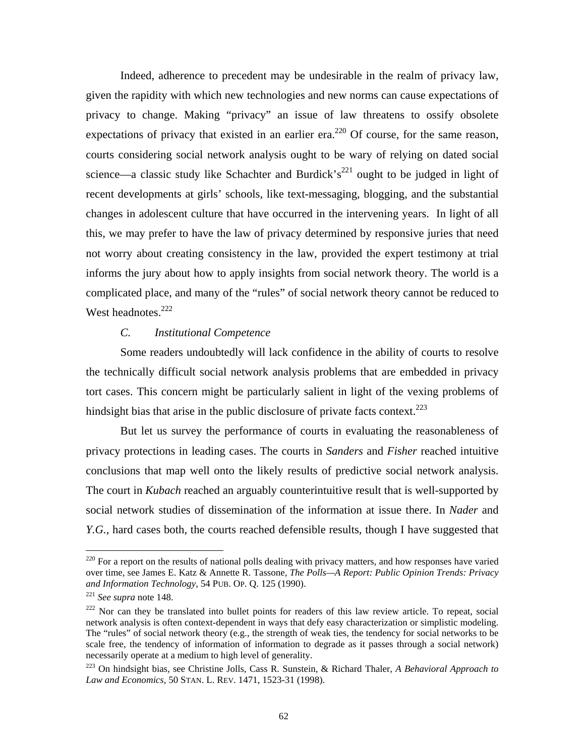Indeed, adherence to precedent may be undesirable in the realm of privacy law, given the rapidity with which new technologies and new norms can cause expectations of privacy to change. Making "privacy" an issue of law threatens to ossify obsolete expectations of privacy that existed in an earlier era.[220] Of course, for the same reason, courts considering social network analysis ought to be wary of relying on dated social science—a classic study like Schachter and Burdick's[221] ought to be judged in light of recent developments at girls' schools, like text-messaging, blogging, and the substantial changes in adolescent culture that have occurred in the intervening years. In light of all this, we may prefer to have the law of privacy determined by responsive juries that need not worry about creating consistency in the law, provided the expert testimony at trial informs the jury about how to apply insights from social network theory. The world is a complicated place, and many of the "rules" of social network theory cannot be reduced to West headnotes.[222]

### *C. Institutional Competence*

Some readers undoubtedly will lack confidence in the ability of courts to resolve the technically difficult social network analysis problems that are embedded in privacy tort cases. This concern might be particularly salient in light of the vexing problems of hindsight bias that arise in the public disclosure of private facts context.[223]

But let us survey the performance of courts in evaluating the reasonableness of privacy protections in leading cases. The courts in *Sanders* and *Fisher* reached intuitive conclusions that map well onto the likely results of predictive social network analysis. The court in *Kubach* reached an arguably counterintuitive result that is well-supported by social network studies of dissemination of the information at issue there. In *Nader* and *Y.G.*, hard cases both, the courts reached defensible results, though I have suggested that

---

[220] For a report on the results of national polls dealing with privacy matters, and how responses have varied over time, see James E. Katz & Annette R. Tassone, *The Polls—A Report: Public Opinion Trends: Privacy and Information Technology*, 54 PUB. OP. Q. 125 (1990).

[221] *See supra* note 148.

[222] Nor can they be translated into bullet points for readers of this law review article. To repeat, social network analysis is often context-dependent in ways that defy easy characterization or simplistic modeling. The "rules" of social network theory (e.g., the strength of weak ties, the tendency for social networks to be scale free, the tendency of information of information to degrade as it passes through a social network) necessarily operate at a medium to high level of generality.

[223] On hindsight bias, see Christine Jolls, Cass R. Sunstein, & Richard Thaler, *A Behavioral Approach to Law and Economics*, 50 STAN. L. REV. 1471, 1523-31 (1998).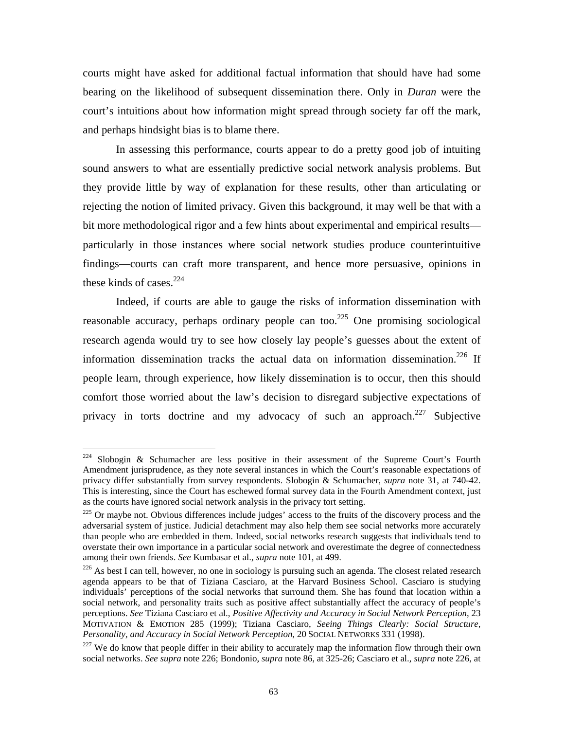courts might have asked for additional factual information that should have had some bearing on the likelihood of subsequent dissemination there. Only in *Duran* were the court's intuitions about how information might spread through society far off the mark, and perhaps hindsight bias is to blame there.

In assessing this performance, courts appear to do a pretty good job of intuiting sound answers to what are essentially predictive social network analysis problems. But they provide little by way of explanation for these results, other than articulating or rejecting the notion of limited privacy. Given this background, it may well be that with a bit more methodological rigor and a few hints about experimental and empirical results—particularly in those instances where social network studies produce counterintuitive findings—courts can craft more transparent, and hence more persuasive, opinions in these kinds of cases.[224]

Indeed, if courts are able to gauge the risks of information dissemination with reasonable accuracy, perhaps ordinary people can too.[225] One promising sociological research agenda would try to see how closely lay people's guesses about the extent of information dissemination tracks the actual data on information dissemination.[226] If people learn, through experience, how likely dissemination is to occur, then this should comfort those worried about the law's decision to disregard subjective expectations of privacy in torts doctrine and my advocacy of such an approach.[227] Subjective

---

[224] Slobogin & Schumacher are less positive in their assessment of the Supreme Court's Fourth Amendment jurisprudence, as they note several instances in which the Court's reasonable expectations of privacy differ substantially from survey respondents. Slobogin & Schumacher, *supra* note 31, at 740-42. This is interesting, since the Court has eschewed formal survey data in the Fourth Amendment context, just as the courts have ignored social network analysis in the privacy tort setting.

[225] Or maybe not. Obvious differences include judges' access to the fruits of the discovery process and the adversarial system of justice. Judicial detachment may also help them see social networks more accurately than people who are embedded in them. Indeed, social networks research suggests that individuals tend to overstate their own importance in a particular social network and overestimate the degree of connectedness among their own friends. *See* Kumbasar et al., *supra* note 101, at 499.

[226] As best I can tell, however, no one in sociology is pursuing such an agenda. The closest related research agenda appears to be that of Tiziana Casciaro, at the Harvard Business School. Casciaro is studying individuals' perceptions of the social networks that surround them. She has found that location within a social network, and personality traits such as positive affect substantially affect the accuracy of people's perceptions. *See* Tiziana Casciaro et al., *Positive Affectivity and Accuracy in Social Network Perception*, 23 MOTIVATION & EMOTION 285 (1999); Tiziana Casciaro, *Seeing Things Clearly: Social Structure, Personality, and Accuracy in Social Network Perception*, 20 SOCIAL NETWORKS 331 (1998).

[227] We do know that people differ in their ability to accurately map the information flow through their own social networks. *See supra* note 226; Bondonio, *supra* note 86, at 325-26; Casciaro et al., *supra* note 226, at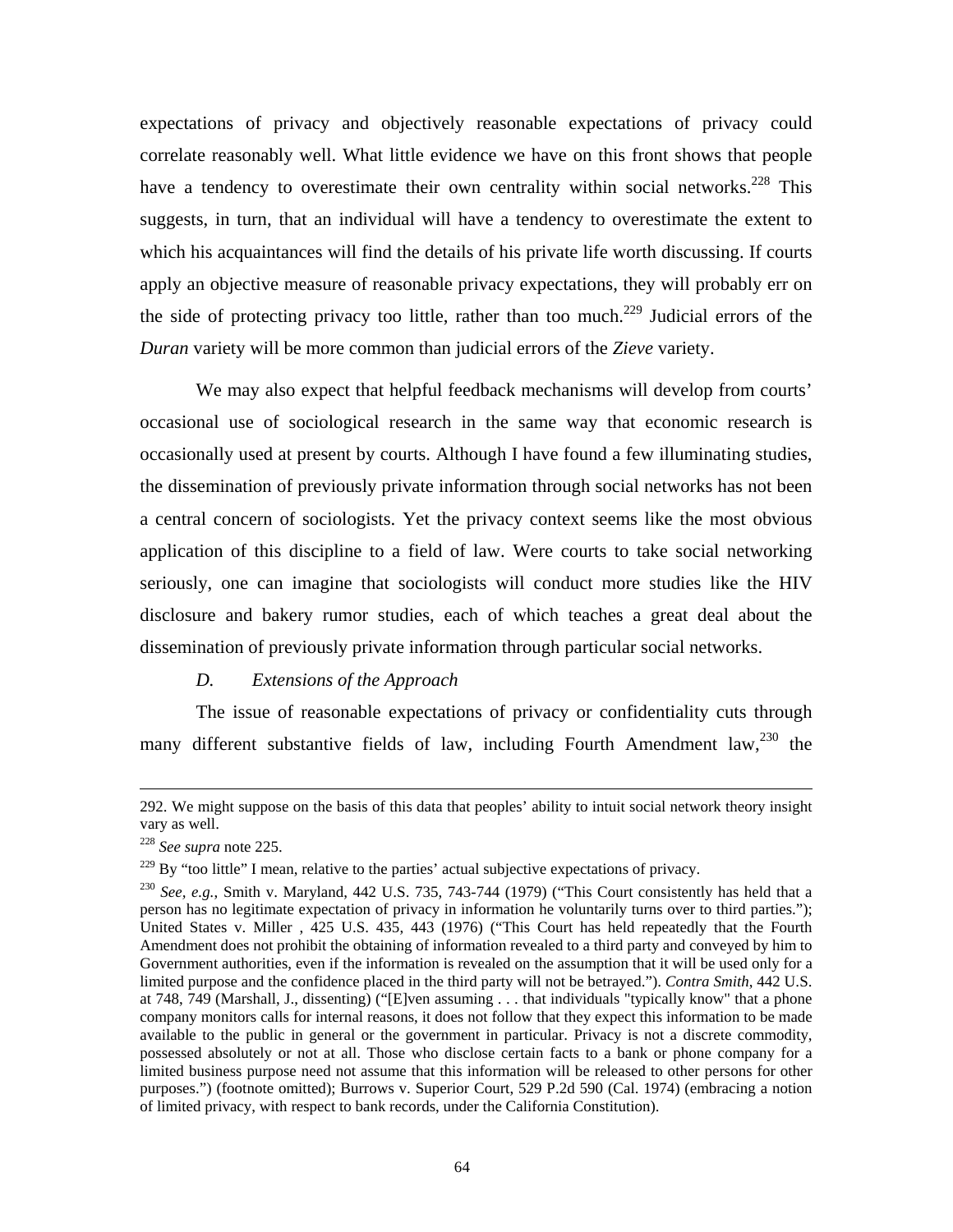expectations of privacy and objectively reasonable expectations of privacy could correlate reasonably well. What little evidence we have on this front shows that people have a tendency to overestimate their own centrality within social networks.[228] This suggests, in turn, that an individual will have a tendency to overestimate the extent to which his acquaintances will find the details of his private life worth discussing. If courts apply an objective measure of reasonable privacy expectations, they will probably err on the side of protecting privacy too little, rather than too much.[229] Judicial errors of the *Duran* variety will be more common than judicial errors of the *Zieve* variety.

We may also expect that helpful feedback mechanisms will develop from courts' occasional use of sociological research in the same way that economic research is occasionally used at present by courts. Although I have found a few illuminating studies, the dissemination of previously private information through social networks has not been a central concern of sociologists. Yet the privacy context seems like the most obvious application of this discipline to a field of law. Were courts to take social networking seriously, one can imagine that sociologists will conduct more studies like the HIV disclosure and bakery rumor studies, each of which teaches a great deal about the dissemination of previously private information through particular social networks.

### *D. Extensions of the Approach*

The issue of reasonable expectations of privacy or confidentiality cuts through many different substantive fields of law, including Fourth Amendment law,[230] the

---

292. We might suppose on the basis of this data that peoples' ability to intuit social network theory insight vary as well.

[228] *See supra* note 225.

[229] By "too little" I mean, relative to the parties' actual subjective expectations of privacy.

[230] *See, e.g.*, Smith v. Maryland, 442 U.S. 735, 743-744 (1979) ("This Court consistently has held that a person has no legitimate expectation of privacy in information he voluntarily turns over to third parties."); United States v. Miller , 425 U.S. 435, 443 (1976) ("This Court has held repeatedly that the Fourth Amendment does not prohibit the obtaining of information revealed to a third party and conveyed by him to Government authorities, even if the information is revealed on the assumption that it will be used only for a limited purpose and the confidence placed in the third party will not be betrayed."). *Contra Smith*, 442 U.S. at 748, 749 (Marshall, J., dissenting) ("[E]ven assuming . . . that individuals "typically know" that a phone company monitors calls for internal reasons, it does not follow that they expect this information to be made available to the public in general or the government in particular. Privacy is not a discrete commodity, possessed absolutely or not at all. Those who disclose certain facts to a bank or phone company for a limited business purpose need not assume that this information will be released to other persons for other purposes.") (footnote omitted); Burrows v. Superior Court, 529 P.2d 590 (Cal. 1974) (embracing a notion of limited privacy, with respect to bank records, under the California Constitution).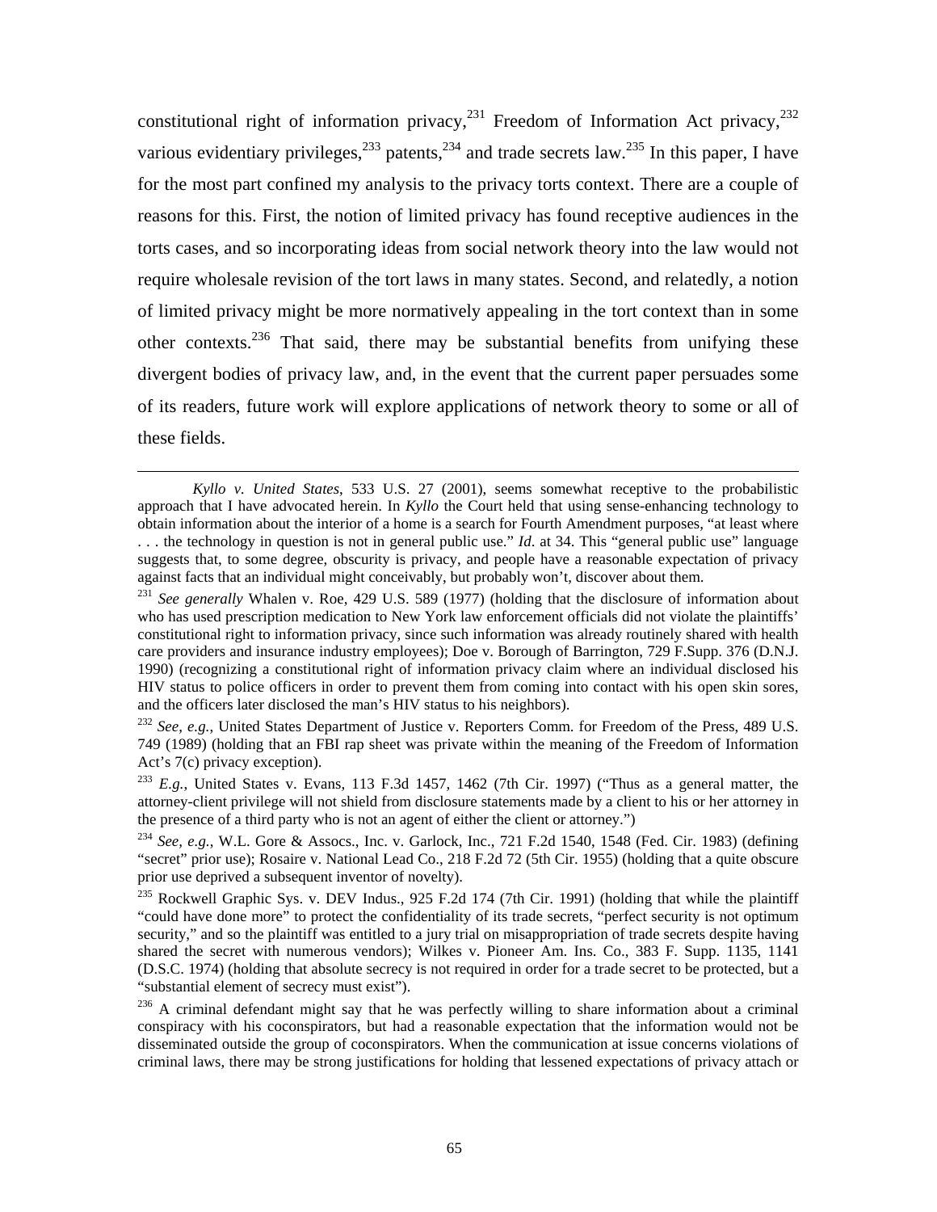constitutional right of information privacy,[231] Freedom of Information Act privacy,[232] various evidentiary privileges,[233] patents,[234] and trade secrets law.[235] In this paper, I have for the most part confined my analysis to the privacy torts context. There are a couple of reasons for this. First, the notion of limited privacy has found receptive audiences in the torts cases, and so incorporating ideas from social network theory into the law would not require wholesale revision of the tort laws in many states. Second, and relatedly, a notion of limited privacy might be more normatively appealing in the tort context than in some other contexts.[236] That said, there may be substantial benefits from unifying these divergent bodies of privacy law, and, in the event that the current paper persuades some of its readers, future work will explore applications of network theory to some or all of these fields.

---

*Kyllo v. United States*, 533 U.S. 27 (2001), seems somewhat receptive to the probabilistic approach that I have advocated herein. In *Kyllo* the Court held that using sense-enhancing technology to obtain information about the interior of a home is a search for Fourth Amendment purposes, "at least where . . . the technology in question is not in general public use." *Id*. at 34. This "general public use" language suggests that, to some degree, obscurity is privacy, and people have a reasonable expectation of privacy against facts that an individual might conceivably, but probably won't, discover about them.

[231] *See generally* Whalen v. Roe, 429 U.S. 589 (1977) (holding that the disclosure of information about who has used prescription medication to New York law enforcement officials did not violate the plaintiffs' constitutional right to information privacy, since such information was already routinely shared with health care providers and insurance industry employees); Doe v. Borough of Barrington, 729 F.Supp. 376 (D.N.J. 1990) (recognizing a constitutional right of information privacy claim where an individual disclosed his HIV status to police officers in order to prevent them from coming into contact with his open skin sores, and the officers later disclosed the man's HIV status to his neighbors).

[232] *See, e.g.*, United States Department of Justice v. Reporters Comm. for Freedom of the Press, 489 U.S. 749 (1989) (holding that an FBI rap sheet was private within the meaning of the Freedom of Information Act's 7(c) privacy exception).

[233] *E.g.*, United States v. Evans, 113 F.3d 1457, 1462 (7th Cir. 1997) ("Thus as a general matter, the attorney-client privilege will not shield from disclosure statements made by a client to his or her attorney in the presence of a third party who is not an agent of either the client or attorney.")

[234] *See, e.g.*, W.L. Gore & Assocs., Inc. v. Garlock, Inc., 721 F.2d 1540, 1548 (Fed. Cir. 1983) (defining "secret" prior use); Rosaire v. National Lead Co., 218 F.2d 72 (5th Cir. 1955) (holding that a quite obscure prior use deprived a subsequent inventor of novelty).

[235] Rockwell Graphic Sys. v. DEV Indus., 925 F.2d 174 (7th Cir. 1991) (holding that while the plaintiff "could have done more" to protect the confidentiality of its trade secrets, "perfect security is not optimum security," and so the plaintiff was entitled to a jury trial on misappropriation of trade secrets despite having shared the secret with numerous vendors); Wilkes v. Pioneer Am. Ins. Co., 383 F. Supp. 1135, 1141 (D.S.C. 1974) (holding that absolute secrecy is not required in order for a trade secret to be protected, but a "substantial element of secrecy must exist").

[236] A criminal defendant might say that he was perfectly willing to share information about a criminal conspiracy with his coconspirators, but had a reasonable expectation that the information would not be disseminated outside the group of coconspirators. When the communication at issue concerns violations of criminal laws, there may be strong justifications for holding that lessened expectations of privacy attach or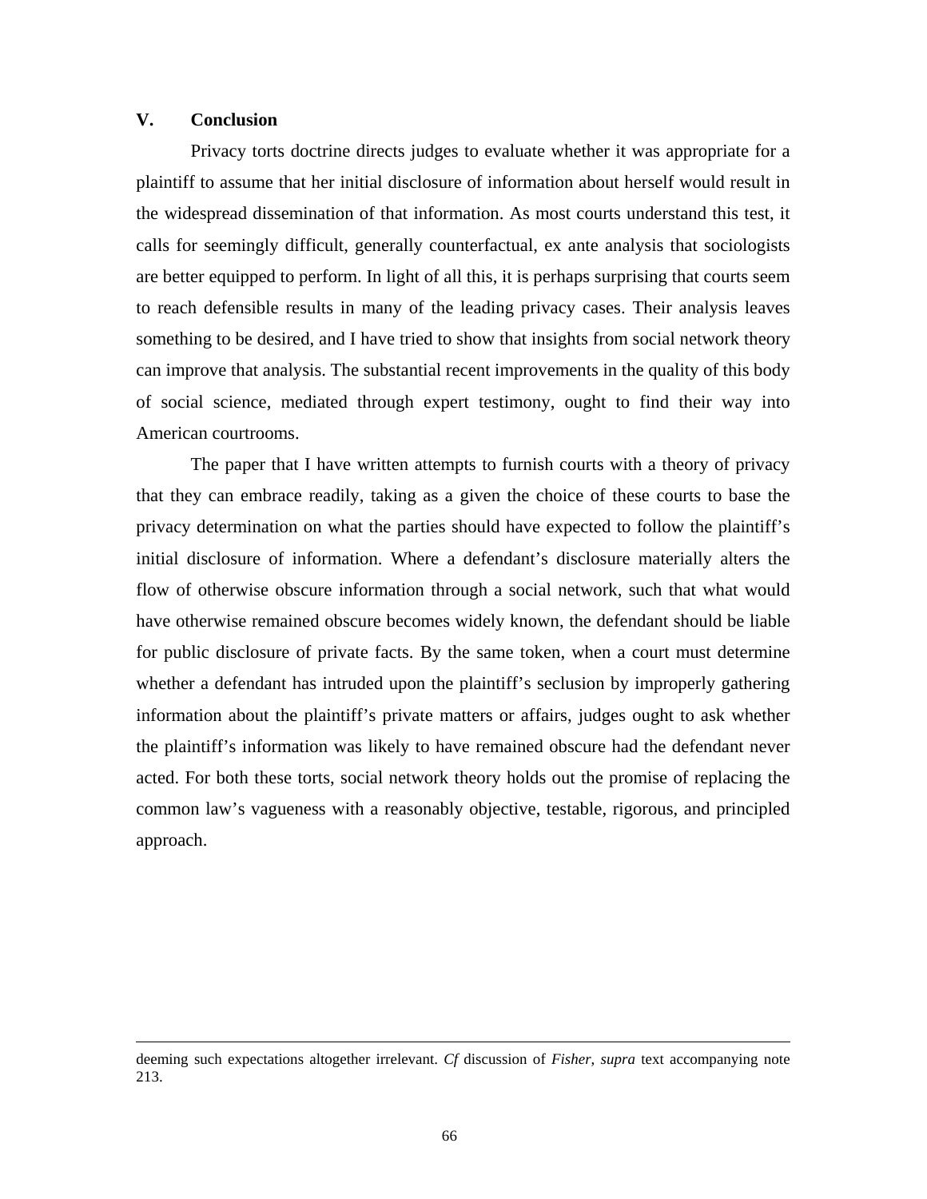## V. Conclusion

Privacy torts doctrine directs judges to evaluate whether it was appropriate for a plaintiff to assume that her initial disclosure of information about herself would result in the widespread dissemination of that information. As most courts understand this test, it calls for seemingly difficult, generally counterfactual, ex ante analysis that sociologists are better equipped to perform. In light of all this, it is perhaps surprising that courts seem to reach defensible results in many of the leading privacy cases. Their analysis leaves something to be desired, and I have tried to show that insights from social network theory can improve that analysis. The substantial recent improvements in the quality of this body of social science, mediated through expert testimony, ought to find their way into American courtrooms.

The paper that I have written attempts to furnish courts with a theory of privacy that they can embrace readily, taking as a given the choice of these courts to base the privacy determination on what the parties should have expected to follow the plaintiff's initial disclosure of information. Where a defendant's disclosure materially alters the flow of otherwise obscure information through a social network, such that what would have otherwise remained obscure becomes widely known, the defendant should be liable for public disclosure of private facts. By the same token, when a court must determine whether a defendant has intruded upon the plaintiff's seclusion by improperly gathering information about the plaintiff's private matters or affairs, judges ought to ask whether the plaintiff's information was likely to have remained obscure had the defendant never acted. For both these torts, social network theory holds out the promise of replacing the common law's vagueness with a reasonably objective, testable, rigorous, and principled approach.

---

deeming such expectations altogether irrelevant. *Cf* discussion of *Fisher*, *supra* text accompanying note 213.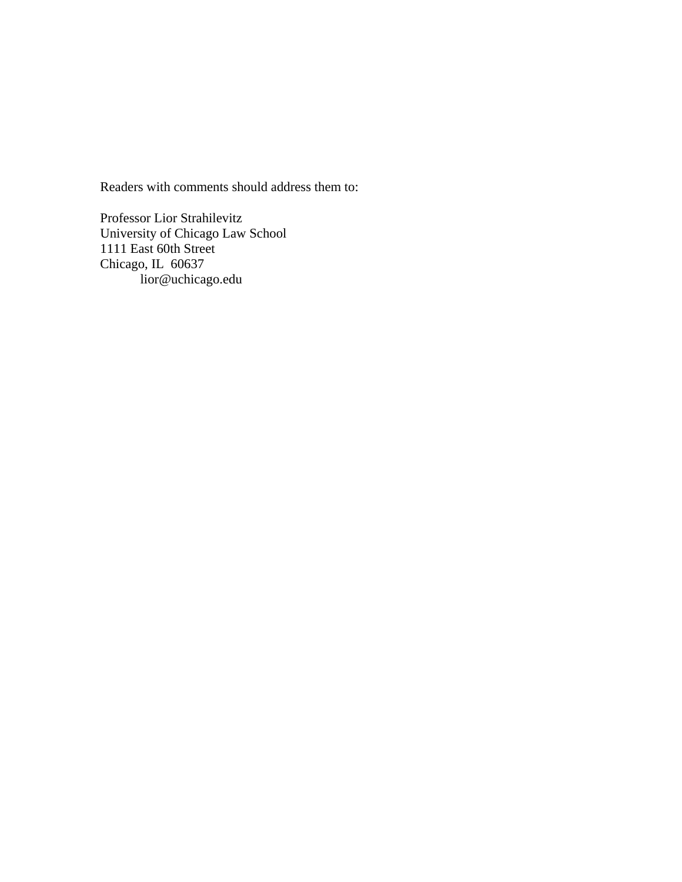Readers with comments should address them to:

Professor Lior Strahilevitz  
University of Chicago Law School  
1111 East 60th Street  
Chicago, IL 60637  
lior@uchicago.edu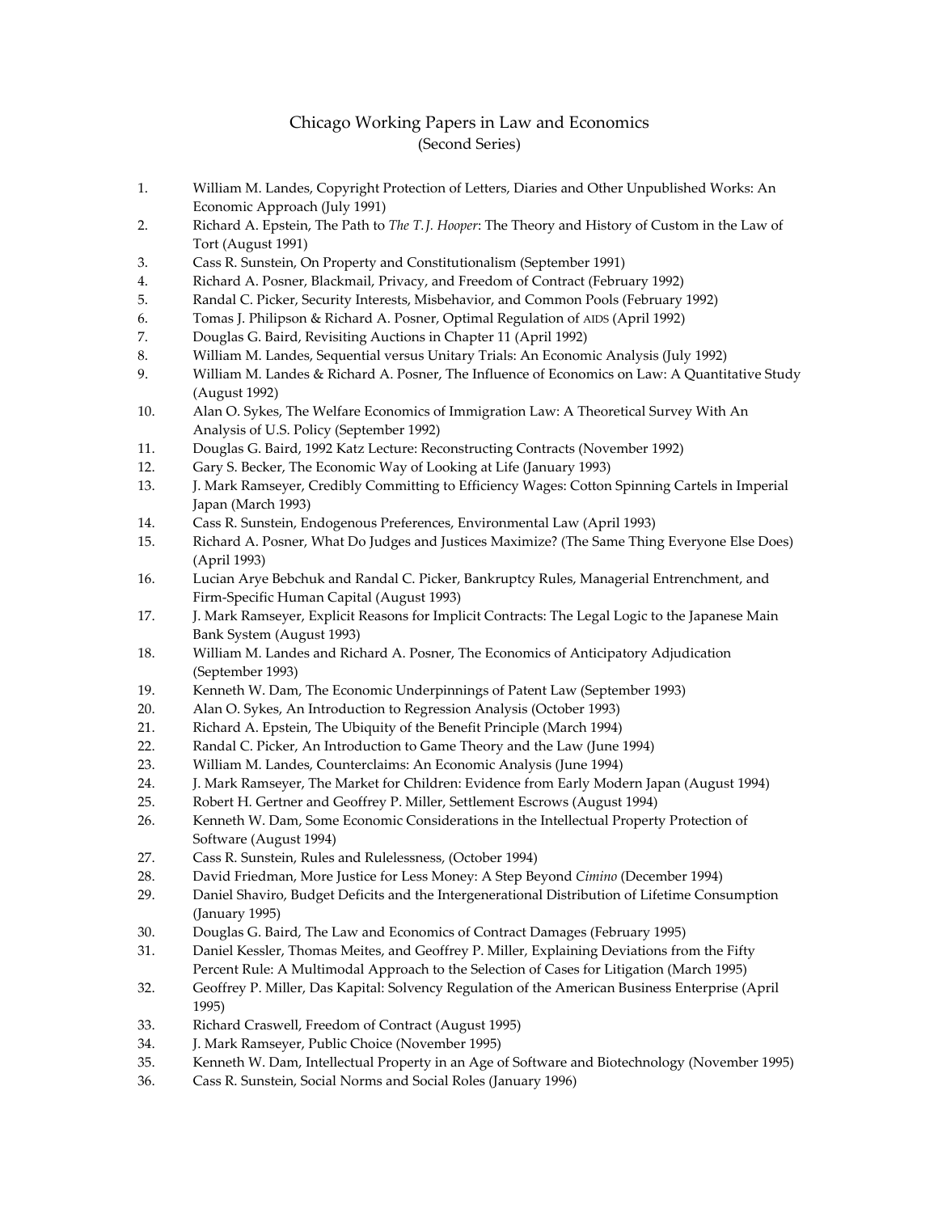# Chicago Working Papers in Law and Economics
(Second Series)

1. William M. Landes, Copyright Protection of Letters, Diaries and Other Unpublished Works: An Economic Approach (July 1991)
2. Richard A. Epstein, The Path to *The T.J. Hooper*: The Theory and History of Custom in the Law of Tort (August 1991)
3. Cass R. Sunstein, On Property and Constitutionalism (September 1991)
4. Richard A. Posner, Blackmail, Privacy, and Freedom of Contract (February 1992)
5. Randal C. Picker, Security Interests, Misbehavior, and Common Pools (February 1992)
6. Tomas J. Philipson & Richard A. Posner, Optimal Regulation of AIDS (April 1992)
7. Douglas G. Baird, Revisiting Auctions in Chapter 11 (April 1992)
8. William M. Landes, Sequential versus Unitary Trials: An Economic Analysis (July 1992)
9. William M. Landes & Richard A. Posner, The Influence of Economics on Law: A Quantitative Study (August 1992)
10. Alan O. Sykes, The Welfare Economics of Immigration Law: A Theoretical Survey With An Analysis of U.S. Policy (September 1992)
11. Douglas G. Baird, 1992 Katz Lecture: Reconstructing Contracts (November 1992)
12. Gary S. Becker, The Economic Way of Looking at Life (January 1993)
13. J. Mark Ramseyer, Credibly Committing to Efficiency Wages: Cotton Spinning Cartels in Imperial Japan (March 1993)
14. Cass R. Sunstein, Endogenous Preferences, Environmental Law (April 1993)
15. Richard A. Posner, What Do Judges and Justices Maximize? (The Same Thing Everyone Else Does) (April 1993)
16. Lucian Arye Bebchuk and Randal C. Picker, Bankruptcy Rules, Managerial Entrenchment, and Firm-Specific Human Capital (August 1993)
17. J. Mark Ramseyer, Explicit Reasons for Implicit Contracts: The Legal Logic to the Japanese Main Bank System (August 1993)
18. William M. Landes and Richard A. Posner, The Economics of Anticipatory Adjudication (September 1993)
19. Kenneth W. Dam, The Economic Underpinnings of Patent Law (September 1993)
20. Alan O. Sykes, An Introduction to Regression Analysis (October 1993)
21. Richard A. Epstein, The Ubiquity of the Benefit Principle (March 1994)
22. Randal C. Picker, An Introduction to Game Theory and the Law (June 1994)
23. William M. Landes, Counterclaims: An Economic Analysis (June 1994)
24. J. Mark Ramseyer, The Market for Children: Evidence from Early Modern Japan (August 1994)
25. Robert H. Gertner and Geoffrey P. Miller, Settlement Escrows (August 1994)
26. Kenneth W. Dam, Some Economic Considerations in the Intellectual Property Protection of Software (August 1994)
27. Cass R. Sunstein, Rules and Rulelessness, (October 1994)
28. David Friedman, More Justice for Less Money: A Step Beyond *Cimino* (December 1994)
29. Daniel Shaviro, Budget Deficits and the Intergenerational Distribution of Lifetime Consumption (January 1995)
30. Douglas G. Baird, The Law and Economics of Contract Damages (February 1995)
31. Daniel Kessler, Thomas Meites, and Geoffrey P. Miller, Explaining Deviations from the Fifty Percent Rule: A Multimodal Approach to the Selection of Cases for Litigation (March 1995)
32. Geoffrey P. Miller, Das Kapital: Solvency Regulation of the American Business Enterprise (April 1995)
33. Richard Craswell, Freedom of Contract (August 1995)
34. J. Mark Ramseyer, Public Choice (November 1995)
35. Kenneth W. Dam, Intellectual Property in an Age of Software and Biotechnology (November 1995)
36. Cass R. Sunstein, Social Norms and Social Roles (January 1996)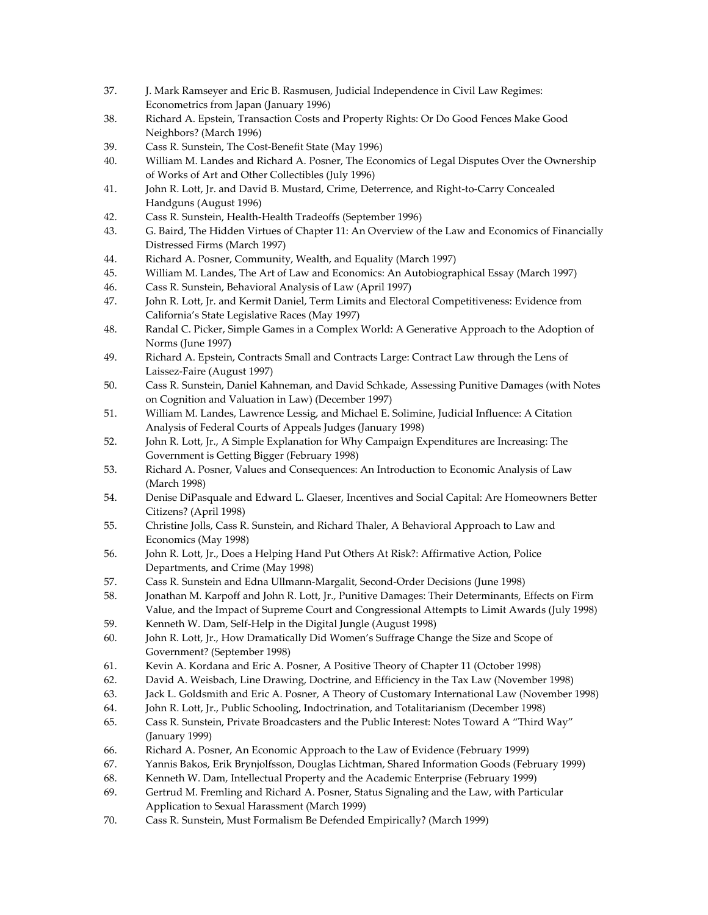37. J. Mark Ramseyer and Eric B. Rasmusen, Judicial Independence in Civil Law Regimes: Econometrics from Japan (January 1996)
38. Richard A. Epstein, Transaction Costs and Property Rights: Or Do Good Fences Make Good Neighbors? (March 1996)
39. Cass R. Sunstein, The Cost-Benefit State (May 1996)
40. William M. Landes and Richard A. Posner, The Economics of Legal Disputes Over the Ownership of Works of Art and Other Collectibles (July 1996)
41. John R. Lott, Jr. and David B. Mustard, Crime, Deterrence, and Right-to-Carry Concealed Handguns (August 1996)
42. Cass R. Sunstein, Health-Health Tradeoffs (September 1996)
43. G. Baird, The Hidden Virtues of Chapter 11: An Overview of the Law and Economics of Financially Distressed Firms (March 1997)
44. Richard A. Posner, Community, Wealth, and Equality (March 1997)
45. William M. Landes, The Art of Law and Economics: An Autobiographical Essay (March 1997)
46. Cass R. Sunstein, Behavioral Analysis of Law (April 1997)
47. John R. Lott, Jr. and Kermit Daniel, Term Limits and Electoral Competitiveness: Evidence from California's State Legislative Races (May 1997)
48. Randal C. Picker, Simple Games in a Complex World: A Generative Approach to the Adoption of Norms (June 1997)
49. Richard A. Epstein, Contracts Small and Contracts Large: Contract Law through the Lens of Laissez-Faire (August 1997)
50. Cass R. Sunstein, Daniel Kahneman, and David Schkade, Assessing Punitive Damages (with Notes on Cognition and Valuation in Law) (December 1997)
51. William M. Landes, Lawrence Lessig, and Michael E. Solimine, Judicial Influence: A Citation Analysis of Federal Courts of Appeals Judges (January 1998)
52. John R. Lott, Jr., A Simple Explanation for Why Campaign Expenditures are Increasing: The Government is Getting Bigger (February 1998)
53. Richard A. Posner, Values and Consequences: An Introduction to Economic Analysis of Law (March 1998)
54. Denise DiPasquale and Edward L. Glaeser, Incentives and Social Capital: Are Homeowners Better Citizens? (April 1998)
55. Christine Jolls, Cass R. Sunstein, and Richard Thaler, A Behavioral Approach to Law and Economics (May 1998)
56. John R. Lott, Jr., Does a Helping Hand Put Others At Risk?: Affirmative Action, Police Departments, and Crime (May 1998)
57. Cass R. Sunstein and Edna Ullmann-Margalit, Second-Order Decisions (June 1998)
58. Jonathan M. Karpoff and John R. Lott, Jr., Punitive Damages: Their Determinants, Effects on Firm Value, and the Impact of Supreme Court and Congressional Attempts to Limit Awards (July 1998)
59. Kenneth W. Dam, Self-Help in the Digital Jungle (August 1998)
60. John R. Lott, Jr., How Dramatically Did Women's Suffrage Change the Size and Scope of Government? (September 1998)
61. Kevin A. Kordana and Eric A. Posner, A Positive Theory of Chapter 11 (October 1998)
62. David A. Weisbach, Line Drawing, Doctrine, and Efficiency in the Tax Law (November 1998)
63. Jack L. Goldsmith and Eric A. Posner, A Theory of Customary International Law (November 1998)
64. John R. Lott, Jr., Public Schooling, Indoctrination, and Totalitarianism (December 1998)
65. Cass R. Sunstein, Private Broadcasters and the Public Interest: Notes Toward A "Third Way" (January 1999)
66. Richard A. Posner, An Economic Approach to the Law of Evidence (February 1999)
67. Yannis Bakos, Erik Brynjolfsson, Douglas Lichtman, Shared Information Goods (February 1999)
68. Kenneth W. Dam, Intellectual Property and the Academic Enterprise (February 1999)
69. Gertrud M. Fremling and Richard A. Posner, Status Signaling and the Law, with Particular Application to Sexual Harassment (March 1999)
70. Cass R. Sunstein, Must Formalism Be Defended Empirically? (March 1999)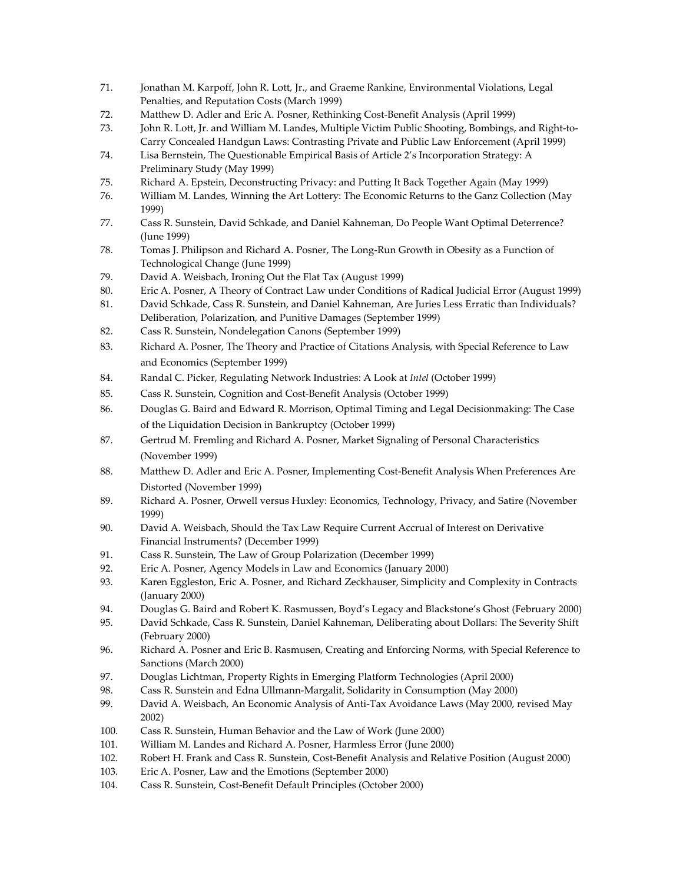71. Jonathan M. Karpoff, John R. Lott, Jr., and Graeme Rankine, Environmental Violations, Legal Penalties, and Reputation Costs (March 1999)
72. Matthew D. Adler and Eric A. Posner, Rethinking Cost-Benefit Analysis (April 1999)
73. John R. Lott, Jr. and William M. Landes, Multiple Victim Public Shooting, Bombings, and Right-to-Carry Concealed Handgun Laws: Contrasting Private and Public Law Enforcement (April 1999)
74. Lisa Bernstein, The Questionable Empirical Basis of Article 2's Incorporation Strategy: A Preliminary Study (May 1999)
75. Richard A. Epstein, Deconstructing Privacy: and Putting It Back Together Again (May 1999)
76. William M. Landes, Winning the Art Lottery: The Economic Returns to the Ganz Collection (May 1999)
77. Cass R. Sunstein, David Schkade, and Daniel Kahneman, Do People Want Optimal Deterrence? (June 1999)
78. Tomas J. Philipson and Richard A. Posner, The Long-Run Growth in Obesity as a Function of Technological Change (June 1999)
79. David A. Weisbach, Ironing Out the Flat Tax (August 1999)
80. Eric A. Posner, A Theory of Contract Law under Conditions of Radical Judicial Error (August 1999)
81. David Schkade, Cass R. Sunstein, and Daniel Kahneman, Are Juries Less Erratic than Individuals? Deliberation, Polarization, and Punitive Damages (September 1999)
82. Cass R. Sunstein, Nondelegation Canons (September 1999)
83. Richard A. Posner, The Theory and Practice of Citations Analysis, with Special Reference to Law and Economics (September 1999)
84. Randal C. Picker, Regulating Network Industries: A Look at *Intel* (October 1999)
85. Cass R. Sunstein, Cognition and Cost-Benefit Analysis (October 1999)
86. Douglas G. Baird and Edward R. Morrison, Optimal Timing and Legal Decisionmaking: The Case of the Liquidation Decision in Bankruptcy (October 1999)
87. Gertrud M. Fremling and Richard A. Posner, Market Signaling of Personal Characteristics (November 1999)
88. Matthew D. Adler and Eric A. Posner, Implementing Cost-Benefit Analysis When Preferences Are Distorted (November 1999)
89. Richard A. Posner, Orwell versus Huxley: Economics, Technology, Privacy, and Satire (November 1999)
90. David A. Weisbach, Should the Tax Law Require Current Accrual of Interest on Derivative Financial Instruments? (December 1999)
91. Cass R. Sunstein, The Law of Group Polarization (December 1999)
92. Eric A. Posner, Agency Models in Law and Economics (January 2000)
93. Karen Eggleston, Eric A. Posner, and Richard Zeckhauser, Simplicity and Complexity in Contracts (January 2000)
94. Douglas G. Baird and Robert K. Rasmussen, Boyd's Legacy and Blackstone's Ghost (February 2000)
95. David Schkade, Cass R. Sunstein, Daniel Kahneman, Deliberating about Dollars: The Severity Shift (February 2000)
96. Richard A. Posner and Eric B. Rasmusen, Creating and Enforcing Norms, with Special Reference to Sanctions (March 2000)
97. Douglas Lichtman, Property Rights in Emerging Platform Technologies (April 2000)
98. Cass R. Sunstein and Edna Ullmann-Margalit, Solidarity in Consumption (May 2000)
99. David A. Weisbach, An Economic Analysis of Anti-Tax Avoidance Laws (May 2000, revised May 2002)
100. Cass R. Sunstein, Human Behavior and the Law of Work (June 2000)
101. William M. Landes and Richard A. Posner, Harmless Error (June 2000)
102. Robert H. Frank and Cass R. Sunstein, Cost-Benefit Analysis and Relative Position (August 2000)
103. Eric A. Posner, Law and the Emotions (September 2000)
104. Cass R. Sunstein, Cost-Benefit Default Principles (October 2000)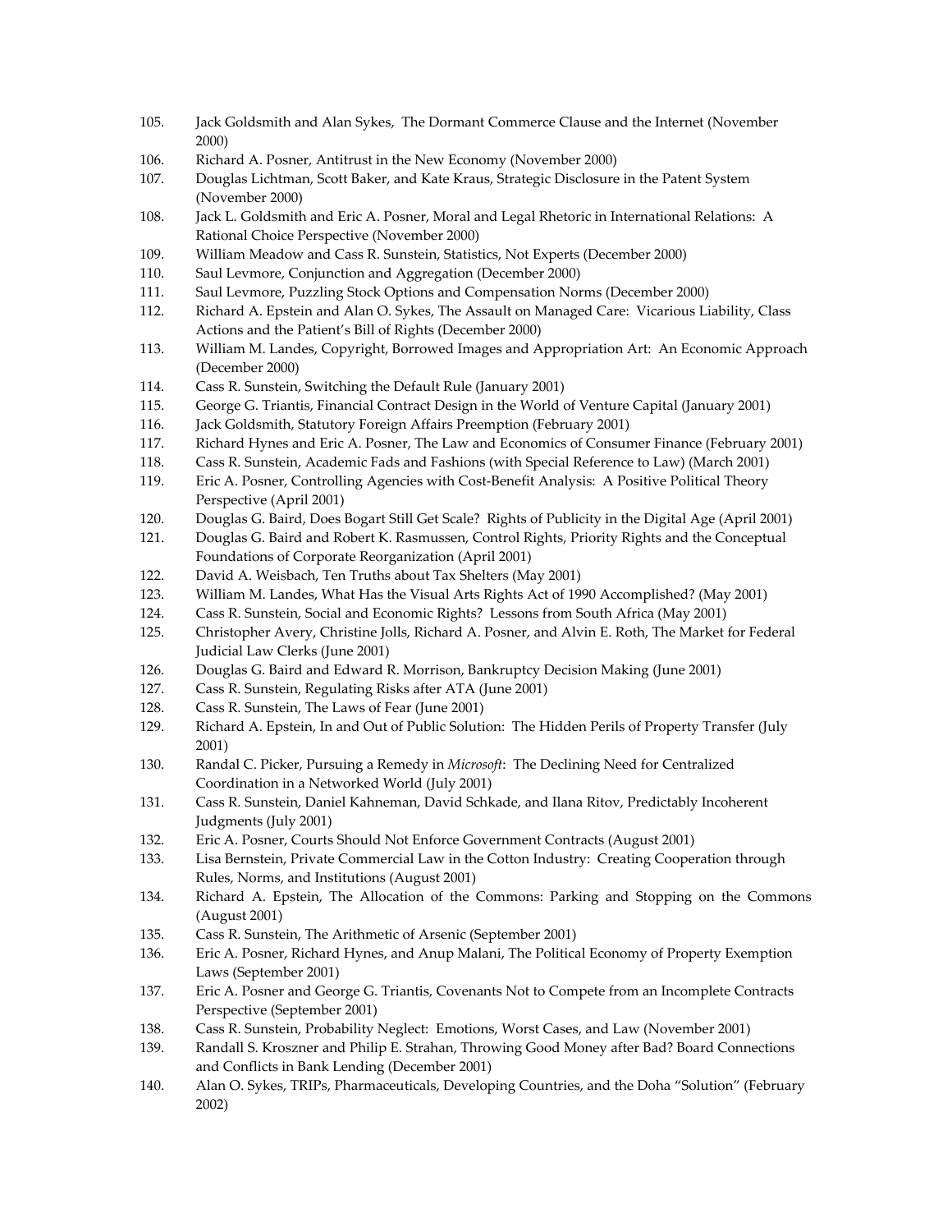105. Jack Goldsmith and Alan Sykes, The Dormant Commerce Clause and the Internet (November 2000)
106. Richard A. Posner, Antitrust in the New Economy (November 2000)
107. Douglas Lichtman, Scott Baker, and Kate Kraus, Strategic Disclosure in the Patent System (November 2000)
108. Jack L. Goldsmith and Eric A. Posner, Moral and Legal Rhetoric in International Relations: A Rational Choice Perspective (November 2000)
109. William Meadow and Cass R. Sunstein, Statistics, Not Experts (December 2000)
110. Saul Levmore, Conjunction and Aggregation (December 2000)
111. Saul Levmore, Puzzling Stock Options and Compensation Norms (December 2000)
112. Richard A. Epstein and Alan O. Sykes, The Assault on Managed Care: Vicarious Liability, Class Actions and the Patient's Bill of Rights (December 2000)
113. William M. Landes, Copyright, Borrowed Images and Appropriation Art: An Economic Approach (December 2000)
114. Cass R. Sunstein, Switching the Default Rule (January 2001)
115. George G. Triantis, Financial Contract Design in the World of Venture Capital (January 2001)
116. Jack Goldsmith, Statutory Foreign Affairs Preemption (February 2001)
117. Richard Hynes and Eric A. Posner, The Law and Economics of Consumer Finance (February 2001)
118. Cass R. Sunstein, Academic Fads and Fashions (with Special Reference to Law) (March 2001)
119. Eric A. Posner, Controlling Agencies with Cost-Benefit Analysis: A Positive Political Theory Perspective (April 2001)
120. Douglas G. Baird, Does Bogart Still Get Scale? Rights of Publicity in the Digital Age (April 2001)
121. Douglas G. Baird and Robert K. Rasmussen, Control Rights, Priority Rights and the Conceptual Foundations of Corporate Reorganization (April 2001)
122. David A. Weisbach, Ten Truths about Tax Shelters (May 2001)
123. William M. Landes, What Has the Visual Arts Rights Act of 1990 Accomplished? (May 2001)
124. Cass R. Sunstein, Social and Economic Rights? Lessons from South Africa (May 2001)
125. Christopher Avery, Christine Jolls, Richard A. Posner, and Alvin E. Roth, The Market for Federal Judicial Law Clerks (June 2001)
126. Douglas G. Baird and Edward R. Morrison, Bankruptcy Decision Making (June 2001)
127. Cass R. Sunstein, Regulating Risks after ATA (June 2001)
128. Cass R. Sunstein, The Laws of Fear (June 2001)
129. Richard A. Epstein, In and Out of Public Solution: The Hidden Perils of Property Transfer (July 2001)
130. Randal C. Picker, Pursuing a Remedy in *Microsoft*: The Declining Need for Centralized Coordination in a Networked World (July 2001)
131. Cass R. Sunstein, Daniel Kahneman, David Schkade, and Ilana Ritov, Predictably Incoherent Judgments (July 2001)
132. Eric A. Posner, Courts Should Not Enforce Government Contracts (August 2001)
133. Lisa Bernstein, Private Commercial Law in the Cotton Industry: Creating Cooperation through Rules, Norms, and Institutions (August 2001)
134. Richard A. Epstein, The Allocation of the Commons: Parking and Stopping on the Commons (August 2001)
135. Cass R. Sunstein, The Arithmetic of Arsenic (September 2001)
136. Eric A. Posner, Richard Hynes, and Anup Malani, The Political Economy of Property Exemption Laws (September 2001)
137. Eric A. Posner and George G. Triantis, Covenants Not to Compete from an Incomplete Contracts Perspective (September 2001)
138. Cass R. Sunstein, Probability Neglect: Emotions, Worst Cases, and Law (November 2001)
139. Randall S. Kroszner and Philip E. Strahan, Throwing Good Money after Bad? Board Connections and Conflicts in Bank Lending (December 2001)
140. Alan O. Sykes, TRIPs, Pharmaceuticals, Developing Countries, and the Doha "Solution" (February 2002)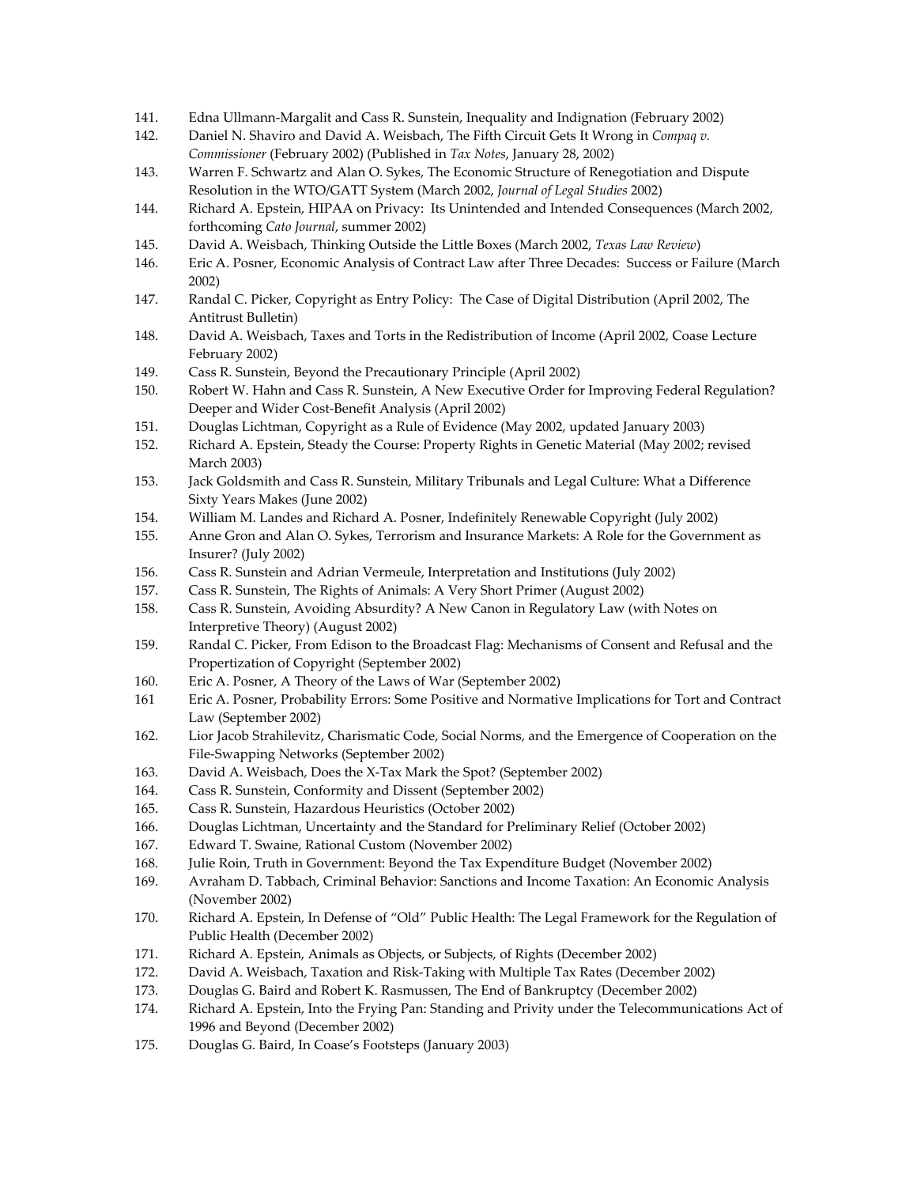141. Edna Ullmann-Margalit and Cass R. Sunstein, Inequality and Indignation (February 2002)
142. Daniel N. Shaviro and David A. Weisbach, The Fifth Circuit Gets It Wrong in *Compaq v. Commissioner* (February 2002) (Published in *Tax Notes*, January 28, 2002)
143. Warren F. Schwartz and Alan O. Sykes, The Economic Structure of Renegotiation and Dispute Resolution in the WTO/GATT System (March 2002, *Journal of Legal Studies* 2002)
144. Richard A. Epstein, HIPAA on Privacy: Its Unintended and Intended Consequences (March 2002, forthcoming *Cato Journal*, summer 2002)
145. David A. Weisbach, Thinking Outside the Little Boxes (March 2002, *Texas Law Review*)
146. Eric A. Posner, Economic Analysis of Contract Law after Three Decades: Success or Failure (March 2002)
147. Randal C. Picker, Copyright as Entry Policy: The Case of Digital Distribution (April 2002, The Antitrust Bulletin)
148. David A. Weisbach, Taxes and Torts in the Redistribution of Income (April 2002, Coase Lecture February 2002)
149. Cass R. Sunstein, Beyond the Precautionary Principle (April 2002)
150. Robert W. Hahn and Cass R. Sunstein, A New Executive Order for Improving Federal Regulation? Deeper and Wider Cost-Benefit Analysis (April 2002)
151. Douglas Lichtman, Copyright as a Rule of Evidence (May 2002, updated January 2003)
152. Richard A. Epstein, Steady the Course: Property Rights in Genetic Material (May 2002; revised March 2003)
153. Jack Goldsmith and Cass R. Sunstein, Military Tribunals and Legal Culture: What a Difference Sixty Years Makes (June 2002)
154. William M. Landes and Richard A. Posner, Indefinitely Renewable Copyright (July 2002)
155. Anne Gron and Alan O. Sykes, Terrorism and Insurance Markets: A Role for the Government as Insurer? (July 2002)
156. Cass R. Sunstein and Adrian Vermeule, Interpretation and Institutions (July 2002)
157. Cass R. Sunstein, The Rights of Animals: A Very Short Primer (August 2002)
158. Cass R. Sunstein, Avoiding Absurdity? A New Canon in Regulatory Law (with Notes on Interpretive Theory) (August 2002)
159. Randal C. Picker, From Edison to the Broadcast Flag: Mechanisms of Consent and Refusal and the Propertization of Copyright (September 2002)
160. Eric A. Posner, A Theory of the Laws of War (September 2002)
161 Eric A. Posner, Probability Errors: Some Positive and Normative Implications for Tort and Contract Law (September 2002)
162. Lior Jacob Strahilevitz, Charismatic Code, Social Norms, and the Emergence of Cooperation on the File-Swapping Networks (September 2002)
163. David A. Weisbach, Does the X-Tax Mark the Spot? (September 2002)
164. Cass R. Sunstein, Conformity and Dissent (September 2002)
165. Cass R. Sunstein, Hazardous Heuristics (October 2002)
166. Douglas Lichtman, Uncertainty and the Standard for Preliminary Relief (October 2002)
167. Edward T. Swaine, Rational Custom (November 2002)
168. Julie Roin, Truth in Government: Beyond the Tax Expenditure Budget (November 2002)
169. Avraham D. Tabbach, Criminal Behavior: Sanctions and Income Taxation: An Economic Analysis (November 2002)
170. Richard A. Epstein, In Defense of "Old" Public Health: The Legal Framework for the Regulation of Public Health (December 2002)
171. Richard A. Epstein, Animals as Objects, or Subjects, of Rights (December 2002)
172. David A. Weisbach, Taxation and Risk-Taking with Multiple Tax Rates (December 2002)
173. Douglas G. Baird and Robert K. Rasmussen, The End of Bankruptcy (December 2002)
174. Richard A. Epstein, Into the Frying Pan: Standing and Privity under the Telecommunications Act of 1996 and Beyond (December 2002)
175. Douglas G. Baird, In Coase's Footsteps (January 2003)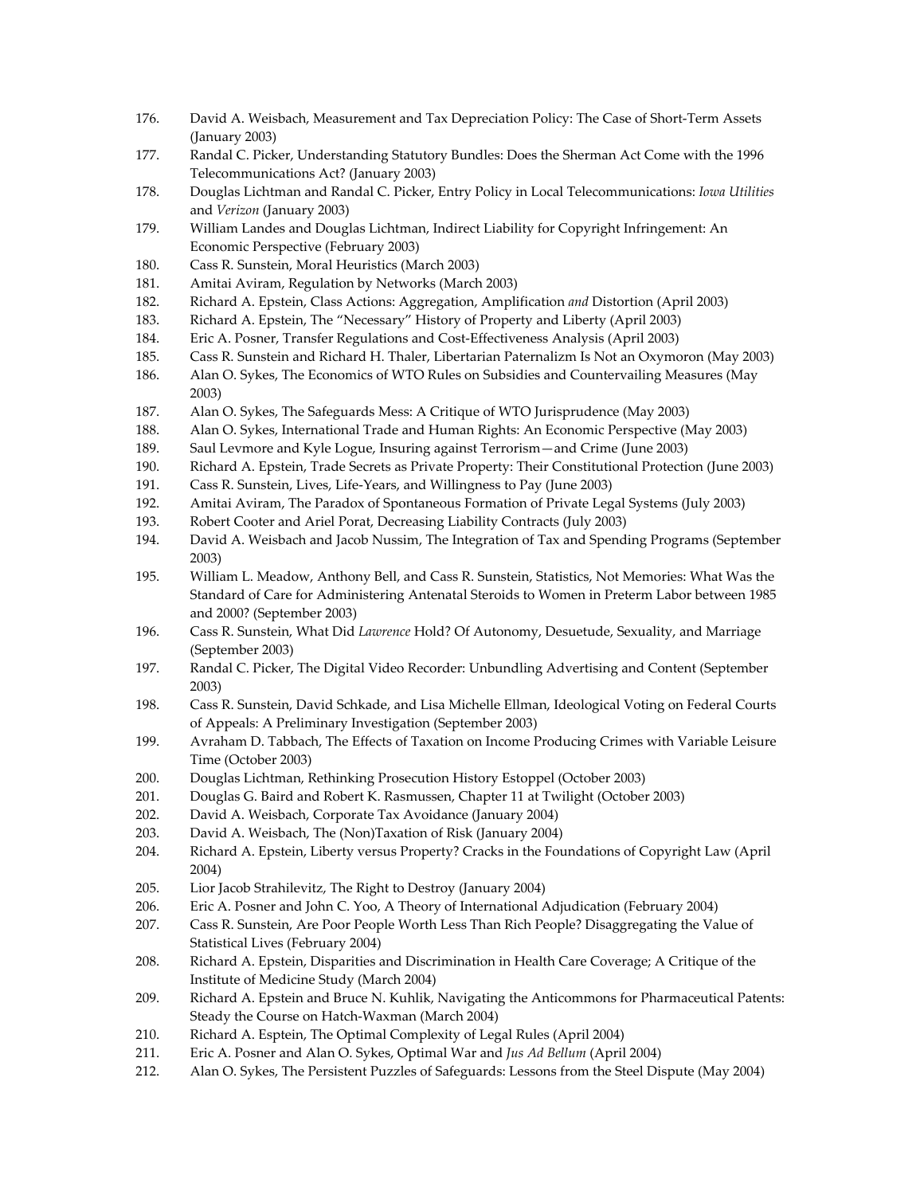176. David A. Weisbach, Measurement and Tax Depreciation Policy: The Case of Short-Term Assets (January 2003)
177. Randal C. Picker, Understanding Statutory Bundles: Does the Sherman Act Come with the 1996 Telecommunications Act? (January 2003)
178. Douglas Lichtman and Randal C. Picker, Entry Policy in Local Telecommunications: *Iowa Utilities* and *Verizon* (January 2003)
179. William Landes and Douglas Lichtman, Indirect Liability for Copyright Infringement: An Economic Perspective (February 2003)
180. Cass R. Sunstein, Moral Heuristics (March 2003)
181. Amitai Aviram, Regulation by Networks (March 2003)
182. Richard A. Epstein, Class Actions: Aggregation, Amplification *and* Distortion (April 2003)
183. Richard A. Epstein, The "Necessary" History of Property and Liberty (April 2003)
184. Eric A. Posner, Transfer Regulations and Cost-Effectiveness Analysis (April 2003)
185. Cass R. Sunstein and Richard H. Thaler, Libertarian Paternalizm Is Not an Oxymoron (May 2003)
186. Alan O. Sykes, The Economics of WTO Rules on Subsidies and Countervailing Measures (May 2003)
187. Alan O. Sykes, The Safeguards Mess: A Critique of WTO Jurisprudence (May 2003)
188. Alan O. Sykes, International Trade and Human Rights: An Economic Perspective (May 2003)
189. Saul Levmore and Kyle Logue, Insuring against Terrorism—and Crime (June 2003)
190. Richard A. Epstein, Trade Secrets as Private Property: Their Constitutional Protection (June 2003)
191. Cass R. Sunstein, Lives, Life-Years, and Willingness to Pay (June 2003)
192. Amitai Aviram, The Paradox of Spontaneous Formation of Private Legal Systems (July 2003)
193. Robert Cooter and Ariel Porat, Decreasing Liability Contracts (July 2003)
194. David A. Weisbach and Jacob Nussim, The Integration of Tax and Spending Programs (September 2003)
195. William L. Meadow, Anthony Bell, and Cass R. Sunstein, Statistics, Not Memories: What Was the Standard of Care for Administering Antenatal Steroids to Women in Preterm Labor between 1985 and 2000? (September 2003)
196. Cass R. Sunstein, What Did *Lawrence* Hold? Of Autonomy, Desuetude, Sexuality, and Marriage (September 2003)
197. Randal C. Picker, The Digital Video Recorder: Unbundling Advertising and Content (September 2003)
198. Cass R. Sunstein, David Schkade, and Lisa Michelle Ellman, Ideological Voting on Federal Courts of Appeals: A Preliminary Investigation (September 2003)
199. Avraham D. Tabbach, The Effects of Taxation on Income Producing Crimes with Variable Leisure Time (October 2003)
200. Douglas Lichtman, Rethinking Prosecution History Estoppel (October 2003)
201. Douglas G. Baird and Robert K. Rasmussen, Chapter 11 at Twilight (October 2003)
202. David A. Weisbach, Corporate Tax Avoidance (January 2004)
203. David A. Weisbach, The (Non)Taxation of Risk (January 2004)
204. Richard A. Epstein, Liberty versus Property? Cracks in the Foundations of Copyright Law (April 2004)
205. Lior Jacob Strahilevitz, The Right to Destroy (January 2004)
206. Eric A. Posner and John C. Yoo, A Theory of International Adjudication (February 2004)
207. Cass R. Sunstein, Are Poor People Worth Less Than Rich People? Disaggregating the Value of Statistical Lives (February 2004)
208. Richard A. Epstein, Disparities and Discrimination in Health Care Coverage; A Critique of the Institute of Medicine Study (March 2004)
209. Richard A. Epstein and Bruce N. Kuhlik, Navigating the Anticommons for Pharmaceutical Patents: Steady the Course on Hatch-Waxman (March 2004)
210. Richard A. Esptein, The Optimal Complexity of Legal Rules (April 2004)
211. Eric A. Posner and Alan O. Sykes, Optimal War and *Jus Ad Bellum* (April 2004)
212. Alan O. Sykes, The Persistent Puzzles of Safeguards: Lessons from the Steel Dispute (May 2004)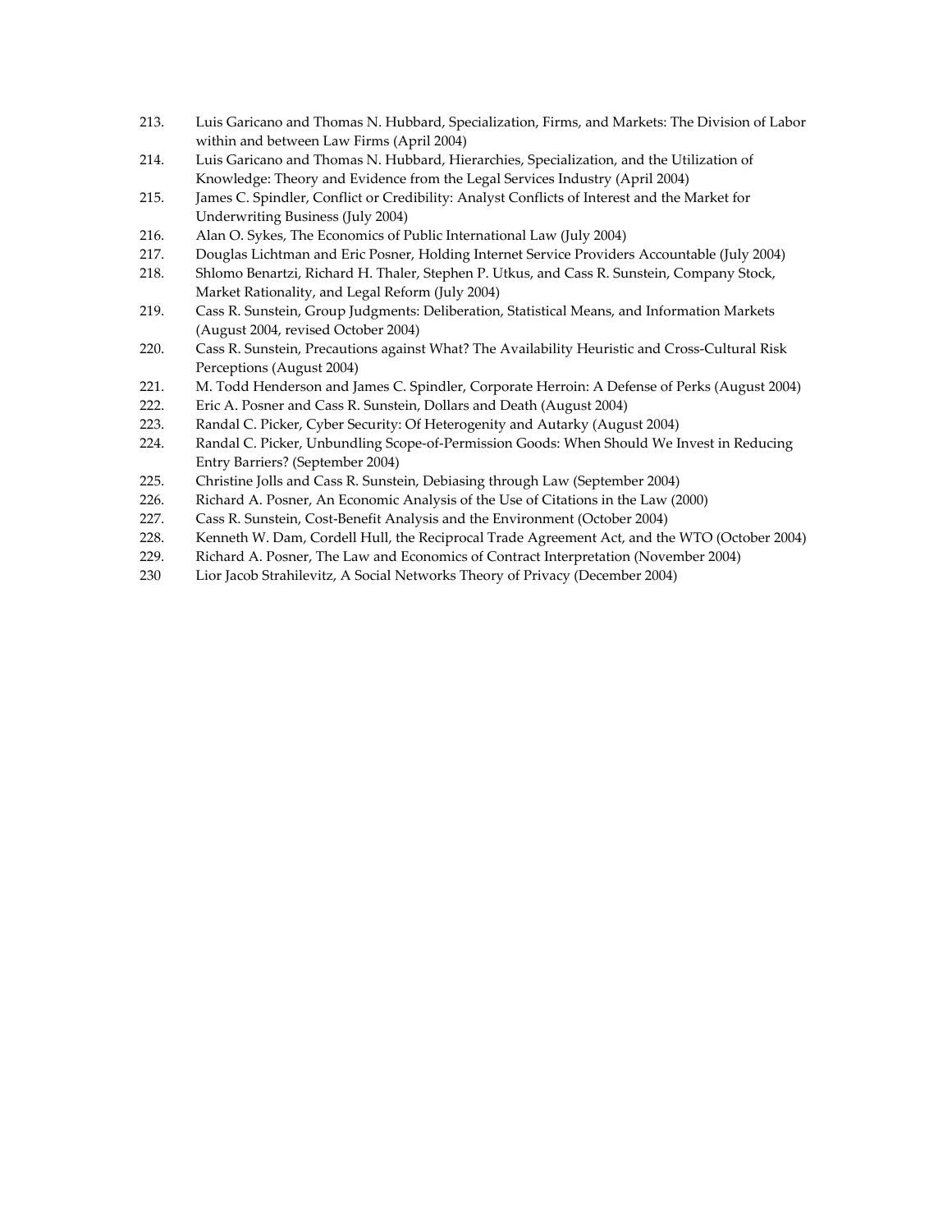213. Luis Garicano and Thomas N. Hubbard, Specialization, Firms, and Markets: The Division of Labor within and between Law Firms (April 2004)
214. Luis Garicano and Thomas N. Hubbard, Hierarchies, Specialization, and the Utilization of Knowledge: Theory and Evidence from the Legal Services Industry (April 2004)
215. James C. Spindler, Conflict or Credibility: Analyst Conflicts of Interest and the Market for Underwriting Business (July 2004)
216. Alan O. Sykes, The Economics of Public International Law (July 2004)
217. Douglas Lichtman and Eric Posner, Holding Internet Service Providers Accountable (July 2004)
218. Shlomo Benartzi, Richard H. Thaler, Stephen P. Utkus, and Cass R. Sunstein, Company Stock, Market Rationality, and Legal Reform (July 2004)
219. Cass R. Sunstein, Group Judgments: Deliberation, Statistical Means, and Information Markets (August 2004, revised October 2004)
220. Cass R. Sunstein, Precautions against What? The Availability Heuristic and Cross-Cultural Risk Perceptions (August 2004)
221. M. Todd Henderson and James C. Spindler, Corporate Herroin: A Defense of Perks (August 2004)
222. Eric A. Posner and Cass R. Sunstein, Dollars and Death (August 2004)
223. Randal C. Picker, Cyber Security: Of Heterogenity and Autarky (August 2004)
224. Randal C. Picker, Unbundling Scope-of-Permission Goods: When Should We Invest in Reducing Entry Barriers? (September 2004)
225. Christine Jolls and Cass R. Sunstein, Debiasing through Law (September 2004)
226. Richard A. Posner, An Economic Analysis of the Use of Citations in the Law (2000)
227. Cass R. Sunstein, Cost-Benefit Analysis and the Environment (October 2004)
228. Kenneth W. Dam, Cordell Hull, the Reciprocal Trade Agreement Act, and the WTO (October 2004)
229. Richard A. Posner, The Law and Economics of Contract Interpretation (November 2004)
230 Lior Jacob Strahilevitz, A Social Networks Theory of Privacy (December 2004)